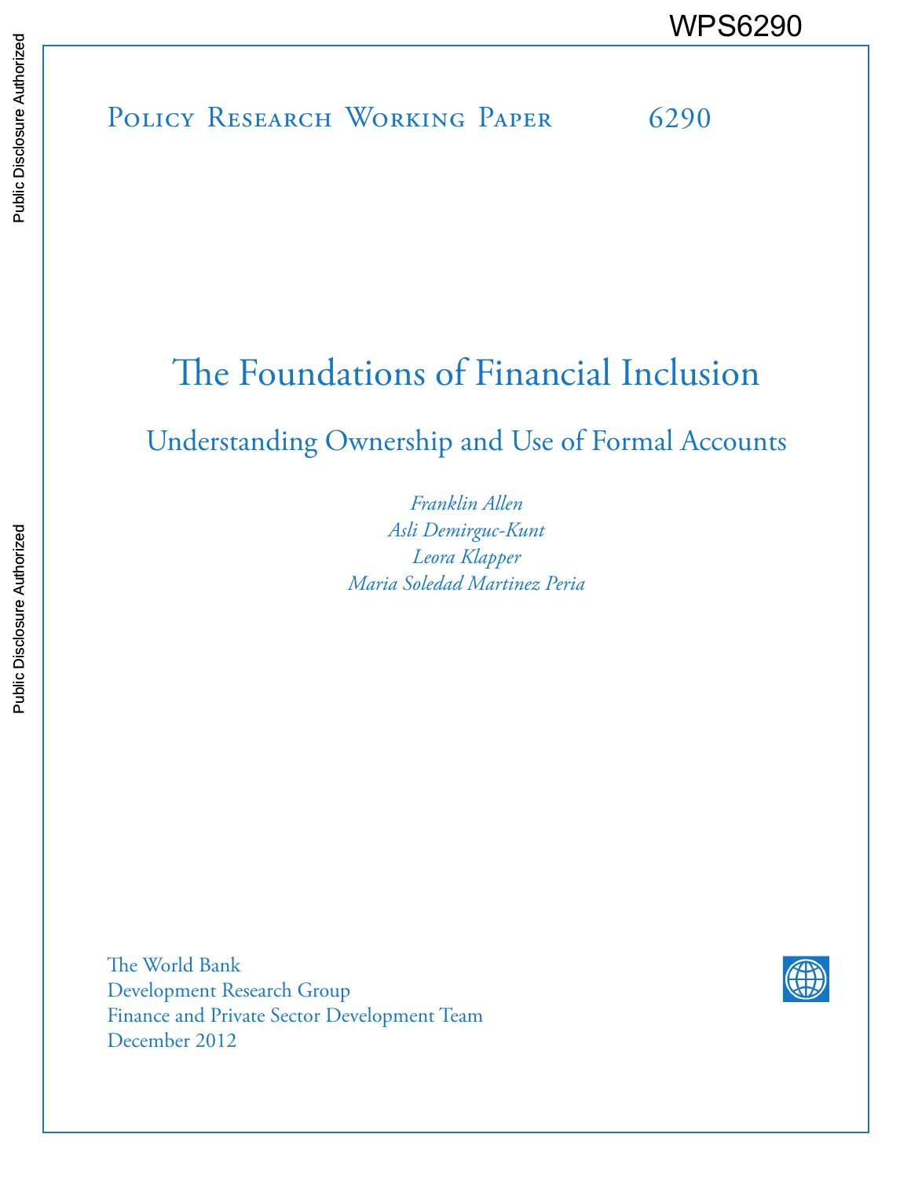WPS6290

Policy Research Working Paper 6290

# The Foundations of Financial Inclusion

## Understanding Ownership and Use of Formal Accounts

*Franklin Allen*
*Asli Demirguc-Kunt*
*Leora Klapper*
*Maria Soledad Martinez Peria*

The World Bank
Development Research Group
Finance and Private Sector Development Team
December 2012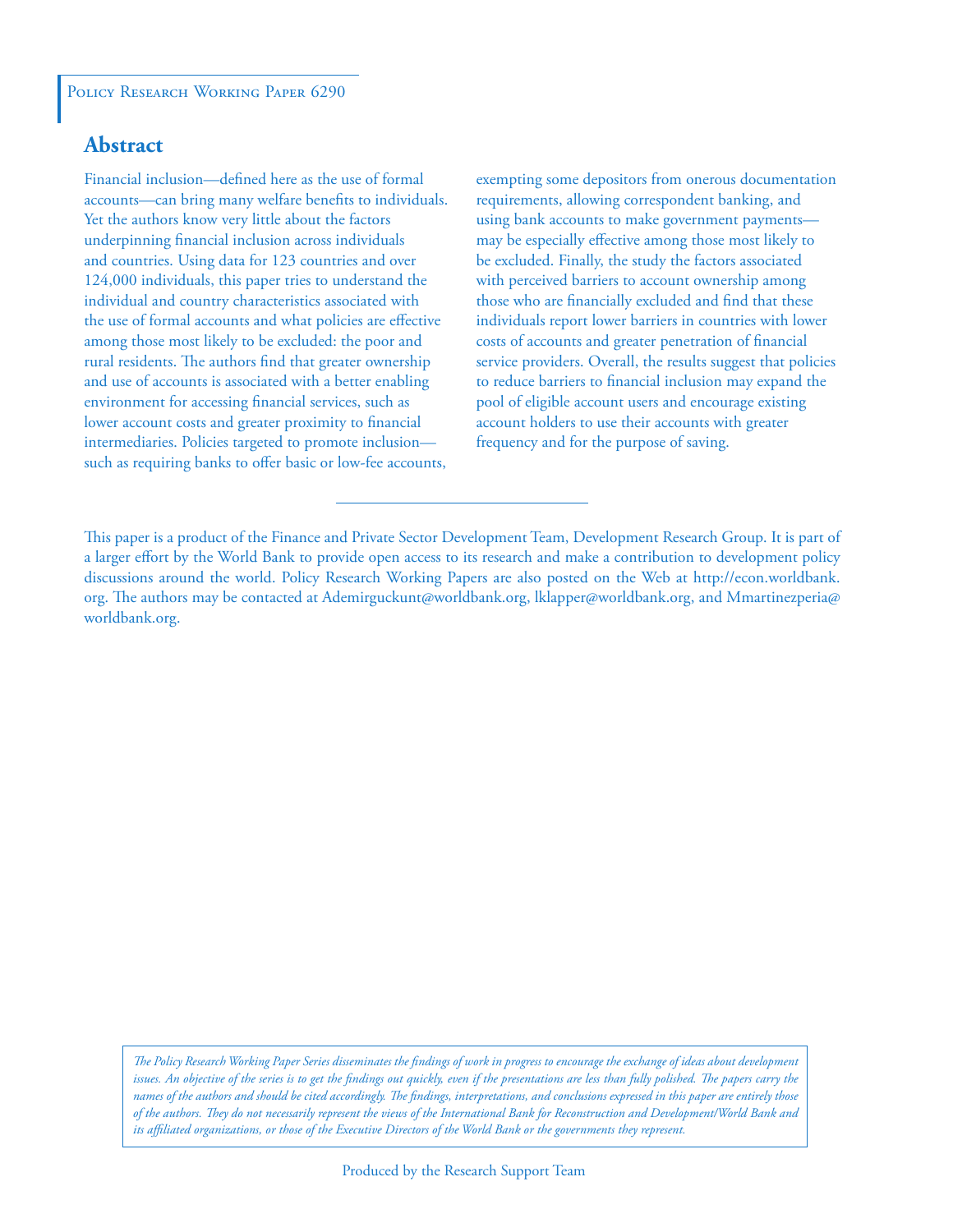Policy Research Working Paper 6290

## Abstract

Financial inclusion—defined here as the use of formal accounts—can bring many welfare benefits to individuals. Yet the authors know very little about the factors underpinning financial inclusion across individuals and countries. Using data for 123 countries and over 124,000 individuals, this paper tries to understand the individual and country characteristics associated with the use of formal accounts and what policies are effective among those most likely to be excluded: the poor and rural residents. The authors find that greater ownership and use of accounts is associated with a better enabling environment for accessing financial services, such as lower account costs and greater proximity to financial intermediaries. Policies targeted to promote inclusion—such as requiring banks to offer basic or low-fee accounts, exempting some depositors from onerous documentation requirements, allowing correspondent banking, and using bank accounts to make government payments—may be especially effective among those most likely to be excluded. Finally, the study the factors associated with perceived barriers to account ownership among those who are financially excluded and find that these individuals report lower barriers in countries with lower costs of accounts and greater penetration of financial service providers. Overall, the results suggest that policies to reduce barriers to financial inclusion may expand the pool of eligible account users and encourage existing account holders to use their accounts with greater frequency and for the purpose of saving.

This paper is a product of the Finance and Private Sector Development Team, Development Research Group. It is part of a larger effort by the World Bank to provide open access to its research and make a contribution to development policy discussions around the world. Policy Research Working Papers are also posted on the Web at http://econ.worldbank.org. The authors may be contacted at Ademirguckunt@worldbank.org, lklapper@worldbank.org, and Mmartinezperia@worldbank.org.

*The Policy Research Working Paper Series disseminates the findings of work in progress to encourage the exchange of ideas about development issues. An objective of the series is to get the findings out quickly, even if the presentations are less than fully polished. The papers carry the names of the authors and should be cited accordingly. The findings, interpretations, and conclusions expressed in this paper are entirely those of the authors. They do not necessarily represent the views of the International Bank for Reconstruction and Development/World Bank and its affiliated organizations, or those of the Executive Directors of the World Bank or the governments they represent.*

Produced by the Research Support Team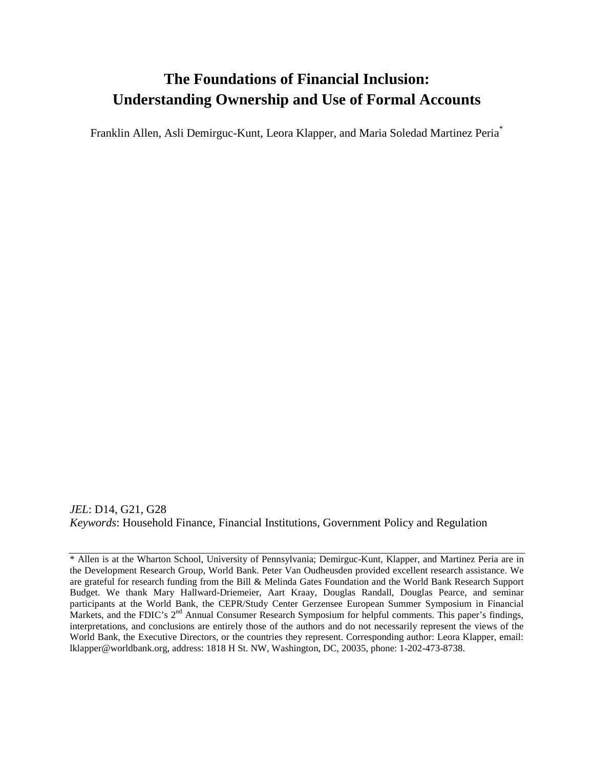# The Foundations of Financial Inclusion: Understanding Ownership and Use of Formal Accounts

Franklin Allen, Asli Demirguc-Kunt, Leora Klapper, and Maria Soledad Martinez Peria*

*JEL*: D14, G21, G28
*Keywords*: Household Finance, Financial Institutions, Government Policy and Regulation

---

* Allen is at the Wharton School, University of Pennsylvania; Demirguc-Kunt, Klapper, and Martinez Peria are in the Development Research Group, World Bank. Peter Van Oudheusden provided excellent research assistance. We are grateful for research funding from the Bill & Melinda Gates Foundation and the World Bank Research Support Budget. We thank Mary Hallward-Driemeier, Aart Kraay, Douglas Randall, Douglas Pearce, and seminar participants at the World Bank, the CEPR/Study Center Gerzensee European Summer Symposium in Financial Markets, and the FDIC's 2nd Annual Consumer Research Symposium for helpful comments. This paper's findings, interpretations, and conclusions are entirely those of the authors and do not necessarily represent the views of the World Bank, the Executive Directors, or the countries they represent. Corresponding author: Leora Klapper, email: lklapper@worldbank.org, address: 1818 H St. NW, Washington, DC, 20035, phone: 1-202-473-8738.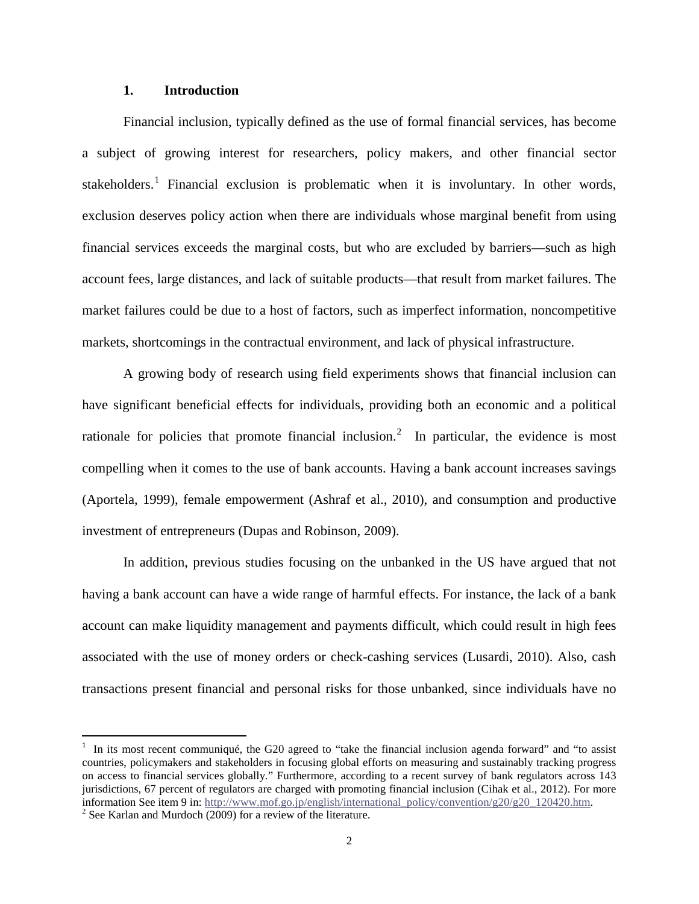## 1. Introduction

Financial inclusion, typically defined as the use of formal financial services, has become a subject of growing interest for researchers, policy makers, and other financial sector stakeholders.[1] Financial exclusion is problematic when it is involuntary. In other words, exclusion deserves policy action when there are individuals whose marginal benefit from using financial services exceeds the marginal costs, but who are excluded by barriers—such as high account fees, large distances, and lack of suitable products—that result from market failures. The market failures could be due to a host of factors, such as imperfect information, noncompetitive markets, shortcomings in the contractual environment, and lack of physical infrastructure.

A growing body of research using field experiments shows that financial inclusion can have significant beneficial effects for individuals, providing both an economic and a political rationale for policies that promote financial inclusion.[2] In particular, the evidence is most compelling when it comes to the use of bank accounts. Having a bank account increases savings (Aportela, 1999), female empowerment (Ashraf et al., 2010), and consumption and productive investment of entrepreneurs (Dupas and Robinson, 2009).

In addition, previous studies focusing on the unbanked in the US have argued that not having a bank account can have a wide range of harmful effects. For instance, the lack of a bank account can make liquidity management and payments difficult, which could result in high fees associated with the use of money orders or check-cashing services (Lusardi, 2010). Also, cash transactions present financial and personal risks for those unbanked, since individuals have no

---

[1] In its most recent communiqué, the G20 agreed to "take the financial inclusion agenda forward" and "to assist countries, policymakers and stakeholders in focusing global efforts on measuring and sustainably tracking progress on access to financial services globally." Furthermore, according to a recent survey of bank regulators across 143 jurisdictions, 67 percent of regulators are charged with promoting financial inclusion (Cihak et al., 2012). For more information See item 9 in: http://www.mof.go.jp/english/international_policy/convention/g20/g20_120420.htm.

[2] See Karlan and Murdoch (2009) for a review of the literature.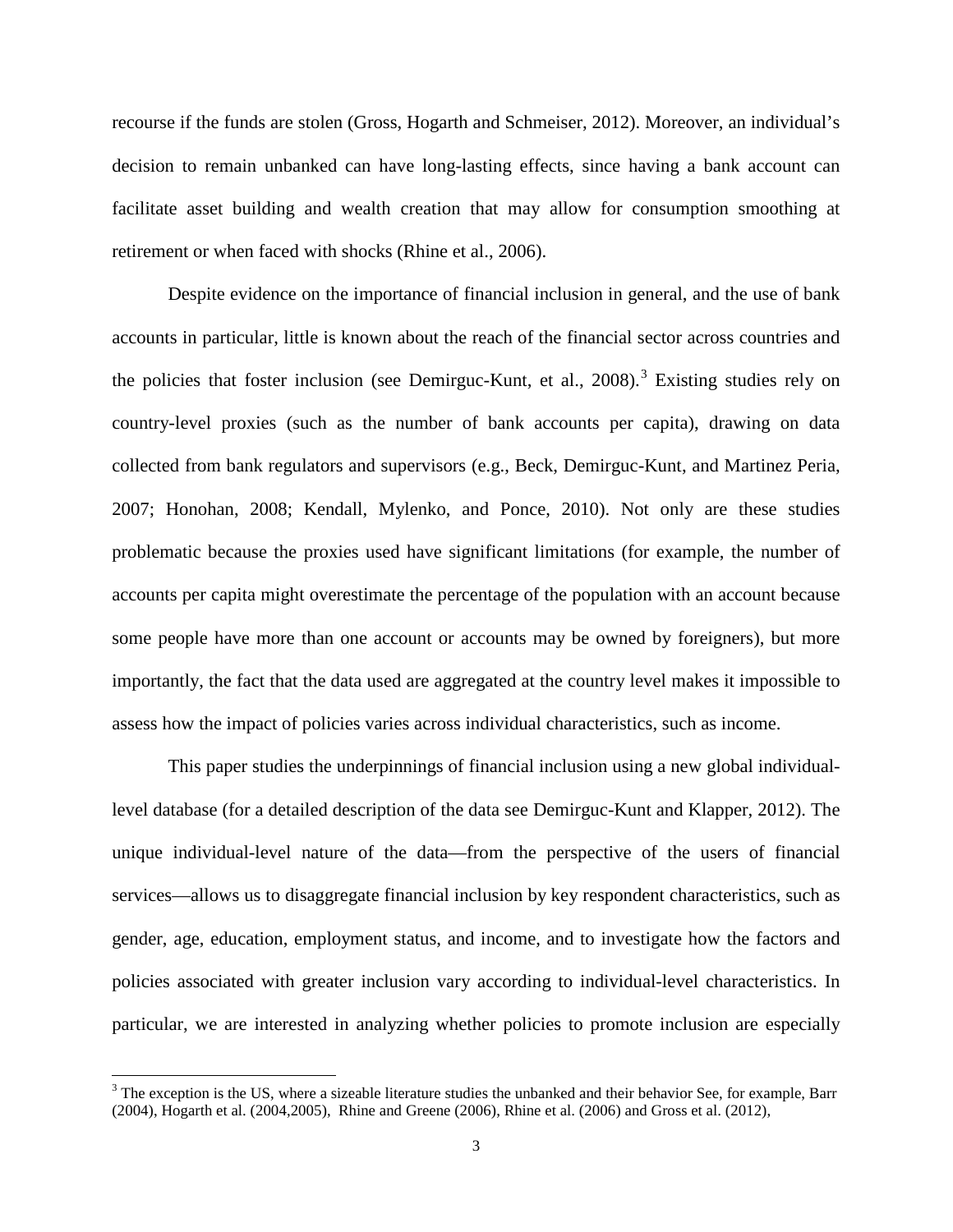recourse if the funds are stolen (Gross, Hogarth and Schmeiser, 2012). Moreover, an individual's decision to remain unbanked can have long-lasting effects, since having a bank account can facilitate asset building and wealth creation that may allow for consumption smoothing at retirement or when faced with shocks (Rhine et al., 2006).

Despite evidence on the importance of financial inclusion in general, and the use of bank accounts in particular, little is known about the reach of the financial sector across countries and the policies that foster inclusion (see Demirguc-Kunt, et al., 2008).[3] Existing studies rely on country-level proxies (such as the number of bank accounts per capita), drawing on data collected from bank regulators and supervisors (e.g., Beck, Demirguc-Kunt, and Martinez Peria, 2007; Honohan, 2008; Kendall, Mylenko, and Ponce, 2010). Not only are these studies problematic because the proxies used have significant limitations (for example, the number of accounts per capita might overestimate the percentage of the population with an account because some people have more than one account or accounts may be owned by foreigners), but more importantly, the fact that the data used are aggregated at the country level makes it impossible to assess how the impact of policies varies across individual characteristics, such as income.

This paper studies the underpinnings of financial inclusion using a new global individual-level database (for a detailed description of the data see Demirguc-Kunt and Klapper, 2012). The unique individual-level nature of the data—from the perspective of the users of financial services—allows us to disaggregate financial inclusion by key respondent characteristics, such as gender, age, education, employment status, and income, and to investigate how the factors and policies associated with greater inclusion vary according to individual-level characteristics. In particular, we are interested in analyzing whether policies to promote inclusion are especially

[3] The exception is the US, where a sizeable literature studies the unbanked and their behavior See, for example, Barr (2004), Hogarth et al. (2004,2005), Rhine and Greene (2006), Rhine et al. (2006) and Gross et al. (2012),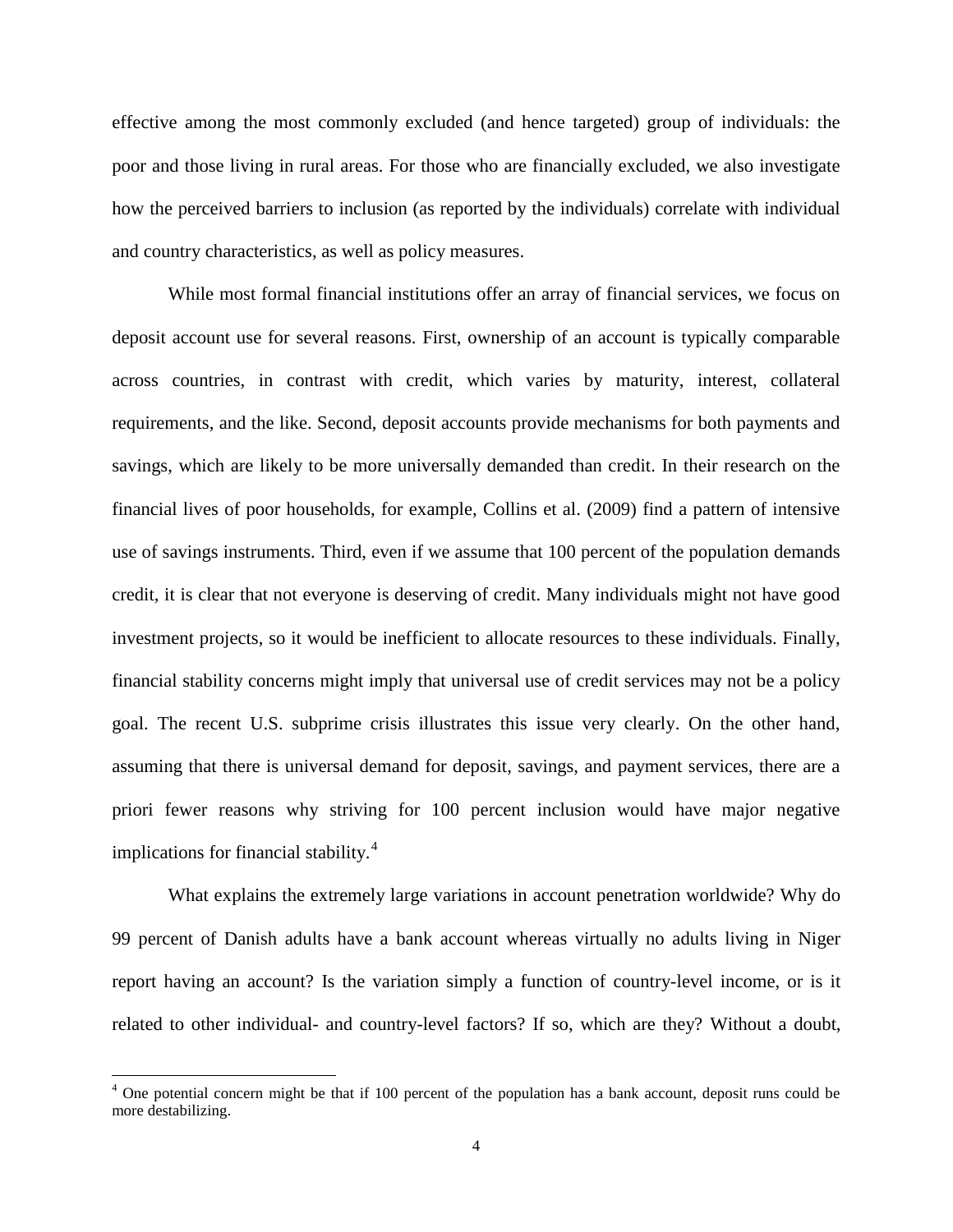effective among the most commonly excluded (and hence targeted) group of individuals: the poor and those living in rural areas. For those who are financially excluded, we also investigate how the perceived barriers to inclusion (as reported by the individuals) correlate with individual and country characteristics, as well as policy measures.

While most formal financial institutions offer an array of financial services, we focus on deposit account use for several reasons. First, ownership of an account is typically comparable across countries, in contrast with credit, which varies by maturity, interest, collateral requirements, and the like. Second, deposit accounts provide mechanisms for both payments and savings, which are likely to be more universally demanded than credit. In their research on the financial lives of poor households, for example, Collins et al. (2009) find a pattern of intensive use of savings instruments. Third, even if we assume that 100 percent of the population demands credit, it is clear that not everyone is deserving of credit. Many individuals might not have good investment projects, so it would be inefficient to allocate resources to these individuals. Finally, financial stability concerns might imply that universal use of credit services may not be a policy goal. The recent U.S. subprime crisis illustrates this issue very clearly. On the other hand, assuming that there is universal demand for deposit, savings, and payment services, there are a priori fewer reasons why striving for 100 percent inclusion would have major negative implications for financial stability.[4]

What explains the extremely large variations in account penetration worldwide? Why do 99 percent of Danish adults have a bank account whereas virtually no adults living in Niger report having an account? Is the variation simply a function of country-level income, or is it related to other individual- and country-level factors? If so, which are they? Without a doubt,

[4] One potential concern might be that if 100 percent of the population has a bank account, deposit runs could be more destabilizing.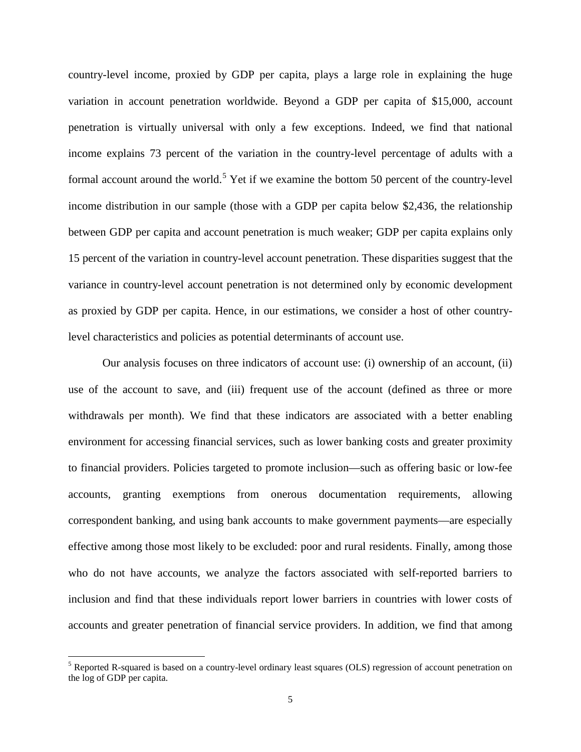country-level income, proxied by GDP per capita, plays a large role in explaining the huge variation in account penetration worldwide. Beyond a GDP per capita of $15,000, account penetration is virtually universal with only a few exceptions. Indeed, we find that national income explains 73 percent of the variation in the country-level percentage of adults with a formal account around the world.[5] Yet if we examine the bottom 50 percent of the country-level income distribution in our sample (those with a GDP per capita below $2,436, the relationship between GDP per capita and account penetration is much weaker; GDP per capita explains only 15 percent of the variation in country-level account penetration. These disparities suggest that the variance in country-level account penetration is not determined only by economic development as proxied by GDP per capita. Hence, in our estimations, we consider a host of other country-level characteristics and policies as potential determinants of account use.

Our analysis focuses on three indicators of account use: (i) ownership of an account, (ii) use of the account to save, and (iii) frequent use of the account (defined as three or more withdrawals per month). We find that these indicators are associated with a better enabling environment for accessing financial services, such as lower banking costs and greater proximity to financial providers. Policies targeted to promote inclusion—such as offering basic or low-fee accounts, granting exemptions from onerous documentation requirements, allowing correspondent banking, and using bank accounts to make government payments—are especially effective among those most likely to be excluded: poor and rural residents. Finally, among those who do not have accounts, we analyze the factors associated with self-reported barriers to inclusion and find that these individuals report lower barriers in countries with lower costs of accounts and greater penetration of financial service providers. In addition, we find that among

[5] Reported R-squared is based on a country-level ordinary least squares (OLS) regression of account penetration on the log of GDP per capita.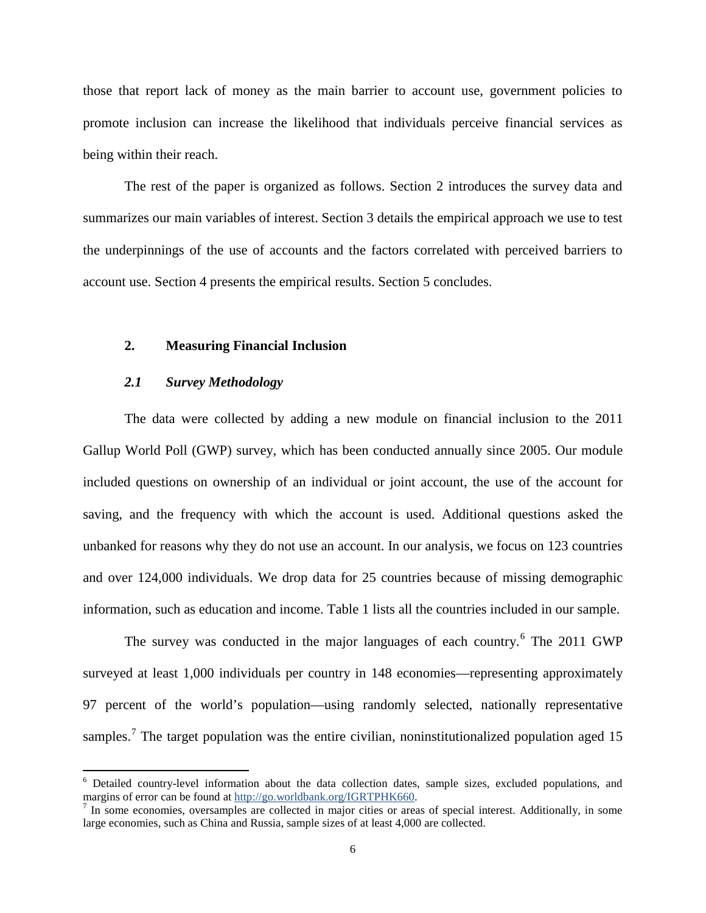those that report lack of money as the main barrier to account use, government policies to promote inclusion can increase the likelihood that individuals perceive financial services as being within their reach.

The rest of the paper is organized as follows. Section 2 introduces the survey data and summarizes our main variables of interest. Section 3 details the empirical approach we use to test the underpinnings of the use of accounts and the factors correlated with perceived barriers to account use. Section 4 presents the empirical results. Section 5 concludes.

## 2. Measuring Financial Inclusion

### *2.1 Survey Methodology*

The data were collected by adding a new module on financial inclusion to the 2011 Gallup World Poll (GWP) survey, which has been conducted annually since 2005. Our module included questions on ownership of an individual or joint account, the use of the account for saving, and the frequency with which the account is used. Additional questions asked the unbanked for reasons why they do not use an account. In our analysis, we focus on 123 countries and over 124,000 individuals. We drop data for 25 countries because of missing demographic information, such as education and income. Table 1 lists all the countries included in our sample.

The survey was conducted in the major languages of each country.[6] The 2011 GWP surveyed at least 1,000 individuals per country in 148 economies—representing approximately 97 percent of the world's population—using randomly selected, nationally representative samples.[7] The target population was the entire civilian, noninstitutionalized population aged 15

---

[6] Detailed country-level information about the data collection dates, sample sizes, excluded populations, and margins of error can be found at http://go.worldbank.org/IGRTPHK660.

[7] In some economies, oversamples are collected in major cities or areas of special interest. Additionally, in some large economies, such as China and Russia, sample sizes of at least 4,000 are collected.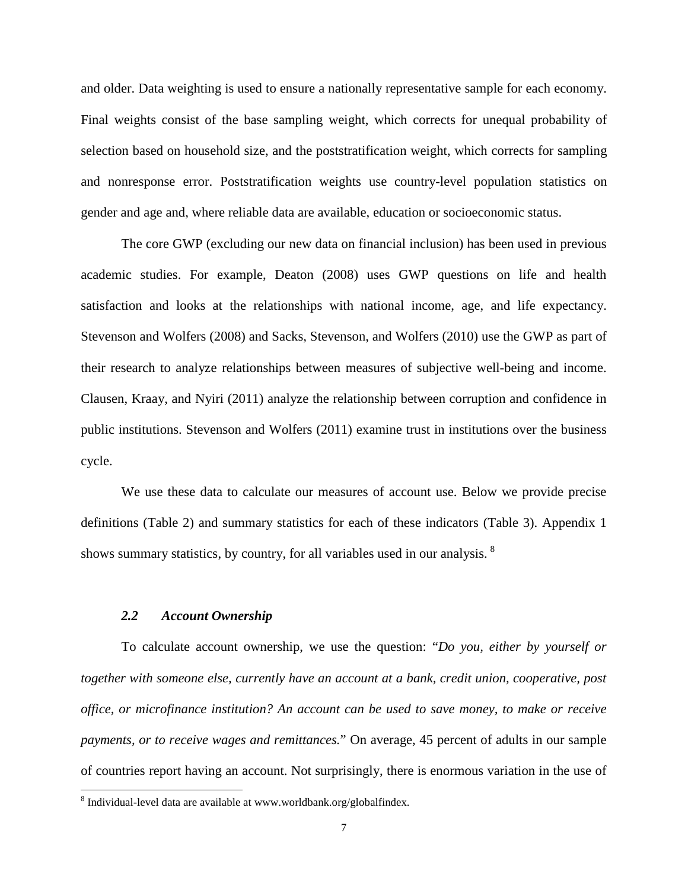and older. Data weighting is used to ensure a nationally representative sample for each economy. Final weights consist of the base sampling weight, which corrects for unequal probability of selection based on household size, and the poststratification weight, which corrects for sampling and nonresponse error. Poststratification weights use country-level population statistics on gender and age and, where reliable data are available, education or socioeconomic status.

The core GWP (excluding our new data on financial inclusion) has been used in previous academic studies. For example, Deaton (2008) uses GWP questions on life and health satisfaction and looks at the relationships with national income, age, and life expectancy. Stevenson and Wolfers (2008) and Sacks, Stevenson, and Wolfers (2010) use the GWP as part of their research to analyze relationships between measures of subjective well-being and income. Clausen, Kraay, and Nyiri (2011) analyze the relationship between corruption and confidence in public institutions. Stevenson and Wolfers (2011) examine trust in institutions over the business cycle.

We use these data to calculate our measures of account use. Below we provide precise definitions (Table 2) and summary statistics for each of these indicators (Table 3). Appendix 1 shows summary statistics, by country, for all variables used in our analysis. [8]

### *2.2 Account Ownership*

To calculate account ownership, we use the question: "*Do you, either by yourself or together with someone else, currently have an account at a bank, credit union, cooperative, post office, or microfinance institution? An account can be used to save money, to make or receive payments, or to receive wages and remittances.*" On average, 45 percent of adults in our sample of countries report having an account. Not surprisingly, there is enormous variation in the use of

[8] Individual-level data are available at www.worldbank.org/globalfindex.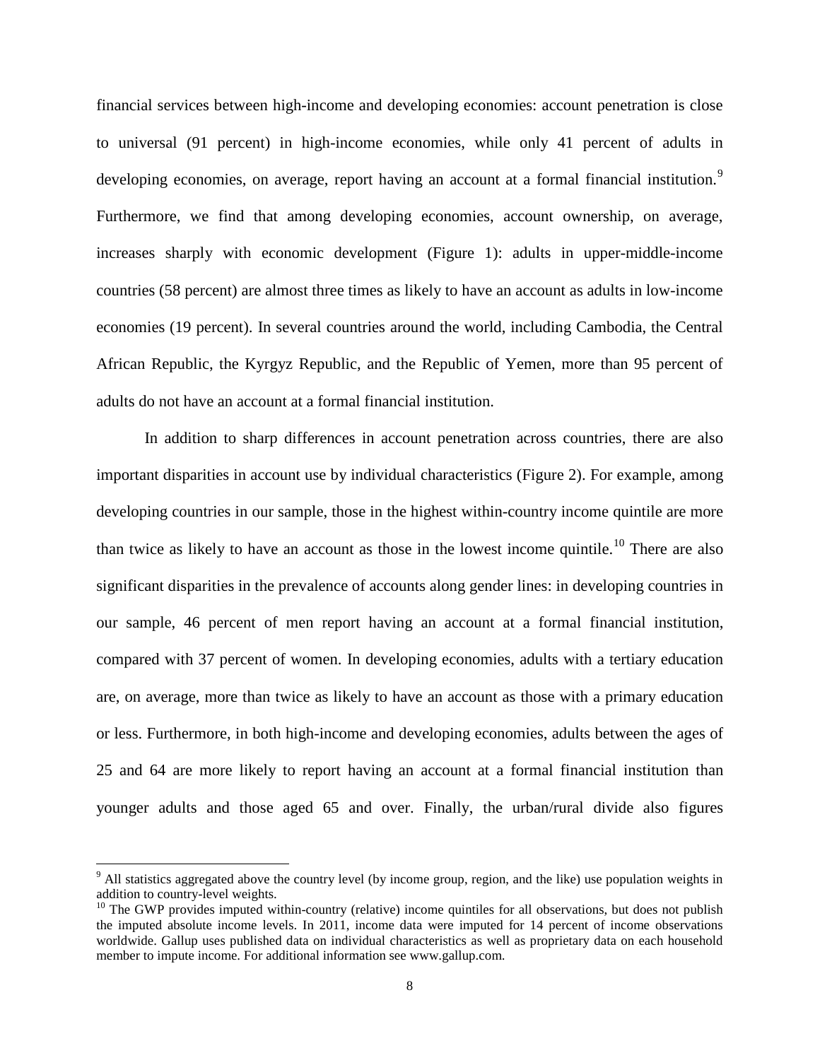financial services between high-income and developing economies: account penetration is close to universal (91 percent) in high-income economies, while only 41 percent of adults in developing economies, on average, report having an account at a formal financial institution.[9] Furthermore, we find that among developing economies, account ownership, on average, increases sharply with economic development (Figure 1): adults in upper-middle-income countries (58 percent) are almost three times as likely to have an account as adults in low-income economies (19 percent). In several countries around the world, including Cambodia, the Central African Republic, the Kyrgyz Republic, and the Republic of Yemen, more than 95 percent of adults do not have an account at a formal financial institution.

In addition to sharp differences in account penetration across countries, there are also important disparities in account use by individual characteristics (Figure 2). For example, among developing countries in our sample, those in the highest within-country income quintile are more than twice as likely to have an account as those in the lowest income quintile.[10] There are also significant disparities in the prevalence of accounts along gender lines: in developing countries in our sample, 46 percent of men report having an account at a formal financial institution, compared with 37 percent of women. In developing economies, adults with a tertiary education are, on average, more than twice as likely to have an account as those with a primary education or less. Furthermore, in both high-income and developing economies, adults between the ages of 25 and 64 are more likely to report having an account at a formal financial institution than younger adults and those aged 65 and over. Finally, the urban/rural divide also figures

[9] All statistics aggregated above the country level (by income group, region, and the like) use population weights in addition to country-level weights.

[10] The GWP provides imputed within-country (relative) income quintiles for all observations, but does not publish the imputed absolute income levels. In 2011, income data were imputed for 14 percent of income observations worldwide. Gallup uses published data on individual characteristics as well as proprietary data on each household member to impute income. For additional information see www.gallup.com.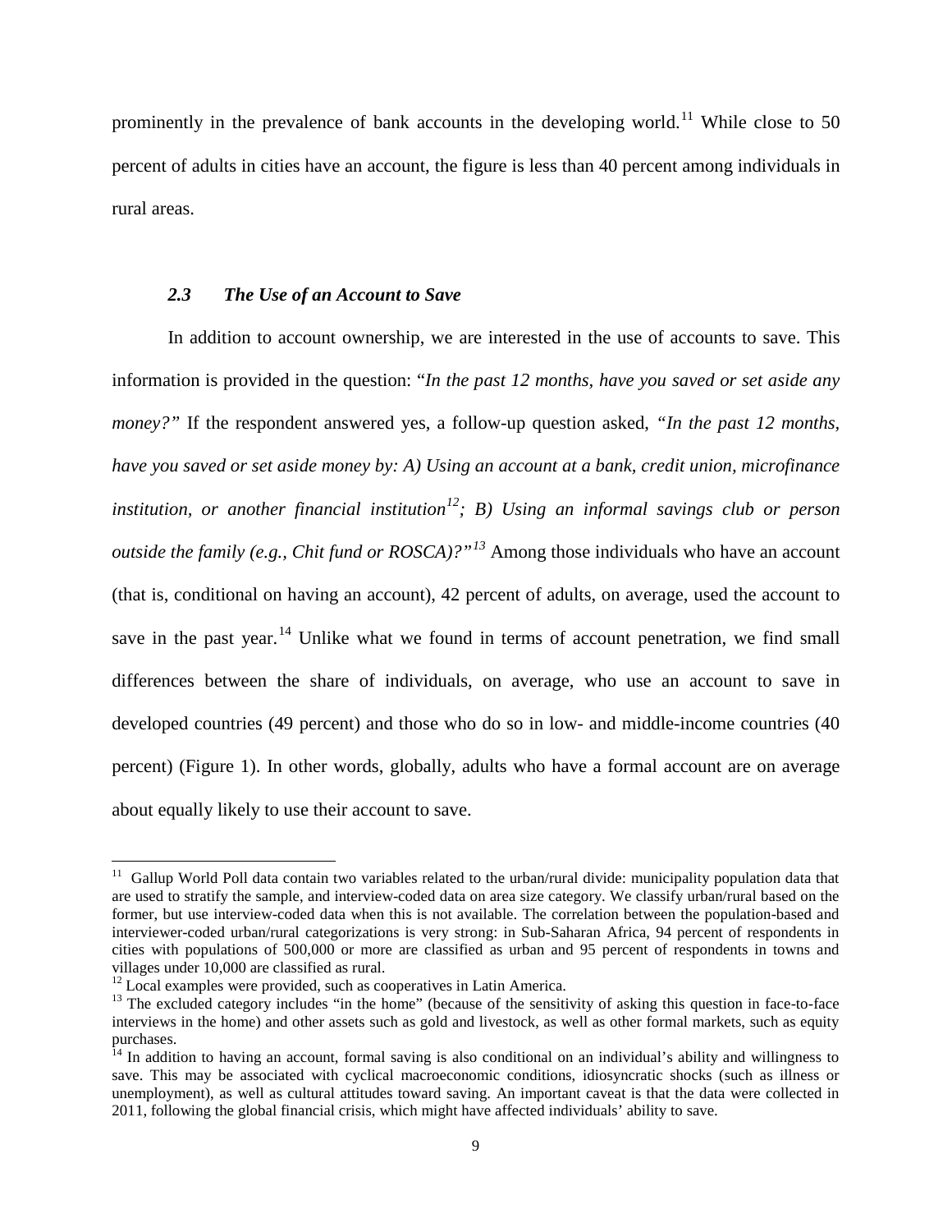prominently in the prevalence of bank accounts in the developing world.[11] While close to 50 percent of adults in cities have an account, the figure is less than 40 percent among individuals in rural areas.

### *2.3 The Use of an Account to Save*

In addition to account ownership, we are interested in the use of accounts to save. This information is provided in the question: "*In the past 12 months, have you saved or set aside any money?"* If the respondent answered yes, a follow-up question asked, *"In the past 12 months, have you saved or set aside money by: A) Using an account at a bank, credit union, microfinance institution, or another financial institution*[12]*; B) Using an informal savings club or person outside the family (e.g., Chit fund or ROSCA)?"*[13] Among those individuals who have an account (that is, conditional on having an account), 42 percent of adults, on average, used the account to save in the past year.[14] Unlike what we found in terms of account penetration, we find small differences between the share of individuals, on average, who use an account to save in developed countries (49 percent) and those who do so in low- and middle-income countries (40 percent) (Figure 1). In other words, globally, adults who have a formal account are on average about equally likely to use their account to save.

---

[11] Gallup World Poll data contain two variables related to the urban/rural divide: municipality population data that are used to stratify the sample, and interview-coded data on area size category. We classify urban/rural based on the former, but use interview-coded data when this is not available. The correlation between the population-based and interviewer-coded urban/rural categorizations is very strong: in Sub-Saharan Africa, 94 percent of respondents in cities with populations of 500,000 or more are classified as urban and 95 percent of respondents in towns and villages under 10,000 are classified as rural.

[12] Local examples were provided, such as cooperatives in Latin America.

[13] The excluded category includes "in the home" (because of the sensitivity of asking this question in face-to-face interviews in the home) and other assets such as gold and livestock, as well as other formal markets, such as equity purchases.

[14] In addition to having an account, formal saving is also conditional on an individual's ability and willingness to save. This may be associated with cyclical macroeconomic conditions, idiosyncratic shocks (such as illness or unemployment), as well as cultural attitudes toward saving. An important caveat is that the data were collected in 2011, following the global financial crisis, which might have affected individuals' ability to save.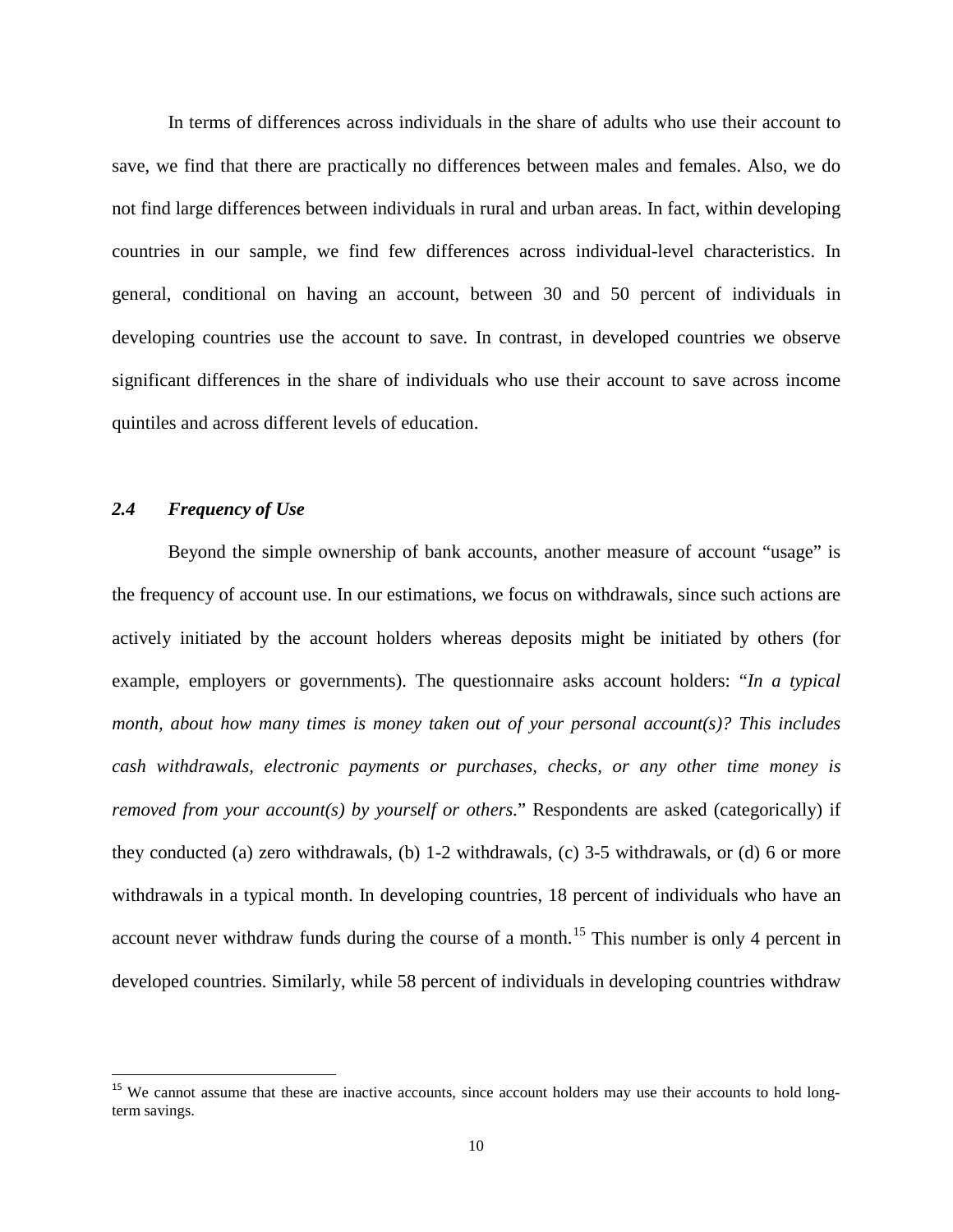In terms of differences across individuals in the share of adults who use their account to save, we find that there are practically no differences between males and females. Also, we do not find large differences between individuals in rural and urban areas. In fact, within developing countries in our sample, we find few differences across individual-level characteristics. In general, conditional on having an account, between 30 and 50 percent of individuals in developing countries use the account to save. In contrast, in developed countries we observe significant differences in the share of individuals who use their account to save across income quintiles and across different levels of education.

### *2.4 Frequency of Use*

Beyond the simple ownership of bank accounts, another measure of account "usage" is the frequency of account use. In our estimations, we focus on withdrawals, since such actions are actively initiated by the account holders whereas deposits might be initiated by others (for example, employers or governments). The questionnaire asks account holders: "*In a typical month, about how many times is money taken out of your personal account(s)? This includes cash withdrawals, electronic payments or purchases, checks, or any other time money is removed from your account(s) by yourself or others.*" Respondents are asked (categorically) if they conducted (a) zero withdrawals, (b) 1-2 withdrawals, (c) 3-5 withdrawals, or (d) 6 or more withdrawals in a typical month. In developing countries, 18 percent of individuals who have an account never withdraw funds during the course of a month.[15] This number is only 4 percent in developed countries. Similarly, while 58 percent of individuals in developing countries withdraw

[15] We cannot assume that these are inactive accounts, since account holders may use their accounts to hold long-term savings.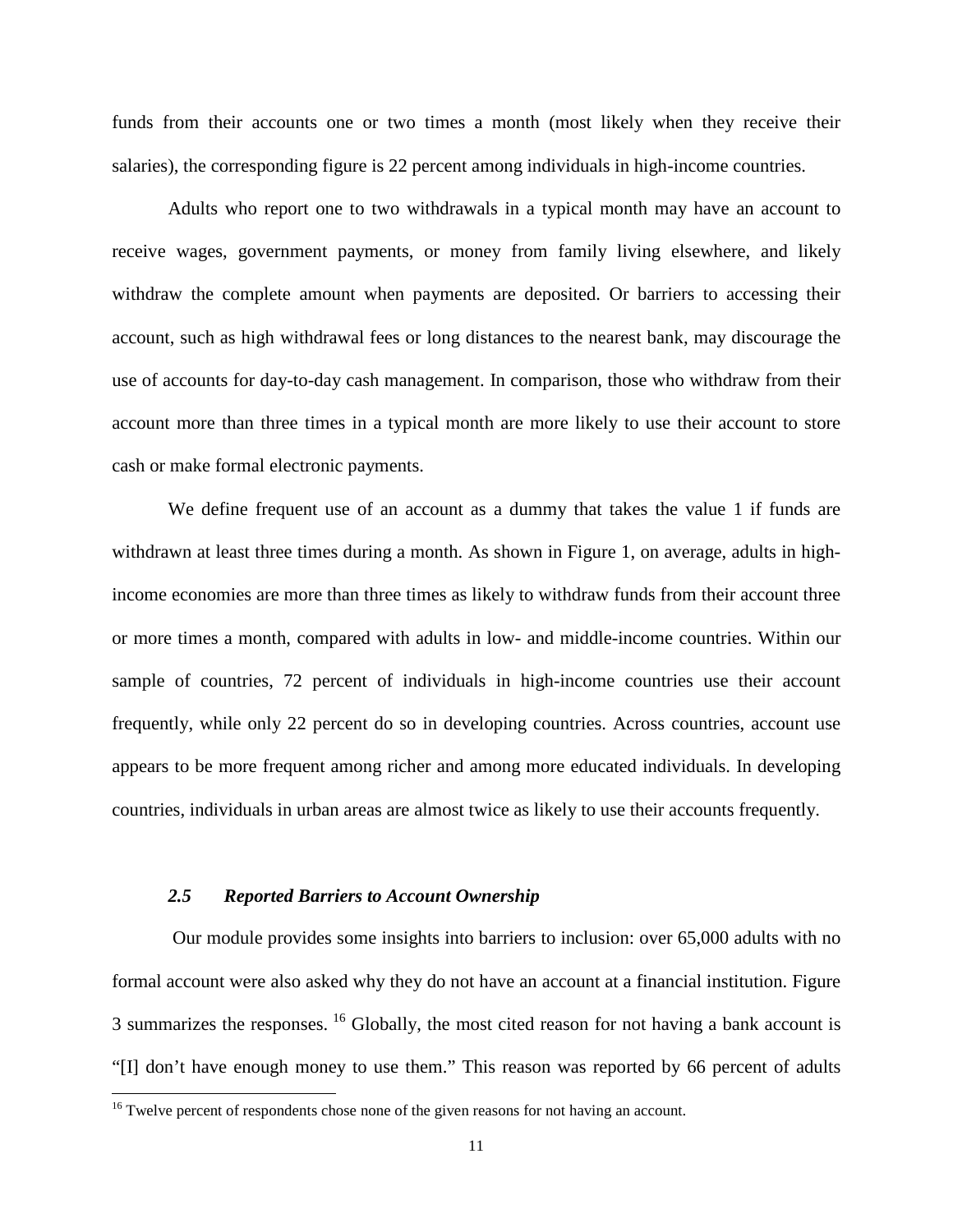funds from their accounts one or two times a month (most likely when they receive their salaries), the corresponding figure is 22 percent among individuals in high-income countries.

Adults who report one to two withdrawals in a typical month may have an account to receive wages, government payments, or money from family living elsewhere, and likely withdraw the complete amount when payments are deposited. Or barriers to accessing their account, such as high withdrawal fees or long distances to the nearest bank, may discourage the use of accounts for day-to-day cash management. In comparison, those who withdraw from their account more than three times in a typical month are more likely to use their account to store cash or make formal electronic payments.

We define frequent use of an account as a dummy that takes the value 1 if funds are withdrawn at least three times during a month. As shown in Figure 1, on average, adults in high-income economies are more than three times as likely to withdraw funds from their account three or more times a month, compared with adults in low- and middle-income countries. Within our sample of countries, 72 percent of individuals in high-income countries use their account frequently, while only 22 percent do so in developing countries. Across countries, account use appears to be more frequent among richer and among more educated individuals. In developing countries, individuals in urban areas are almost twice as likely to use their accounts frequently.

### *2.5 Reported Barriers to Account Ownership*

Our module provides some insights into barriers to inclusion: over 65,000 adults with no formal account were also asked why they do not have an account at a financial institution. Figure 3 summarizes the responses. [16] Globally, the most cited reason for not having a bank account is "[I] don't have enough money to use them." This reason was reported by 66 percent of adults

[16] Twelve percent of respondents chose none of the given reasons for not having an account.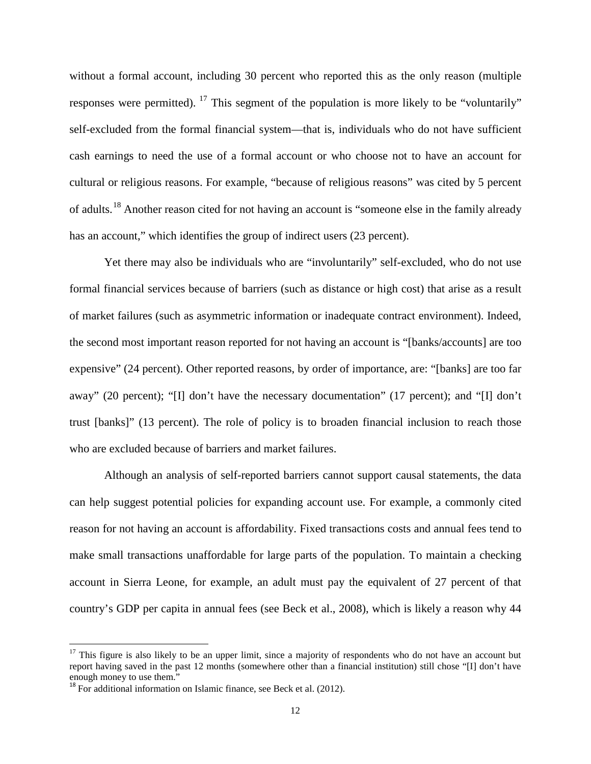without a formal account, including 30 percent who reported this as the only reason (multiple responses were permitted). [17] This segment of the population is more likely to be "voluntarily" self-excluded from the formal financial system—that is, individuals who do not have sufficient cash earnings to need the use of a formal account or who choose not to have an account for cultural or religious reasons. For example, "because of religious reasons" was cited by 5 percent of adults.[18] Another reason cited for not having an account is "someone else in the family already has an account," which identifies the group of indirect users (23 percent).

Yet there may also be individuals who are "involuntarily" self-excluded, who do not use formal financial services because of barriers (such as distance or high cost) that arise as a result of market failures (such as asymmetric information or inadequate contract environment). Indeed, the second most important reason reported for not having an account is "[banks/accounts] are too expensive" (24 percent). Other reported reasons, by order of importance, are: "[banks] are too far away" (20 percent); "[I] don't have the necessary documentation" (17 percent); and "[I] don't trust [banks]" (13 percent). The role of policy is to broaden financial inclusion to reach those who are excluded because of barriers and market failures.

Although an analysis of self-reported barriers cannot support causal statements, the data can help suggest potential policies for expanding account use. For example, a commonly cited reason for not having an account is affordability. Fixed transactions costs and annual fees tend to make small transactions unaffordable for large parts of the population. To maintain a checking account in Sierra Leone, for example, an adult must pay the equivalent of 27 percent of that country's GDP per capita in annual fees (see Beck et al., 2008), which is likely a reason why 44

---

[17] This figure is also likely to be an upper limit, since a majority of respondents who do not have an account but report having saved in the past 12 months (somewhere other than a financial institution) still chose "[I] don't have enough money to use them."

[18] For additional information on Islamic finance, see Beck et al. (2012).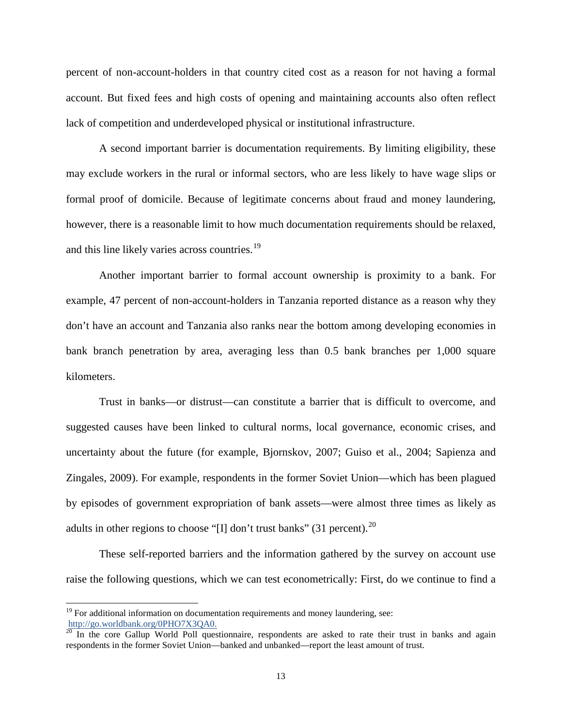percent of non-account-holders in that country cited cost as a reason for not having a formal account. But fixed fees and high costs of opening and maintaining accounts also often reflect lack of competition and underdeveloped physical or institutional infrastructure.

A second important barrier is documentation requirements. By limiting eligibility, these may exclude workers in the rural or informal sectors, who are less likely to have wage slips or formal proof of domicile. Because of legitimate concerns about fraud and money laundering, however, there is a reasonable limit to how much documentation requirements should be relaxed, and this line likely varies across countries.[19]

Another important barrier to formal account ownership is proximity to a bank. For example, 47 percent of non-account-holders in Tanzania reported distance as a reason why they don't have an account and Tanzania also ranks near the bottom among developing economies in bank branch penetration by area, averaging less than 0.5 bank branches per 1,000 square kilometers.

Trust in banks—or distrust—can constitute a barrier that is difficult to overcome, and suggested causes have been linked to cultural norms, local governance, economic crises, and uncertainty about the future (for example, Bjornskov, 2007; Guiso et al., 2004; Sapienza and Zingales, 2009). For example, respondents in the former Soviet Union—which has been plagued by episodes of government expropriation of bank assets—were almost three times as likely as adults in other regions to choose "[I] don't trust banks" (31 percent).[20]

These self-reported barriers and the information gathered by the survey on account use raise the following questions, which we can test econometrically: First, do we continue to find a

---

[19] For additional information on documentation requirements and money laundering, see: http://go.worldbank.org/0PHO7X3QA0.

[20] In the core Gallup World Poll questionnaire, respondents are asked to rate their trust in banks and again respondents in the former Soviet Union—banked and unbanked—report the least amount of trust.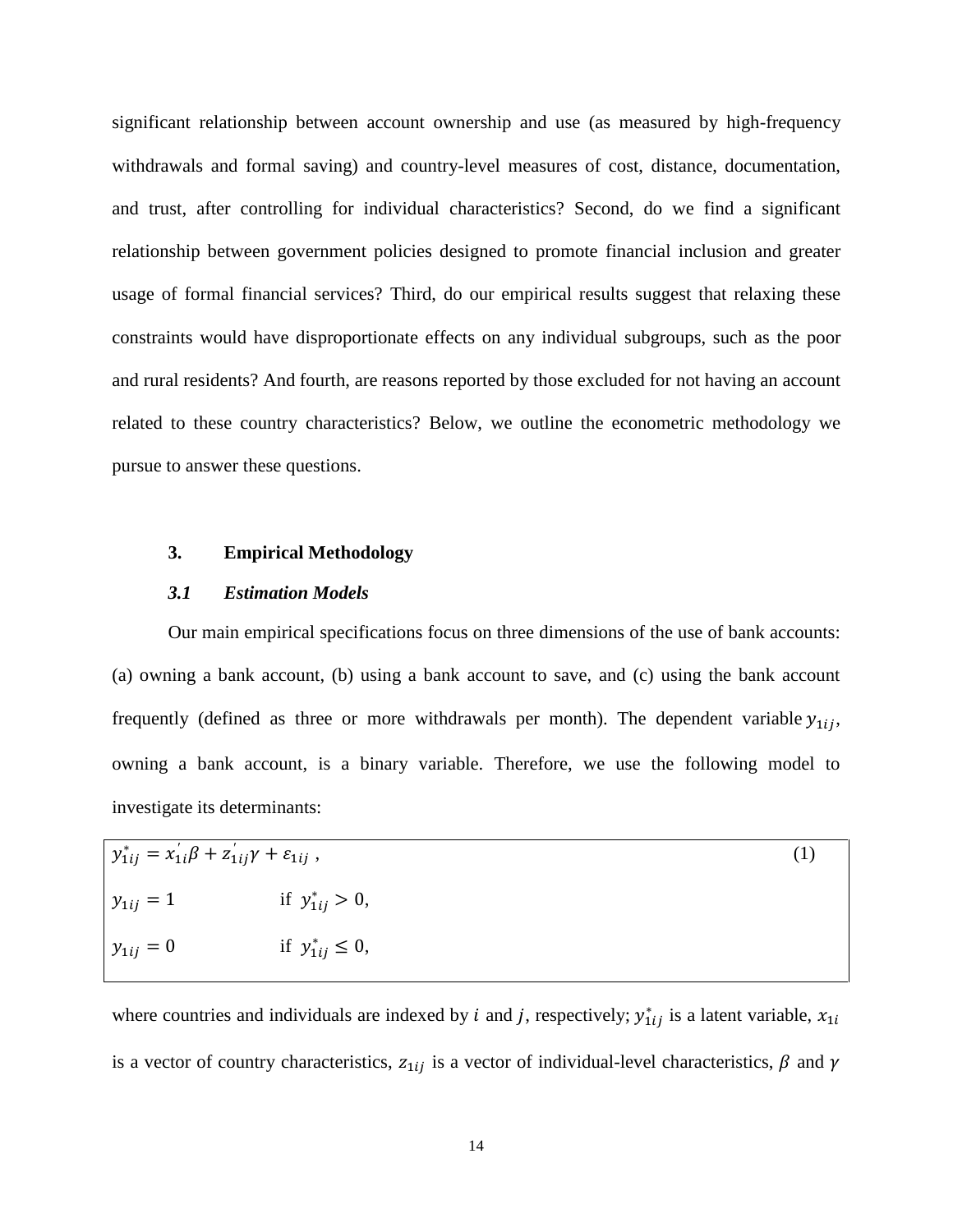significant relationship between account ownership and use (as measured by high-frequency withdrawals and formal saving) and country-level measures of cost, distance, documentation, and trust, after controlling for individual characteristics? Second, do we find a significant relationship between government policies designed to promote financial inclusion and greater usage of formal financial services? Third, do our empirical results suggest that relaxing these constraints would have disproportionate effects on any individual subgroups, such as the poor and rural residents? And fourth, are reasons reported by those excluded for not having an account related to these country characteristics? Below, we outline the econometric methodology we pursue to answer these questions.

## 3. Empirical Methodology

### *3.1 Estimation Models*

Our main empirical specifications focus on three dimensions of the use of bank accounts: (a) owning a bank account, (b) using a bank account to save, and (c) using the bank account frequently (defined as three or more withdrawals per month). The dependent variable $y_{1ij}$, owning a bank account, is a binary variable. Therefore, we use the following model to investigate its determinants:

$$y_{1ij}^{*} = x_{1i}^{'}\beta + z_{1ij}^{'}\gamma + \varepsilon_{1ij}\ , \qquad (1)$$

$$y_{1ij} = 1 \qquad \text{if } y_{1ij}^{*} > 0,$$

$$y_{1ij} = 0 \qquad \text{if } y_{1ij}^{*} \leq 0,$$

where countries and individuals are indexed by $i$ and $j$, respectively; $y_{1ij}^{*}$ is a latent variable, $x_{1i}$ is a vector of country characteristics, $z_{1ij}$ is a vector of individual-level characteristics, $\beta$ and $\gamma$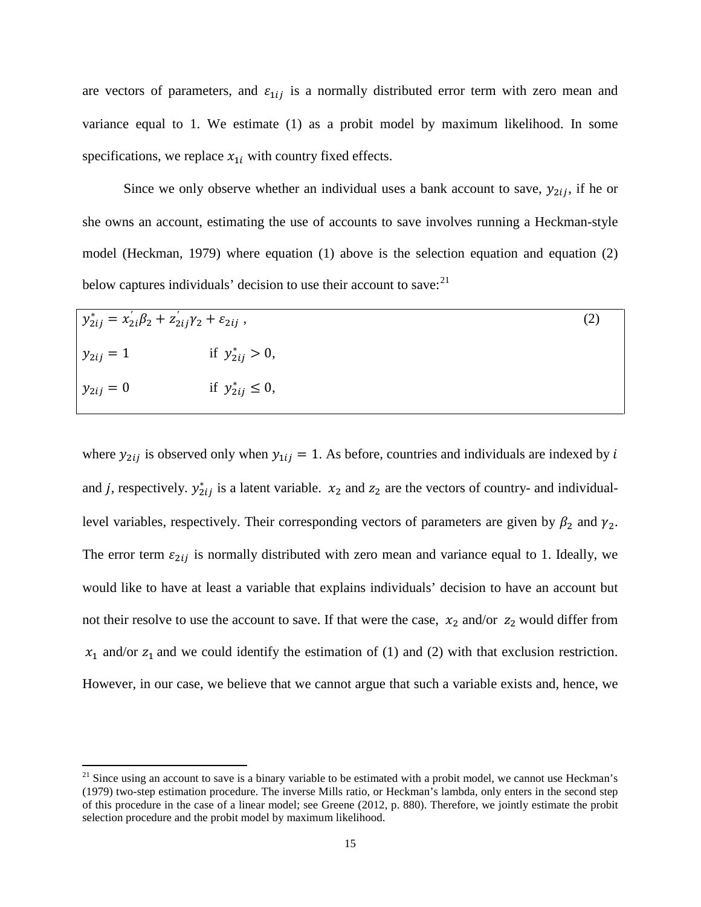are vectors of parameters, and $\varepsilon_{1ij}$ is a normally distributed error term with zero mean and variance equal to 1. We estimate (1) as a probit model by maximum likelihood. In some specifications, we replace $x_{1i}$ with country fixed effects.

Since we only observe whether an individual uses a bank account to save, $y_{2ij}$, if he or she owns an account, estimating the use of accounts to save involves running a Heckman-style model (Heckman, 1979) where equation (1) above is the selection equation and equation (2) below captures individuals' decision to use their account to save:[21]

$$y_{2ij}^{*} = x_{2i}^{'}\beta_2 + z_{2ij}^{'}\gamma_2 + \varepsilon_{2ij}\ , \qquad (2)$$

$$y_{2ij} = 1 \qquad \text{if } y_{2ij}^{*} > 0,$$

$$y_{2ij} = 0 \qquad \text{if } y_{2ij}^{*} \leq 0,$$

where $y_{2ij}$ is observed only when $y_{1ij} = 1$. As before, countries and individuals are indexed by $i$ and $j$, respectively. $y_{2ij}^{*}$ is a latent variable. $x_2$ and $z_2$ are the vectors of country- and individual-level variables, respectively. Their corresponding vectors of parameters are given by $\beta_2$ and $\gamma_2$. The error term $\varepsilon_{2ij}$ is normally distributed with zero mean and variance equal to 1. Ideally, we would like to have at least a variable that explains individuals' decision to have an account but not their resolve to use the account to save. If that were the case, $x_2$ and/or $z_2$ would differ from $x_1$ and/or $z_1$ and we could identify the estimation of (1) and (2) with that exclusion restriction. However, in our case, we believe that we cannot argue that such a variable exists and, hence, we

[21] Since using an account to save is a binary variable to be estimated with a probit model, we cannot use Heckman's (1979) two-step estimation procedure. The inverse Mills ratio, or Heckman's lambda, only enters in the second step of this procedure in the case of a linear model; see Greene (2012, p. 880). Therefore, we jointly estimate the probit selection procedure and the probit model by maximum likelihood.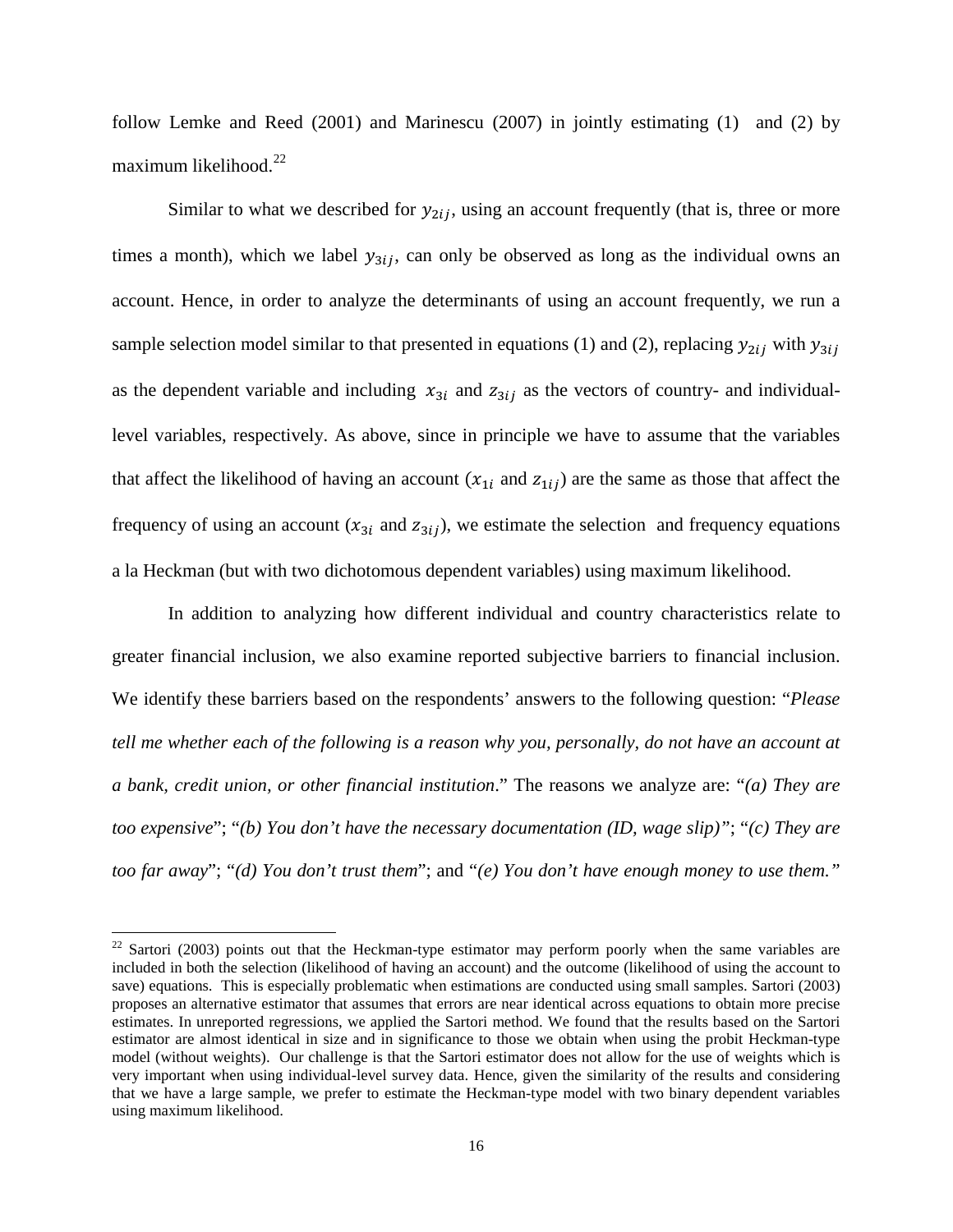follow Lemke and Reed (2001) and Marinescu (2007) in jointly estimating (1) and (2) by maximum likelihood.[22]

Similar to what we described for $y_{2ij}$, using an account frequently (that is, three or more times a month), which we label $y_{3ij}$, can only be observed as long as the individual owns an account. Hence, in order to analyze the determinants of using an account frequently, we run a sample selection model similar to that presented in equations (1) and (2), replacing $y_{2ij}$ with $y_{3ij}$ as the dependent variable and including $x_{3i}$ and $z_{3ij}$ as the vectors of country- and individual-level variables, respectively. As above, since in principle we have to assume that the variables that affect the likelihood of having an account ($x_{1i}$ and $z_{1ij}$) are the same as those that affect the frequency of using an account ($x_{3i}$ and $z_{3ij}$), we estimate the selection and frequency equations a la Heckman (but with two dichotomous dependent variables) using maximum likelihood.

In addition to analyzing how different individual and country characteristics relate to greater financial inclusion, we also examine reported subjective barriers to financial inclusion. We identify these barriers based on the respondents' answers to the following question: "*Please tell me whether each of the following is a reason why you, personally, do not have an account at a bank, credit union, or other financial institution*." The reasons we analyze are: "*(a) They are too expensive*"; "*(b) You don't have the necessary documentation (ID, wage slip)"*; "*(c) They are too far away*"; "*(d) You don't trust them*"; and "*(e) You don't have enough money to use them."*

[22] Sartori (2003) points out that the Heckman-type estimator may perform poorly when the same variables are included in both the selection (likelihood of having an account) and the outcome (likelihood of using the account to save) equations. This is especially problematic when estimations are conducted using small samples. Sartori (2003) proposes an alternative estimator that assumes that errors are near identical across equations to obtain more precise estimates. In unreported regressions, we applied the Sartori method. We found that the results based on the Sartori estimator are almost identical in size and in significance to those we obtain when using the probit Heckman-type model (without weights). Our challenge is that the Sartori estimator does not allow for the use of weights which is very important when using individual-level survey data. Hence, given the similarity of the results and considering that we have a large sample, we prefer to estimate the Heckman-type model with two binary dependent variables using maximum likelihood.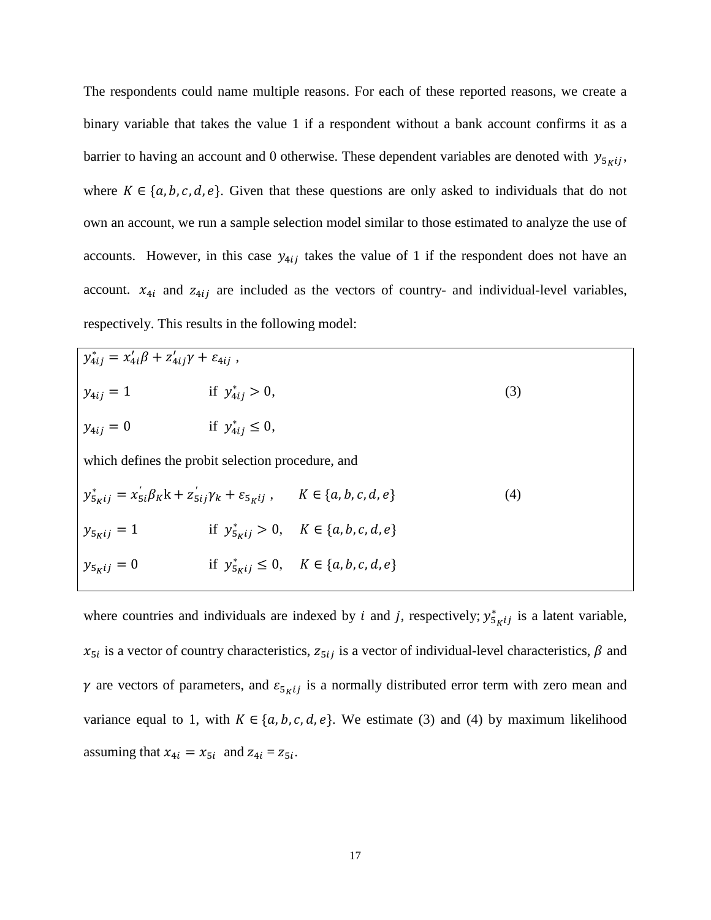The respondents could name multiple reasons. For each of these reported reasons, we create a binary variable that takes the value 1 if a respondent without a bank account confirms it as a barrier to having an account and 0 otherwise. These dependent variables are denoted with $y_{5_K ij}$, where $K \in \{a, b, c, d, e\}$. Given that these questions are only asked to individuals that do not own an account, we run a sample selection model similar to those estimated to analyze the use of accounts. However, in this case $y_{4ij}$ takes the value of 1 if the respondent does not have an account. $x_{4i}$ and $z_{4ij}$ are included as the vectors of country- and individual-level variables, respectively. This results in the following model:

$$y_{4ij}^{*} = x_{4i}'\beta + z_{4ij}'\gamma + \varepsilon_{4ij} \ ,$$

$$y_{4ij} = 1 \qquad \text{if } \ y_{4ij}^{*} > 0, \qquad (3)$$

$$y_{4ij} = 0 \qquad \text{if } \ y_{4ij}^{*} \leq 0,$$

which defines the probit selection procedure, and

$$y_{5_K ij}^{*} = x_{5i}^{'}\beta_K\text{k} + z_{5ij}^{'}\gamma_k + \varepsilon_{5_K ij} \ , \qquad K \in \{a, b, c, d, e\} \qquad (4)$$

$$y_{5_K ij} = 1 \qquad \text{if } \ y_{5_K ij}^{*} > 0, \quad K \in \{a, b, c, d, e\}$$

$$y_{5_K ij} = 0 \qquad \text{if } \ y_{5_K ij}^{*} \leq 0, \quad K \in \{a, b, c, d, e\}$$

where countries and individuals are indexed by $i$ and $j$, respectively; $y_{5_K ij}^{*}$ is a latent variable, $x_{5i}$ is a vector of country characteristics, $z_{5ij}$ is a vector of individual-level characteristics, $\beta$ and $\gamma$ are vectors of parameters, and $\varepsilon_{5_K ij}$ is a normally distributed error term with zero mean and variance equal to 1, with $K \in \{a, b, c, d, e\}$. We estimate (3) and (4) by maximum likelihood assuming that $x_{4i} = x_{5i}$ and $z_{4i} = z_{5i}$.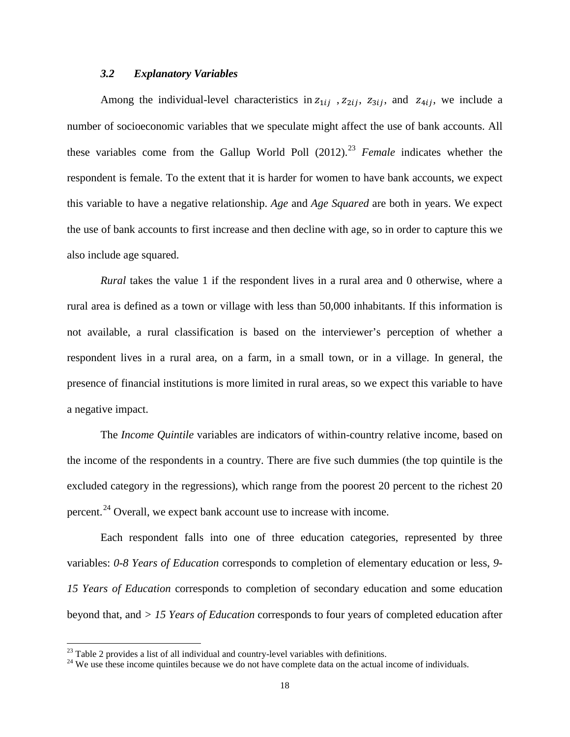### *3.2 Explanatory Variables*

Among the individual-level characteristics in $z_{1ij}$, $z_{2ij}$, $z_{3ij}$, and $z_{4ij}$, we include a number of socioeconomic variables that we speculate might affect the use of bank accounts. All these variables come from the Gallup World Poll (2012).[23] *Female* indicates whether the respondent is female. To the extent that it is harder for women to have bank accounts, we expect this variable to have a negative relationship. *Age* and *Age Squared* are both in years. We expect the use of bank accounts to first increase and then decline with age, so in order to capture this we also include age squared.

*Rural* takes the value 1 if the respondent lives in a rural area and 0 otherwise, where a rural area is defined as a town or village with less than 50,000 inhabitants. If this information is not available, a rural classification is based on the interviewer's perception of whether a respondent lives in a rural area, on a farm, in a small town, or in a village. In general, the presence of financial institutions is more limited in rural areas, so we expect this variable to have a negative impact.

The *Income Quintile* variables are indicators of within-country relative income, based on the income of the respondents in a country. There are five such dummies (the top quintile is the excluded category in the regressions), which range from the poorest 20 percent to the richest 20 percent.[24] Overall, we expect bank account use to increase with income.

Each respondent falls into one of three education categories, represented by three variables: *0-8 Years of Education* corresponds to completion of elementary education or less, *9-15 Years of Education* corresponds to completion of secondary education and some education beyond that, and *> 15 Years of Education* corresponds to four years of completed education after

[23] Table 2 provides a list of all individual and country-level variables with definitions.

[24] We use these income quintiles because we do not have complete data on the actual income of individuals.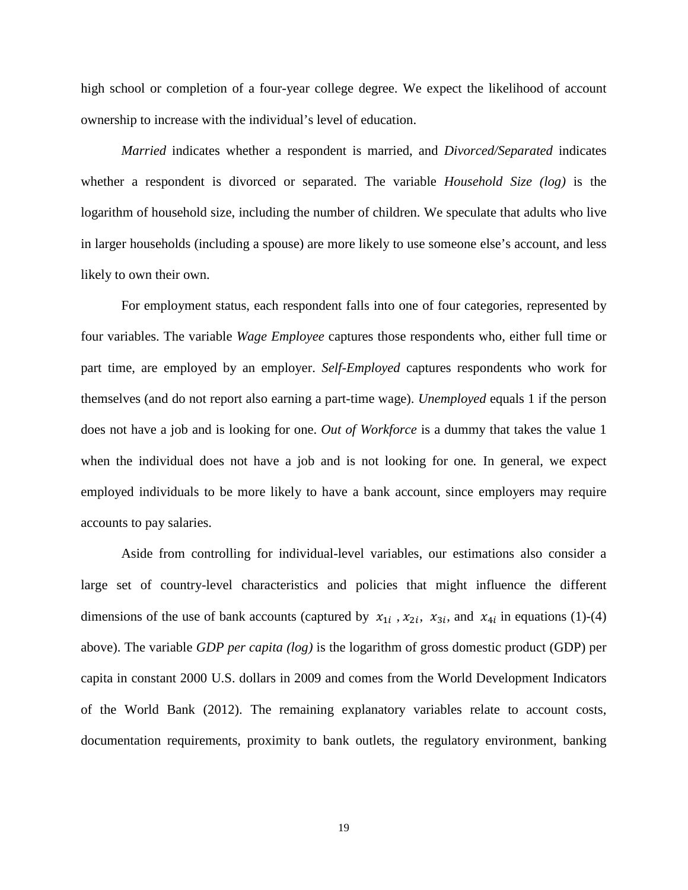high school or completion of a four-year college degree. We expect the likelihood of account ownership to increase with the individual's level of education.

*Married* indicates whether a respondent is married, and *Divorced/Separated* indicates whether a respondent is divorced or separated. The variable *Household Size (log)* is the logarithm of household size, including the number of children. We speculate that adults who live in larger households (including a spouse) are more likely to use someone else's account, and less likely to own their own.

For employment status, each respondent falls into one of four categories, represented by four variables. The variable *Wage Employee* captures those respondents who, either full time or part time, are employed by an employer. *Self-Employed* captures respondents who work for themselves (and do not report also earning a part-time wage). *Unemployed* equals 1 if the person does not have a job and is looking for one. *Out of Workforce* is a dummy that takes the value 1 when the individual does not have a job and is not looking for one. In general, we expect employed individuals to be more likely to have a bank account, since employers may require accounts to pay salaries.

Aside from controlling for individual-level variables, our estimations also consider a large set of country-level characteristics and policies that might influence the different dimensions of the use of bank accounts (captured by $x_{1i}$ , $x_{2i}$, $x_{3i}$, and $x_{4i}$ in equations (1)-(4) above). The variable *GDP per capita (log)* is the logarithm of gross domestic product (GDP) per capita in constant 2000 U.S. dollars in 2009 and comes from the World Development Indicators of the World Bank (2012). The remaining explanatory variables relate to account costs, documentation requirements, proximity to bank outlets, the regulatory environment, banking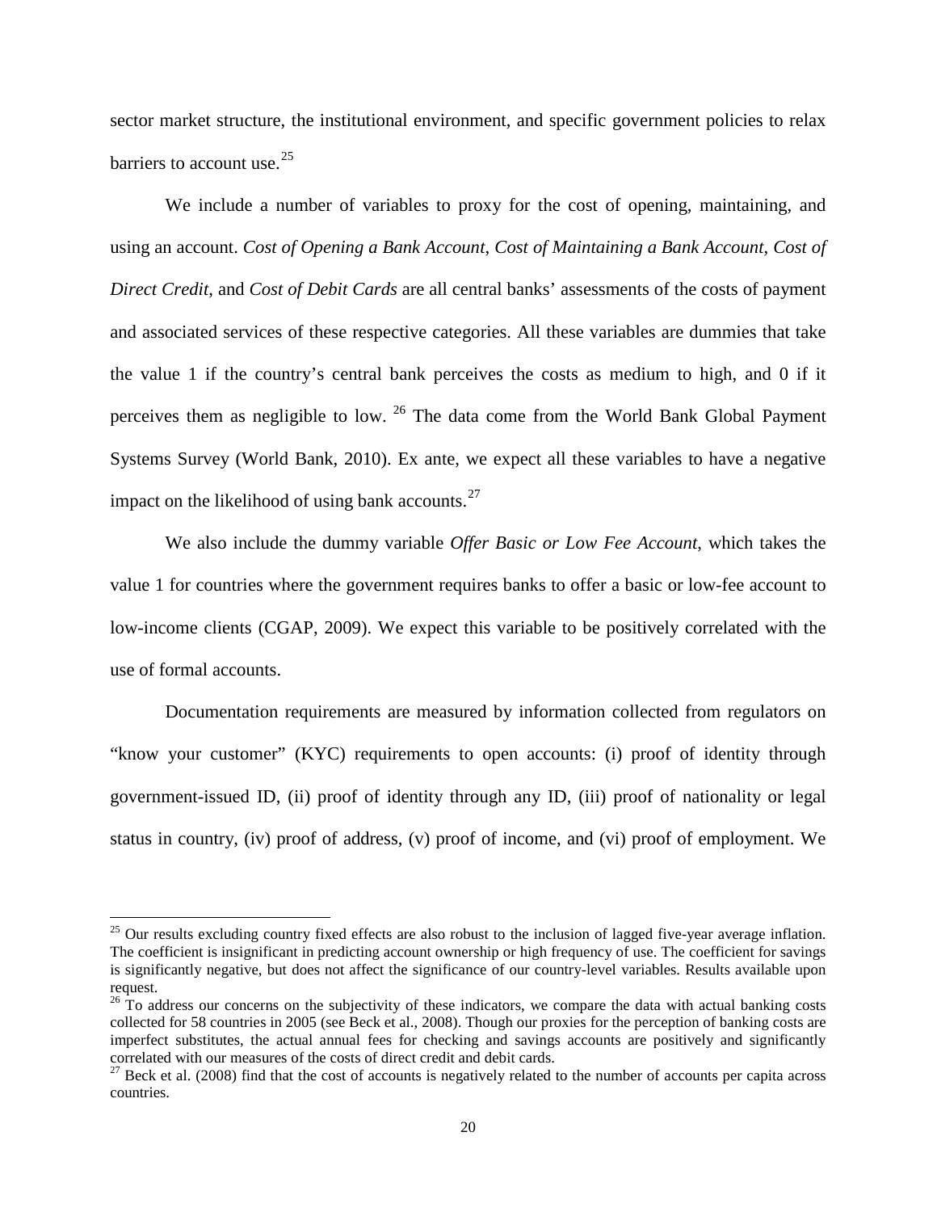sector market structure, the institutional environment, and specific government policies to relax barriers to account use.[25]

We include a number of variables to proxy for the cost of opening, maintaining, and using an account. *Cost of Opening a Bank Account*, *Cost of Maintaining a Bank Account*, *Cost of Direct Credit*, and *Cost of Debit Cards* are all central banks' assessments of the costs of payment and associated services of these respective categories. All these variables are dummies that take the value 1 if the country's central bank perceives the costs as medium to high, and 0 if it perceives them as negligible to low. [26] The data come from the World Bank Global Payment Systems Survey (World Bank, 2010). Ex ante, we expect all these variables to have a negative impact on the likelihood of using bank accounts.[27]

We also include the dummy variable *Offer Basic or Low Fee Account*, which takes the value 1 for countries where the government requires banks to offer a basic or low-fee account to low-income clients (CGAP, 2009). We expect this variable to be positively correlated with the use of formal accounts.

Documentation requirements are measured by information collected from regulators on "know your customer" (KYC) requirements to open accounts: (i) proof of identity through government-issued ID, (ii) proof of identity through any ID, (iii) proof of nationality or legal status in country, (iv) proof of address, (v) proof of income, and (vi) proof of employment. We

---

[25] Our results excluding country fixed effects are also robust to the inclusion of lagged five-year average inflation. The coefficient is insignificant in predicting account ownership or high frequency of use. The coefficient for savings is significantly negative, but does not affect the significance of our country-level variables. Results available upon request.

[26] To address our concerns on the subjectivity of these indicators, we compare the data with actual banking costs collected for 58 countries in 2005 (see Beck et al., 2008). Though our proxies for the perception of banking costs are imperfect substitutes, the actual annual fees for checking and savings accounts are positively and significantly correlated with our measures of the costs of direct credit and debit cards.

[27] Beck et al. (2008) find that the cost of accounts is negatively related to the number of accounts per capita across countries.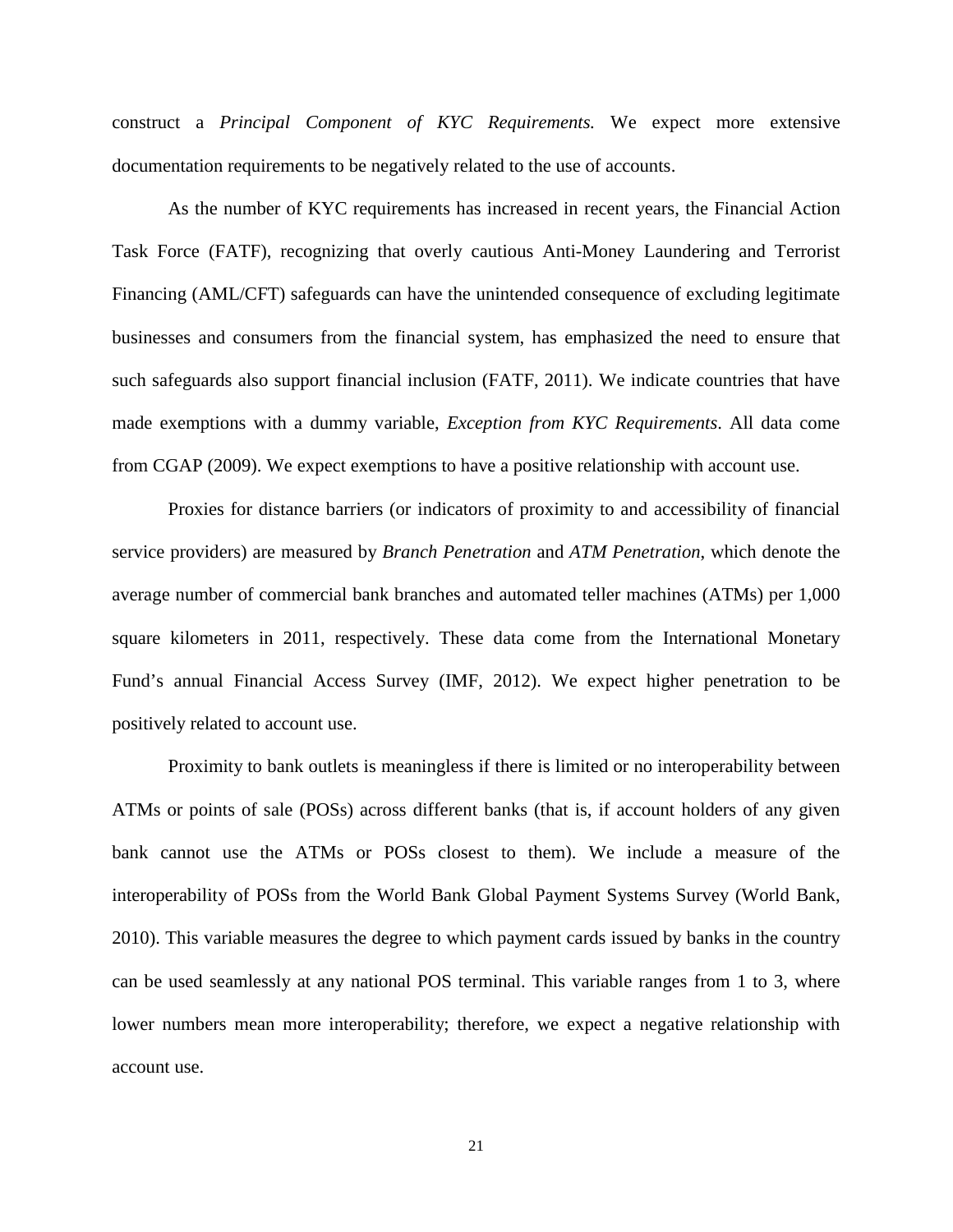construct a *Principal Component of KYC Requirements.* We expect more extensive documentation requirements to be negatively related to the use of accounts.

As the number of KYC requirements has increased in recent years, the Financial Action Task Force (FATF), recognizing that overly cautious Anti-Money Laundering and Terrorist Financing (AML/CFT) safeguards can have the unintended consequence of excluding legitimate businesses and consumers from the financial system, has emphasized the need to ensure that such safeguards also support financial inclusion (FATF, 2011). We indicate countries that have made exemptions with a dummy variable, *Exception from KYC Requirements*. All data come from CGAP (2009). We expect exemptions to have a positive relationship with account use.

Proxies for distance barriers (or indicators of proximity to and accessibility of financial service providers) are measured by *Branch Penetration* and *ATM Penetration*, which denote the average number of commercial bank branches and automated teller machines (ATMs) per 1,000 square kilometers in 2011, respectively. These data come from the International Monetary Fund's annual Financial Access Survey (IMF, 2012). We expect higher penetration to be positively related to account use.

Proximity to bank outlets is meaningless if there is limited or no interoperability between ATMs or points of sale (POSs) across different banks (that is, if account holders of any given bank cannot use the ATMs or POSs closest to them). We include a measure of the interoperability of POSs from the World Bank Global Payment Systems Survey (World Bank, 2010). This variable measures the degree to which payment cards issued by banks in the country can be used seamlessly at any national POS terminal. This variable ranges from 1 to 3, where lower numbers mean more interoperability; therefore, we expect a negative relationship with account use.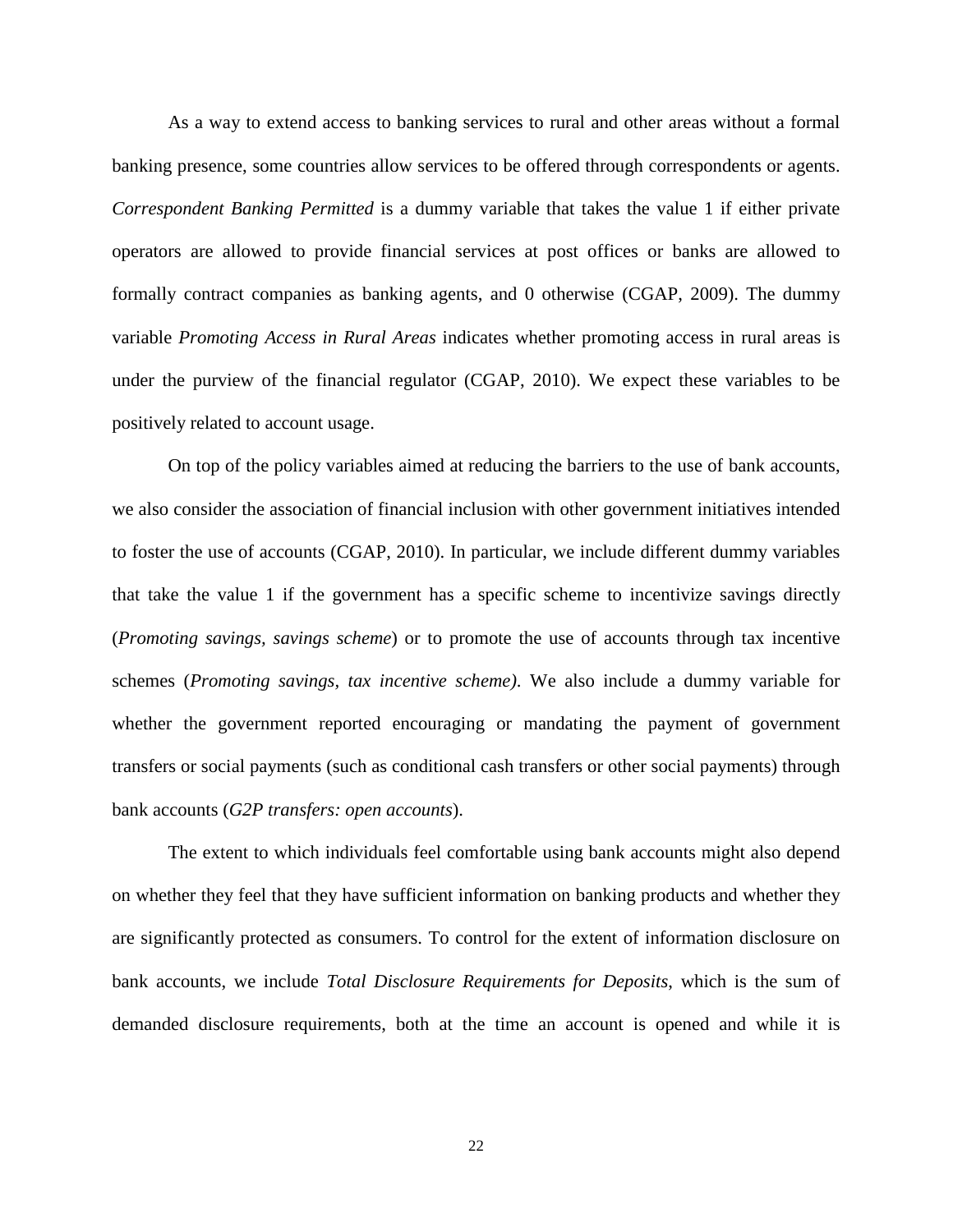As a way to extend access to banking services to rural and other areas without a formal banking presence, some countries allow services to be offered through correspondents or agents. *Correspondent Banking Permitted* is a dummy variable that takes the value 1 if either private operators are allowed to provide financial services at post offices or banks are allowed to formally contract companies as banking agents, and 0 otherwise (CGAP, 2009). The dummy variable *Promoting Access in Rural Areas* indicates whether promoting access in rural areas is under the purview of the financial regulator (CGAP, 2010). We expect these variables to be positively related to account usage.

On top of the policy variables aimed at reducing the barriers to the use of bank accounts, we also consider the association of financial inclusion with other government initiatives intended to foster the use of accounts (CGAP, 2010). In particular, we include different dummy variables that take the value 1 if the government has a specific scheme to incentivize savings directly (*Promoting savings, savings scheme*) or to promote the use of accounts through tax incentive schemes (*Promoting savings, tax incentive scheme)*. We also include a dummy variable for whether the government reported encouraging or mandating the payment of government transfers or social payments (such as conditional cash transfers or other social payments) through bank accounts (*G2P transfers: open accounts*).

The extent to which individuals feel comfortable using bank accounts might also depend on whether they feel that they have sufficient information on banking products and whether they are significantly protected as consumers. To control for the extent of information disclosure on bank accounts, we include *Total Disclosure Requirements for Deposits*, which is the sum of demanded disclosure requirements, both at the time an account is opened and while it is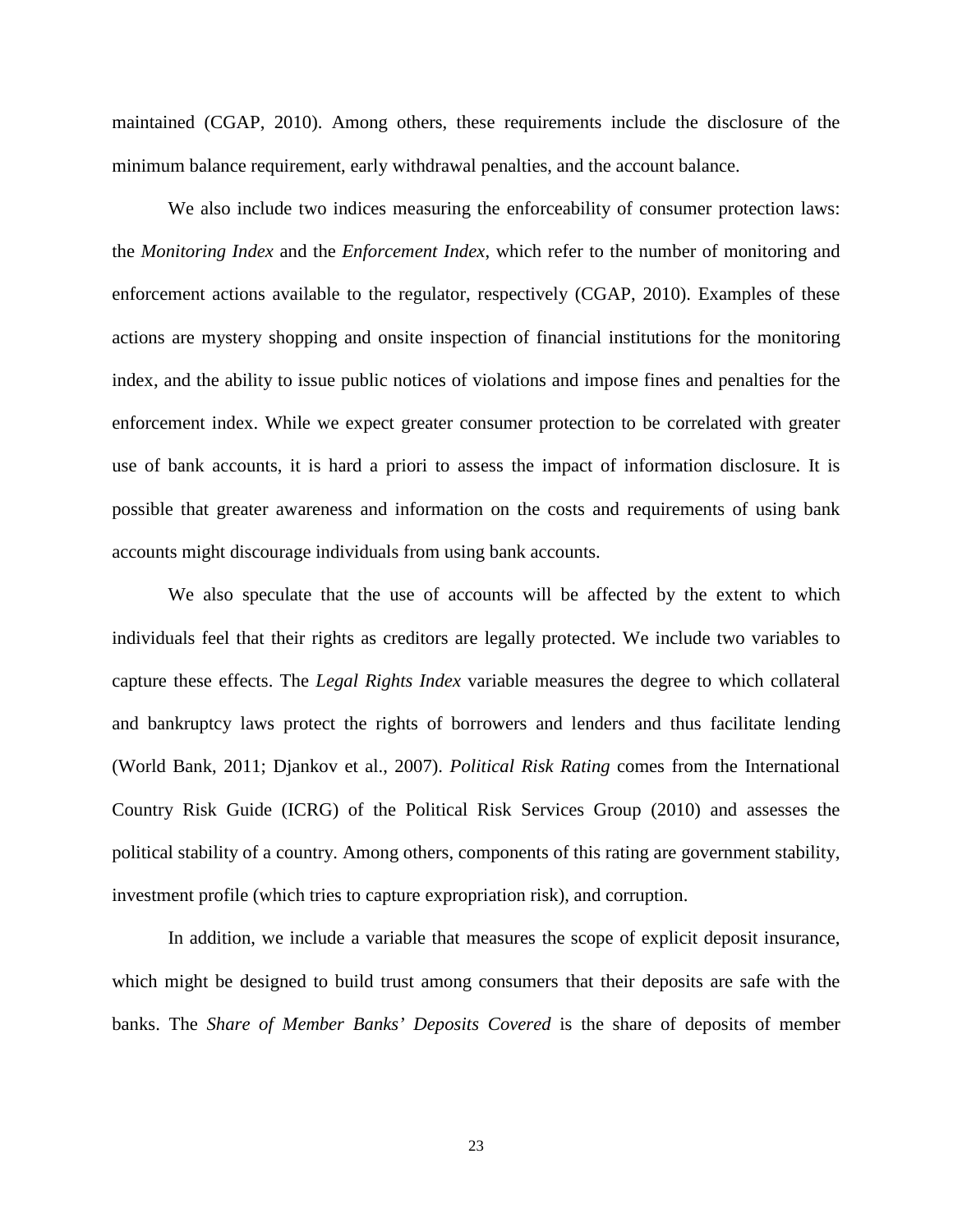maintained (CGAP, 2010). Among others, these requirements include the disclosure of the minimum balance requirement, early withdrawal penalties, and the account balance.

We also include two indices measuring the enforceability of consumer protection laws: the *Monitoring Index* and the *Enforcement Index*, which refer to the number of monitoring and enforcement actions available to the regulator, respectively (CGAP, 2010). Examples of these actions are mystery shopping and onsite inspection of financial institutions for the monitoring index, and the ability to issue public notices of violations and impose fines and penalties for the enforcement index. While we expect greater consumer protection to be correlated with greater use of bank accounts, it is hard a priori to assess the impact of information disclosure. It is possible that greater awareness and information on the costs and requirements of using bank accounts might discourage individuals from using bank accounts.

We also speculate that the use of accounts will be affected by the extent to which individuals feel that their rights as creditors are legally protected. We include two variables to capture these effects. The *Legal Rights Index* variable measures the degree to which collateral and bankruptcy laws protect the rights of borrowers and lenders and thus facilitate lending (World Bank, 2011; Djankov et al., 2007). *Political Risk Rating* comes from the International Country Risk Guide (ICRG) of the Political Risk Services Group (2010) and assesses the political stability of a country. Among others, components of this rating are government stability, investment profile (which tries to capture expropriation risk), and corruption.

In addition, we include a variable that measures the scope of explicit deposit insurance, which might be designed to build trust among consumers that their deposits are safe with the banks. The *Share of Member Banks' Deposits Covered* is the share of deposits of member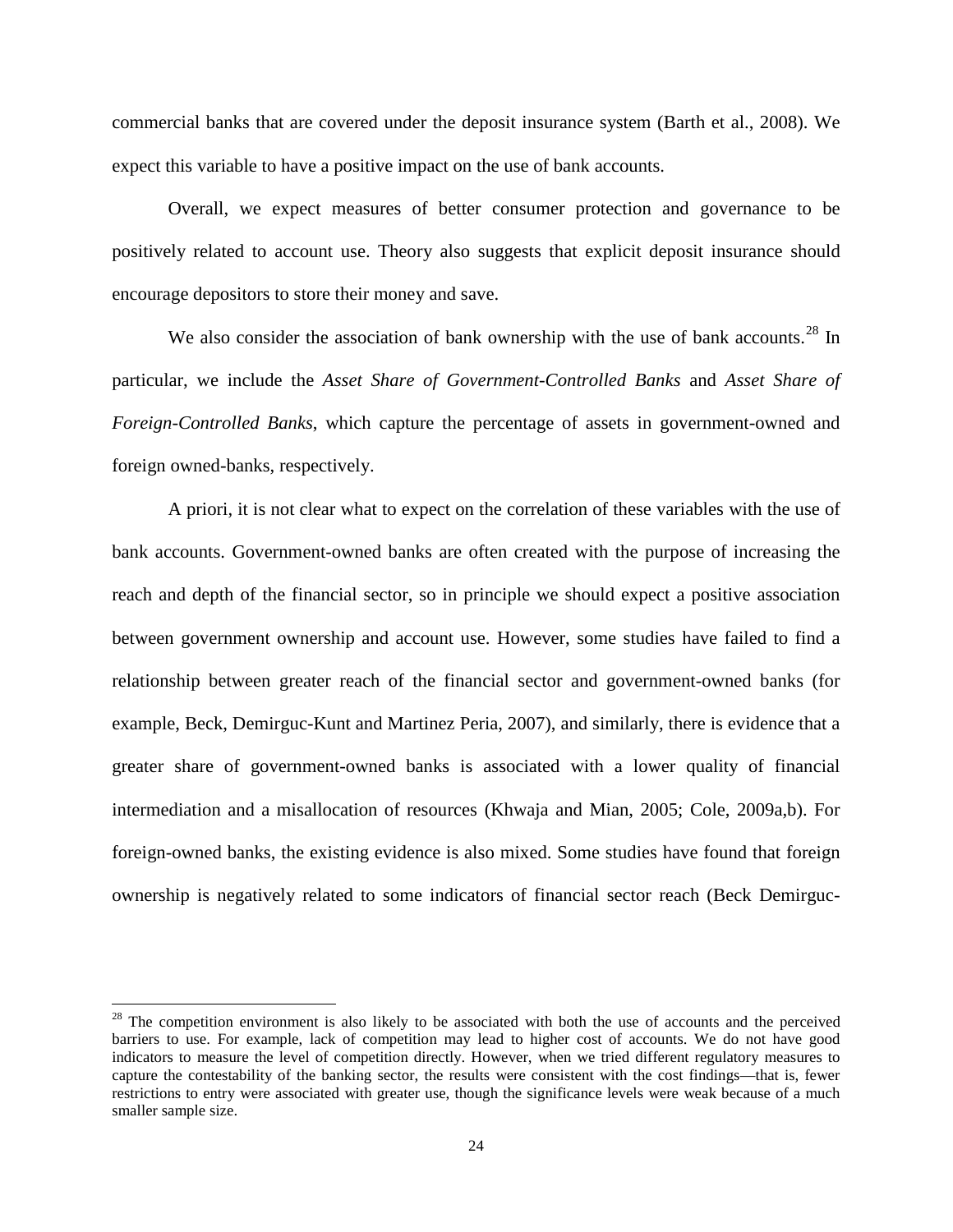commercial banks that are covered under the deposit insurance system (Barth et al., 2008). We expect this variable to have a positive impact on the use of bank accounts.

Overall, we expect measures of better consumer protection and governance to be positively related to account use. Theory also suggests that explicit deposit insurance should encourage depositors to store their money and save.

We also consider the association of bank ownership with the use of bank accounts.[28] In particular, we include the *Asset Share of Government-Controlled Banks* and *Asset Share of Foreign-Controlled Banks*, which capture the percentage of assets in government-owned and foreign owned-banks, respectively.

A priori, it is not clear what to expect on the correlation of these variables with the use of bank accounts. Government-owned banks are often created with the purpose of increasing the reach and depth of the financial sector, so in principle we should expect a positive association between government ownership and account use. However, some studies have failed to find a relationship between greater reach of the financial sector and government-owned banks (for example, Beck, Demirguc-Kunt and Martinez Peria, 2007), and similarly, there is evidence that a greater share of government-owned banks is associated with a lower quality of financial intermediation and a misallocation of resources (Khwaja and Mian, 2005; Cole, 2009a,b). For foreign-owned banks, the existing evidence is also mixed. Some studies have found that foreign ownership is negatively related to some indicators of financial sector reach (Beck Demirguc-

[28] The competition environment is also likely to be associated with both the use of accounts and the perceived barriers to use. For example, lack of competition may lead to higher cost of accounts. We do not have good indicators to measure the level of competition directly. However, when we tried different regulatory measures to capture the contestability of the banking sector, the results were consistent with the cost findings—that is, fewer restrictions to entry were associated with greater use, though the significance levels were weak because of a much smaller sample size.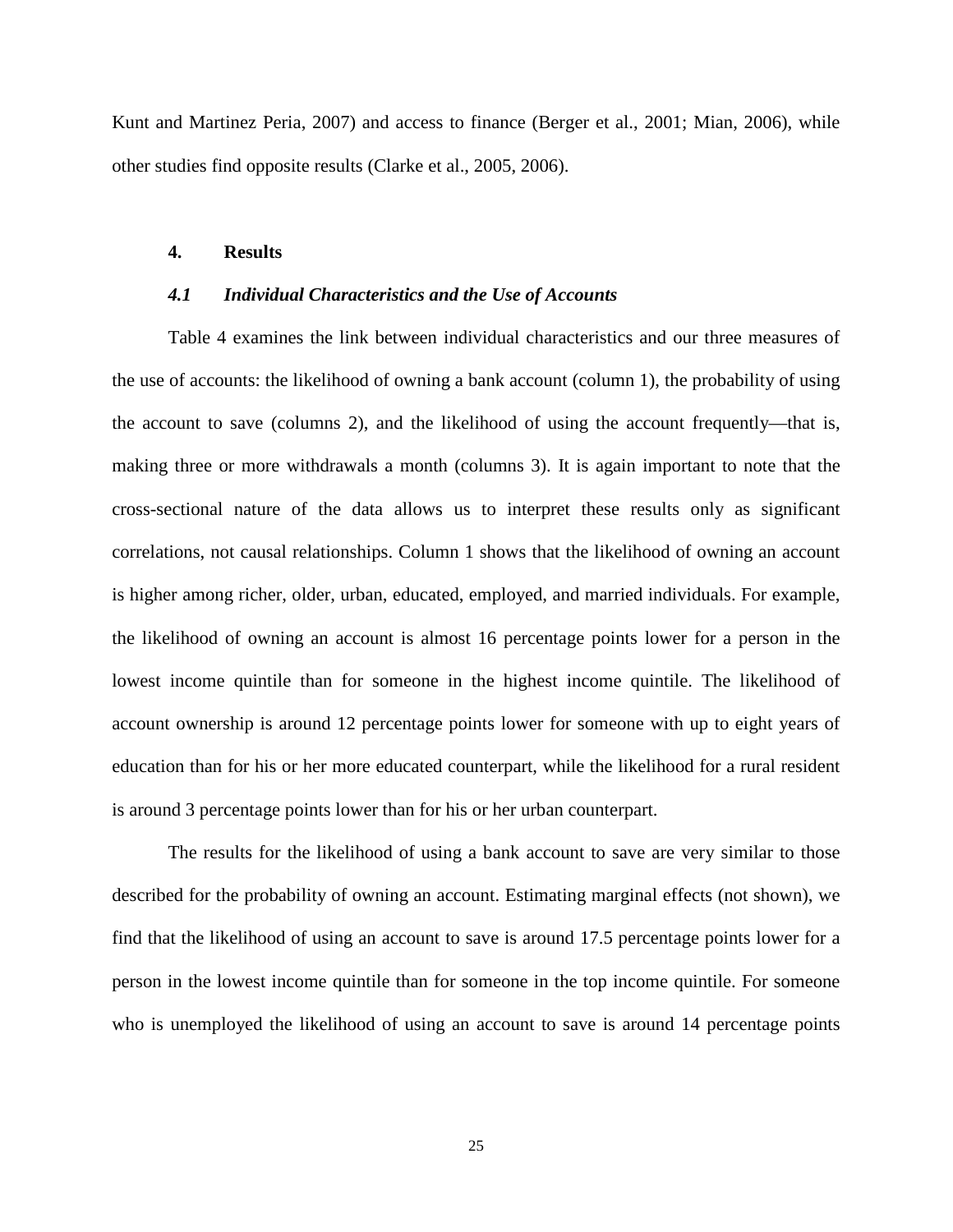Kunt and Martinez Peria, 2007) and access to finance (Berger et al., 2001; Mian, 2006), while other studies find opposite results (Clarke et al., 2005, 2006).

## 4. Results

### *4.1 Individual Characteristics and the Use of Accounts*

Table 4 examines the link between individual characteristics and our three measures of the use of accounts: the likelihood of owning a bank account (column 1), the probability of using the account to save (columns 2), and the likelihood of using the account frequently—that is, making three or more withdrawals a month (columns 3). It is again important to note that the cross-sectional nature of the data allows us to interpret these results only as significant correlations, not causal relationships. Column 1 shows that the likelihood of owning an account is higher among richer, older, urban, educated, employed, and married individuals. For example, the likelihood of owning an account is almost 16 percentage points lower for a person in the lowest income quintile than for someone in the highest income quintile. The likelihood of account ownership is around 12 percentage points lower for someone with up to eight years of education than for his or her more educated counterpart, while the likelihood for a rural resident is around 3 percentage points lower than for his or her urban counterpart.

The results for the likelihood of using a bank account to save are very similar to those described for the probability of owning an account. Estimating marginal effects (not shown), we find that the likelihood of using an account to save is around 17.5 percentage points lower for a person in the lowest income quintile than for someone in the top income quintile. For someone who is unemployed the likelihood of using an account to save is around 14 percentage points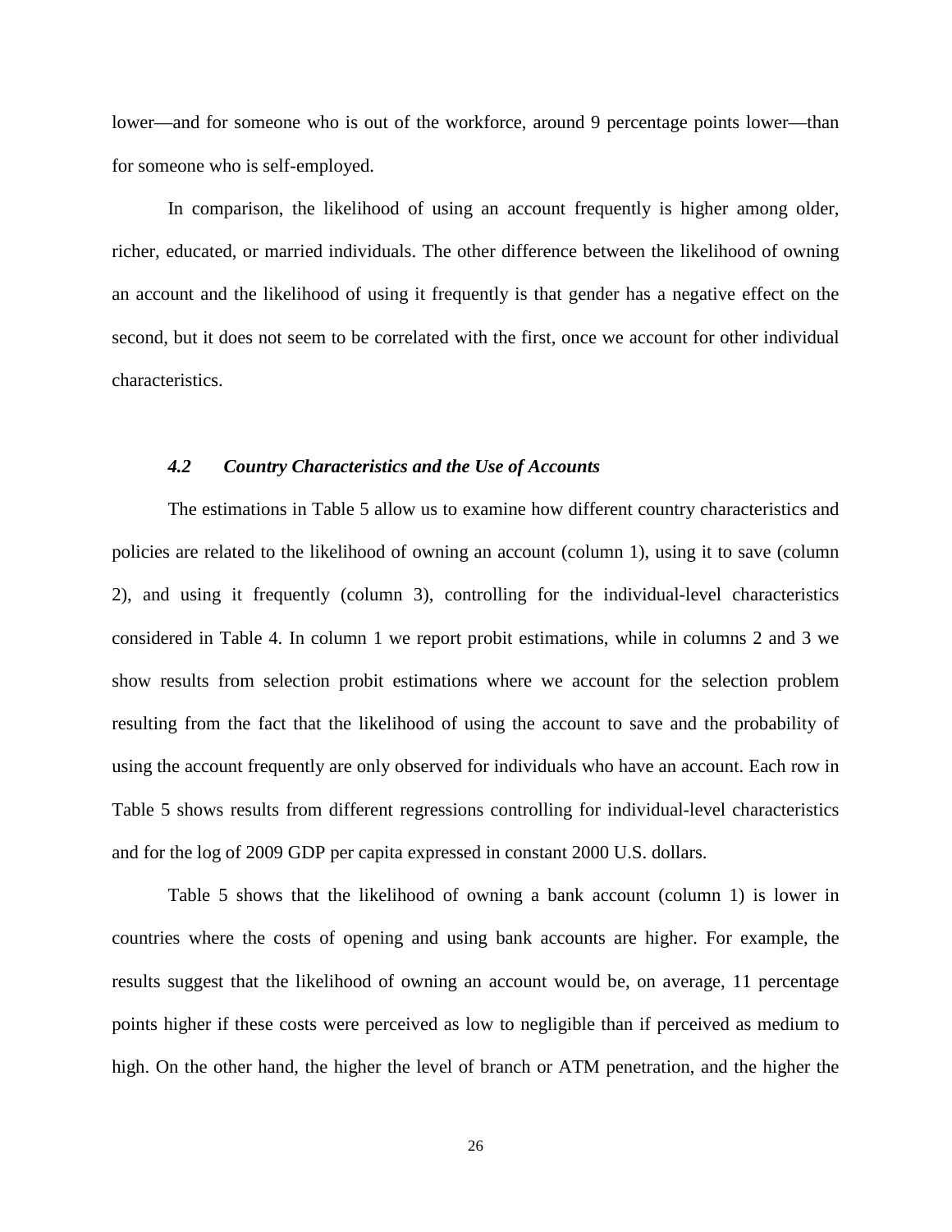lower—and for someone who is out of the workforce, around 9 percentage points lower—than for someone who is self-employed.

In comparison, the likelihood of using an account frequently is higher among older, richer, educated, or married individuals. The other difference between the likelihood of owning an account and the likelihood of using it frequently is that gender has a negative effect on the second, but it does not seem to be correlated with the first, once we account for other individual characteristics.

### *4.2 Country Characteristics and the Use of Accounts*

The estimations in Table 5 allow us to examine how different country characteristics and policies are related to the likelihood of owning an account (column 1), using it to save (column 2), and using it frequently (column 3), controlling for the individual-level characteristics considered in Table 4. In column 1 we report probit estimations, while in columns 2 and 3 we show results from selection probit estimations where we account for the selection problem resulting from the fact that the likelihood of using the account to save and the probability of using the account frequently are only observed for individuals who have an account. Each row in Table 5 shows results from different regressions controlling for individual-level characteristics and for the log of 2009 GDP per capita expressed in constant 2000 U.S. dollars.

Table 5 shows that the likelihood of owning a bank account (column 1) is lower in countries where the costs of opening and using bank accounts are higher. For example, the results suggest that the likelihood of owning an account would be, on average, 11 percentage points higher if these costs were perceived as low to negligible than if perceived as medium to high. On the other hand, the higher the level of branch or ATM penetration, and the higher the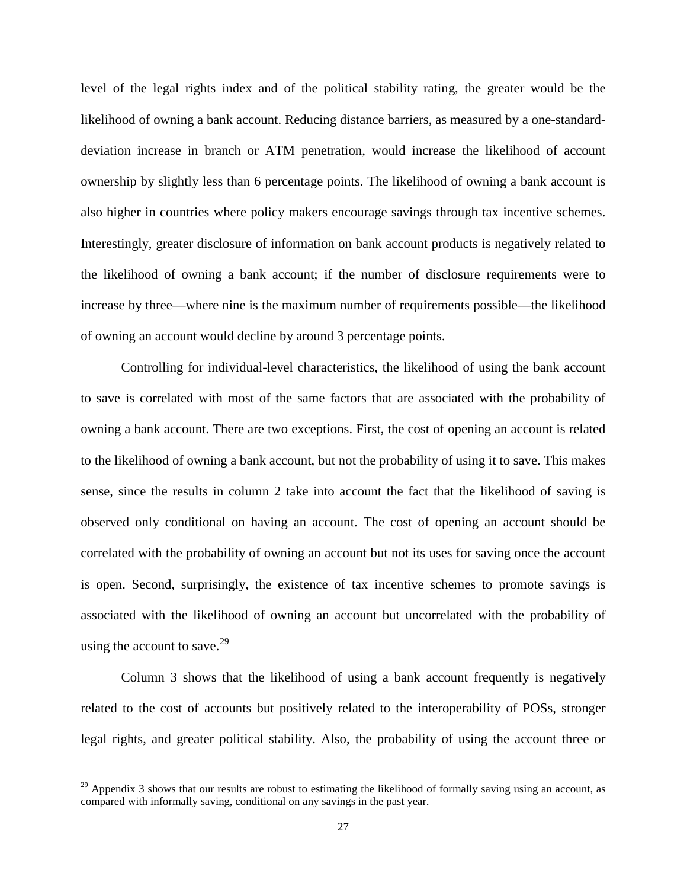level of the legal rights index and of the political stability rating, the greater would be the likelihood of owning a bank account. Reducing distance barriers, as measured by a one-standard-deviation increase in branch or ATM penetration, would increase the likelihood of account ownership by slightly less than 6 percentage points. The likelihood of owning a bank account is also higher in countries where policy makers encourage savings through tax incentive schemes. Interestingly, greater disclosure of information on bank account products is negatively related to the likelihood of owning a bank account; if the number of disclosure requirements were to increase by three—where nine is the maximum number of requirements possible—the likelihood of owning an account would decline by around 3 percentage points.

Controlling for individual-level characteristics, the likelihood of using the bank account to save is correlated with most of the same factors that are associated with the probability of owning a bank account. There are two exceptions. First, the cost of opening an account is related to the likelihood of owning a bank account, but not the probability of using it to save. This makes sense, since the results in column 2 take into account the fact that the likelihood of saving is observed only conditional on having an account. The cost of opening an account should be correlated with the probability of owning an account but not its uses for saving once the account is open. Second, surprisingly, the existence of tax incentive schemes to promote savings is associated with the likelihood of owning an account but uncorrelated with the probability of using the account to save.[29]

Column 3 shows that the likelihood of using a bank account frequently is negatively related to the cost of accounts but positively related to the interoperability of POSs, stronger legal rights, and greater political stability. Also, the probability of using the account three or

[29] Appendix 3 shows that our results are robust to estimating the likelihood of formally saving using an account, as compared with informally saving, conditional on any savings in the past year.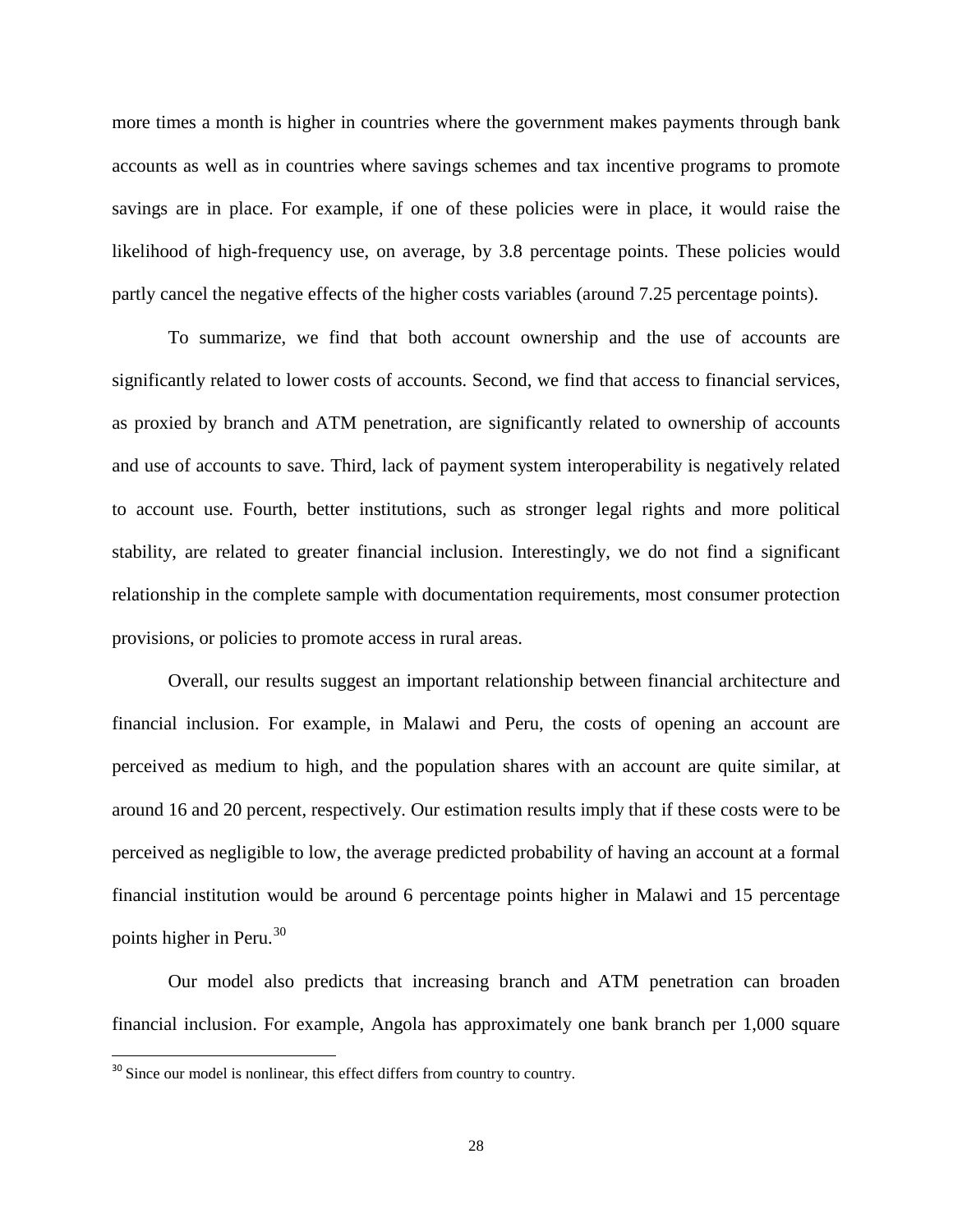more times a month is higher in countries where the government makes payments through bank accounts as well as in countries where savings schemes and tax incentive programs to promote savings are in place. For example, if one of these policies were in place, it would raise the likelihood of high-frequency use, on average, by 3.8 percentage points. These policies would partly cancel the negative effects of the higher costs variables (around 7.25 percentage points).

To summarize, we find that both account ownership and the use of accounts are significantly related to lower costs of accounts. Second, we find that access to financial services, as proxied by branch and ATM penetration, are significantly related to ownership of accounts and use of accounts to save. Third, lack of payment system interoperability is negatively related to account use. Fourth, better institutions, such as stronger legal rights and more political stability, are related to greater financial inclusion. Interestingly, we do not find a significant relationship in the complete sample with documentation requirements, most consumer protection provisions, or policies to promote access in rural areas.

Overall, our results suggest an important relationship between financial architecture and financial inclusion. For example, in Malawi and Peru, the costs of opening an account are perceived as medium to high, and the population shares with an account are quite similar, at around 16 and 20 percent, respectively. Our estimation results imply that if these costs were to be perceived as negligible to low, the average predicted probability of having an account at a formal financial institution would be around 6 percentage points higher in Malawi and 15 percentage points higher in Peru.[30]

Our model also predicts that increasing branch and ATM penetration can broaden financial inclusion. For example, Angola has approximately one bank branch per 1,000 square

[30] Since our model is nonlinear, this effect differs from country to country.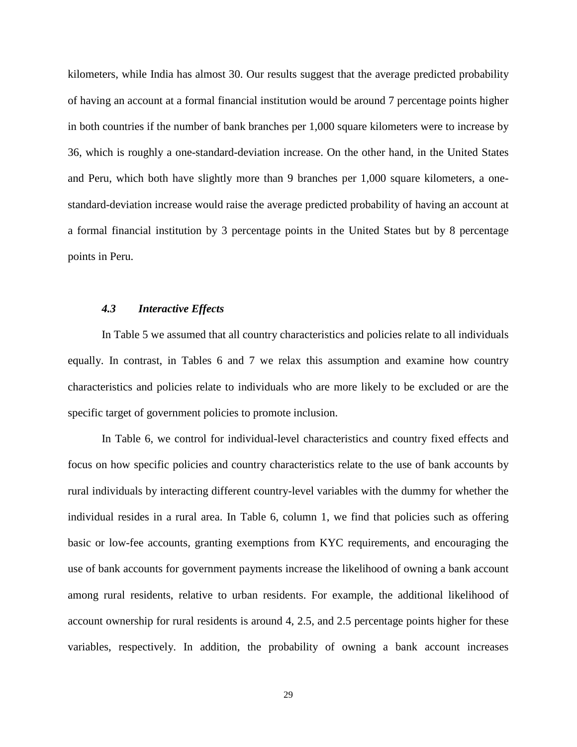kilometers, while India has almost 30. Our results suggest that the average predicted probability of having an account at a formal financial institution would be around 7 percentage points higher in both countries if the number of bank branches per 1,000 square kilometers were to increase by 36, which is roughly a one-standard-deviation increase. On the other hand, in the United States and Peru, which both have slightly more than 9 branches per 1,000 square kilometers, a one-standard-deviation increase would raise the average predicted probability of having an account at a formal financial institution by 3 percentage points in the United States but by 8 percentage points in Peru.

### *4.3 Interactive Effects*

In Table 5 we assumed that all country characteristics and policies relate to all individuals equally. In contrast, in Tables 6 and 7 we relax this assumption and examine how country characteristics and policies relate to individuals who are more likely to be excluded or are the specific target of government policies to promote inclusion.

In Table 6, we control for individual-level characteristics and country fixed effects and focus on how specific policies and country characteristics relate to the use of bank accounts by rural individuals by interacting different country-level variables with the dummy for whether the individual resides in a rural area. In Table 6, column 1, we find that policies such as offering basic or low-fee accounts, granting exemptions from KYC requirements, and encouraging the use of bank accounts for government payments increase the likelihood of owning a bank account among rural residents, relative to urban residents. For example, the additional likelihood of account ownership for rural residents is around 4, 2.5, and 2.5 percentage points higher for these variables, respectively. In addition, the probability of owning a bank account increases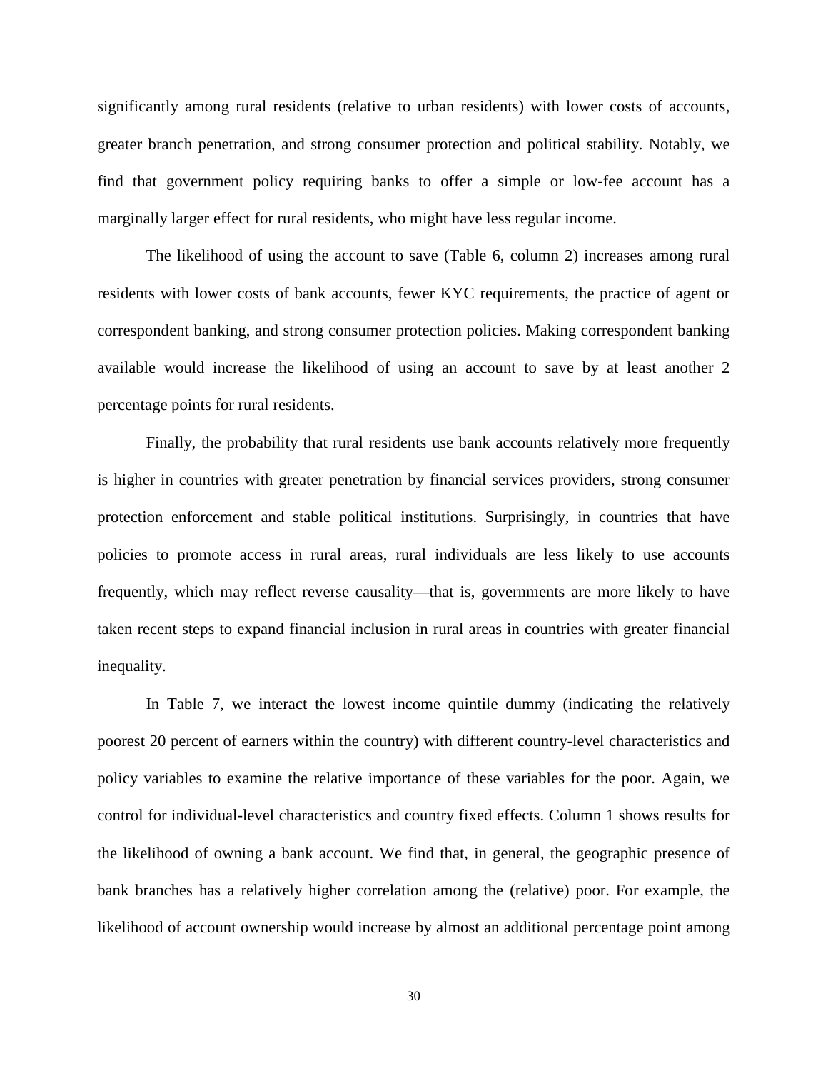significantly among rural residents (relative to urban residents) with lower costs of accounts, greater branch penetration, and strong consumer protection and political stability. Notably, we find that government policy requiring banks to offer a simple or low-fee account has a marginally larger effect for rural residents, who might have less regular income.

The likelihood of using the account to save (Table 6, column 2) increases among rural residents with lower costs of bank accounts, fewer KYC requirements, the practice of agent or correspondent banking, and strong consumer protection policies. Making correspondent banking available would increase the likelihood of using an account to save by at least another 2 percentage points for rural residents.

Finally, the probability that rural residents use bank accounts relatively more frequently is higher in countries with greater penetration by financial services providers, strong consumer protection enforcement and stable political institutions. Surprisingly, in countries that have policies to promote access in rural areas, rural individuals are less likely to use accounts frequently, which may reflect reverse causality—that is, governments are more likely to have taken recent steps to expand financial inclusion in rural areas in countries with greater financial inequality.

In Table 7, we interact the lowest income quintile dummy (indicating the relatively poorest 20 percent of earners within the country) with different country-level characteristics and policy variables to examine the relative importance of these variables for the poor. Again, we control for individual-level characteristics and country fixed effects. Column 1 shows results for the likelihood of owning a bank account. We find that, in general, the geographic presence of bank branches has a relatively higher correlation among the (relative) poor. For example, the likelihood of account ownership would increase by almost an additional percentage point among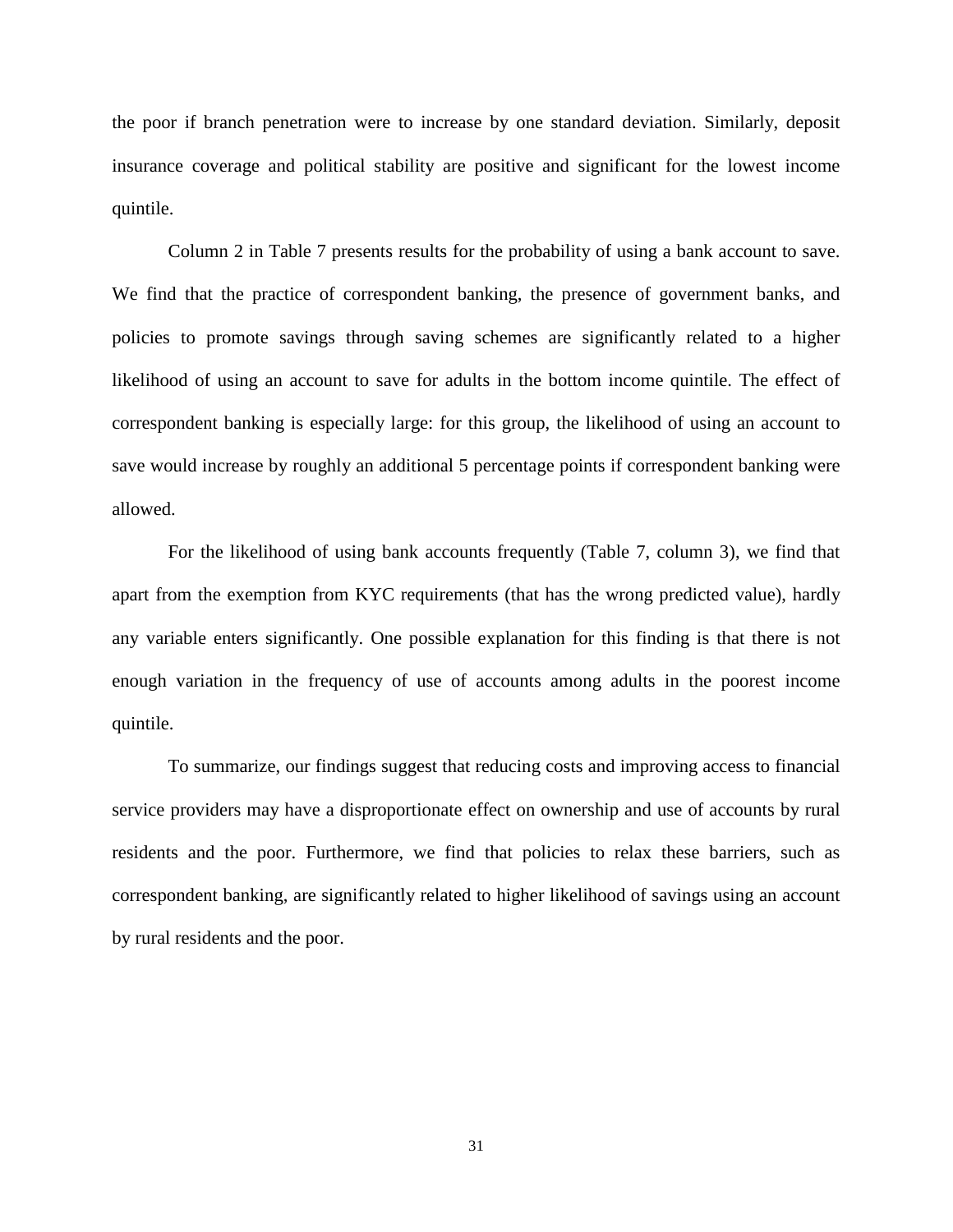the poor if branch penetration were to increase by one standard deviation. Similarly, deposit insurance coverage and political stability are positive and significant for the lowest income quintile.

Column 2 in Table 7 presents results for the probability of using a bank account to save. We find that the practice of correspondent banking, the presence of government banks, and policies to promote savings through saving schemes are significantly related to a higher likelihood of using an account to save for adults in the bottom income quintile. The effect of correspondent banking is especially large: for this group, the likelihood of using an account to save would increase by roughly an additional 5 percentage points if correspondent banking were allowed.

For the likelihood of using bank accounts frequently (Table 7, column 3), we find that apart from the exemption from KYC requirements (that has the wrong predicted value), hardly any variable enters significantly. One possible explanation for this finding is that there is not enough variation in the frequency of use of accounts among adults in the poorest income quintile.

To summarize, our findings suggest that reducing costs and improving access to financial service providers may have a disproportionate effect on ownership and use of accounts by rural residents and the poor. Furthermore, we find that policies to relax these barriers, such as correspondent banking, are significantly related to higher likelihood of savings using an account by rural residents and the poor.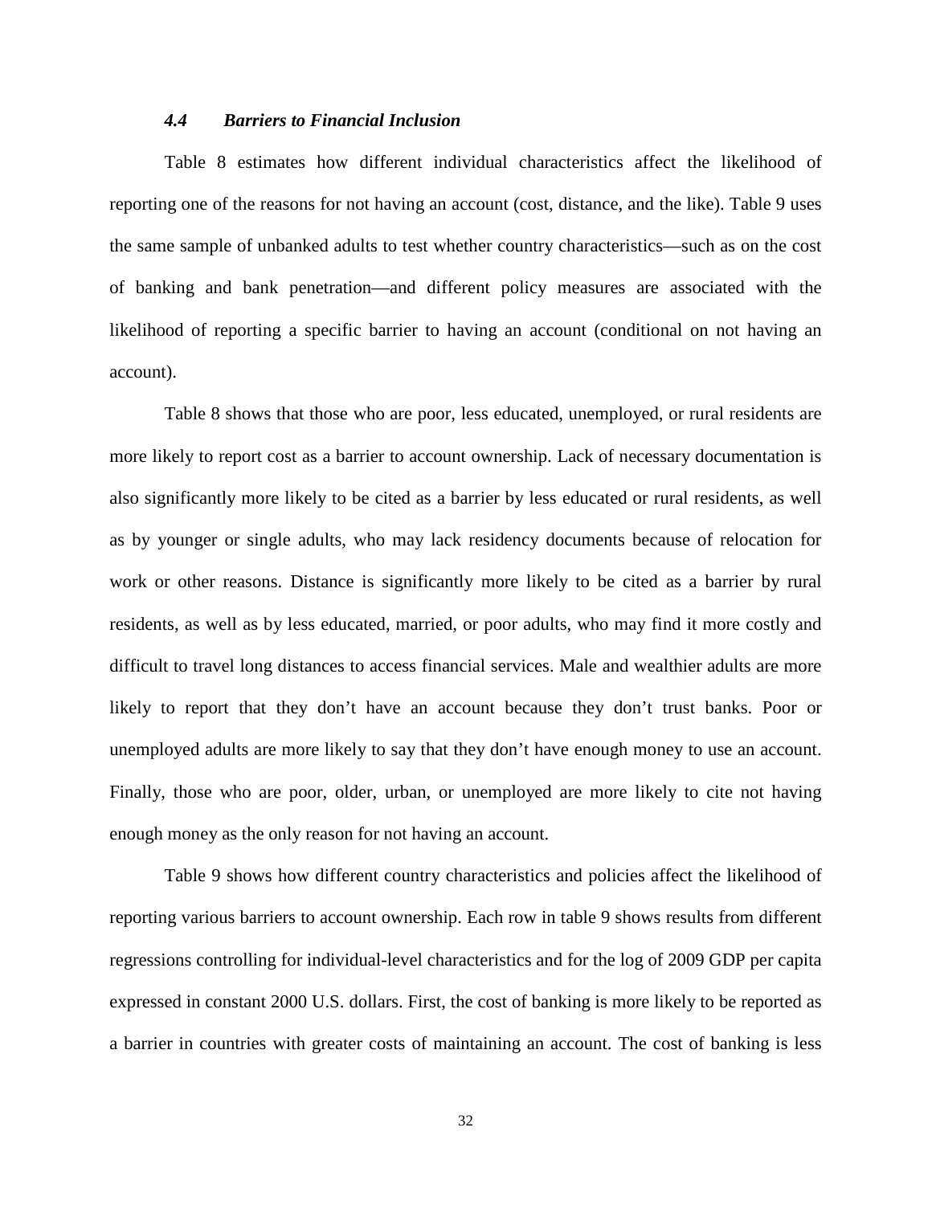### *4.4 Barriers to Financial Inclusion*

Table 8 estimates how different individual characteristics affect the likelihood of reporting one of the reasons for not having an account (cost, distance, and the like). Table 9 uses the same sample of unbanked adults to test whether country characteristics—such as on the cost of banking and bank penetration—and different policy measures are associated with the likelihood of reporting a specific barrier to having an account (conditional on not having an account).

Table 8 shows that those who are poor, less educated, unemployed, or rural residents are more likely to report cost as a barrier to account ownership. Lack of necessary documentation is also significantly more likely to be cited as a barrier by less educated or rural residents, as well as by younger or single adults, who may lack residency documents because of relocation for work or other reasons. Distance is significantly more likely to be cited as a barrier by rural residents, as well as by less educated, married, or poor adults, who may find it more costly and difficult to travel long distances to access financial services. Male and wealthier adults are more likely to report that they don't have an account because they don't trust banks. Poor or unemployed adults are more likely to say that they don't have enough money to use an account. Finally, those who are poor, older, urban, or unemployed are more likely to cite not having enough money as the only reason for not having an account.

Table 9 shows how different country characteristics and policies affect the likelihood of reporting various barriers to account ownership. Each row in table 9 shows results from different regressions controlling for individual-level characteristics and for the log of 2009 GDP per capita expressed in constant 2000 U.S. dollars. First, the cost of banking is more likely to be reported as a barrier in countries with greater costs of maintaining an account. The cost of banking is less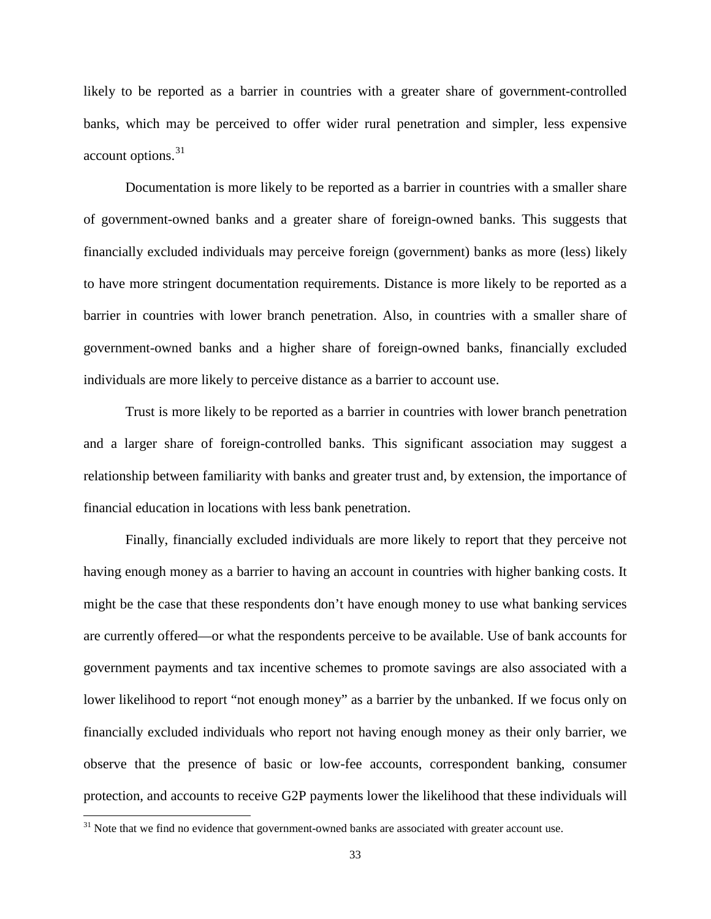likely to be reported as a barrier in countries with a greater share of government-controlled banks, which may be perceived to offer wider rural penetration and simpler, less expensive account options.[31]

Documentation is more likely to be reported as a barrier in countries with a smaller share of government-owned banks and a greater share of foreign-owned banks. This suggests that financially excluded individuals may perceive foreign (government) banks as more (less) likely to have more stringent documentation requirements. Distance is more likely to be reported as a barrier in countries with lower branch penetration. Also, in countries with a smaller share of government-owned banks and a higher share of foreign-owned banks, financially excluded individuals are more likely to perceive distance as a barrier to account use.

Trust is more likely to be reported as a barrier in countries with lower branch penetration and a larger share of foreign-controlled banks. This significant association may suggest a relationship between familiarity with banks and greater trust and, by extension, the importance of financial education in locations with less bank penetration.

Finally, financially excluded individuals are more likely to report that they perceive not having enough money as a barrier to having an account in countries with higher banking costs. It might be the case that these respondents don't have enough money to use what banking services are currently offered—or what the respondents perceive to be available. Use of bank accounts for government payments and tax incentive schemes to promote savings are also associated with a lower likelihood to report "not enough money" as a barrier by the unbanked. If we focus only on financially excluded individuals who report not having enough money as their only barrier, we observe that the presence of basic or low-fee accounts, correspondent banking, consumer protection, and accounts to receive G2P payments lower the likelihood that these individuals will

[31] Note that we find no evidence that government-owned banks are associated with greater account use.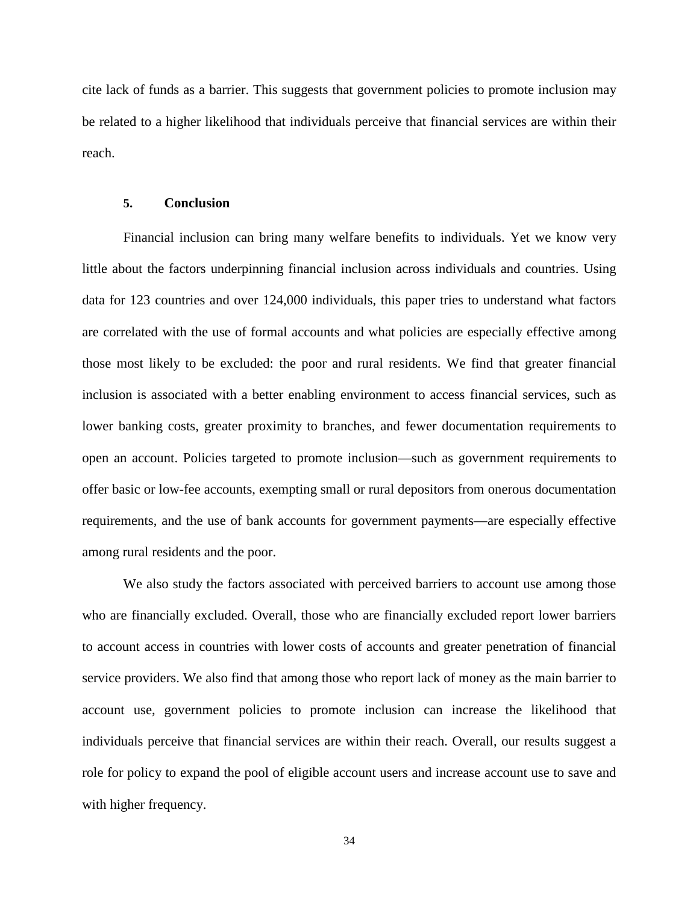cite lack of funds as a barrier. This suggests that government policies to promote inclusion may be related to a higher likelihood that individuals perceive that financial services are within their reach.

## 5. Conclusion

Financial inclusion can bring many welfare benefits to individuals. Yet we know very little about the factors underpinning financial inclusion across individuals and countries. Using data for 123 countries and over 124,000 individuals, this paper tries to understand what factors are correlated with the use of formal accounts and what policies are especially effective among those most likely to be excluded: the poor and rural residents. We find that greater financial inclusion is associated with a better enabling environment to access financial services, such as lower banking costs, greater proximity to branches, and fewer documentation requirements to open an account. Policies targeted to promote inclusion—such as government requirements to offer basic or low-fee accounts, exempting small or rural depositors from onerous documentation requirements, and the use of bank accounts for government payments—are especially effective among rural residents and the poor.

We also study the factors associated with perceived barriers to account use among those who are financially excluded. Overall, those who are financially excluded report lower barriers to account access in countries with lower costs of accounts and greater penetration of financial service providers. We also find that among those who report lack of money as the main barrier to account use, government policies to promote inclusion can increase the likelihood that individuals perceive that financial services are within their reach. Overall, our results suggest a role for policy to expand the pool of eligible account users and increase account use to save and with higher frequency.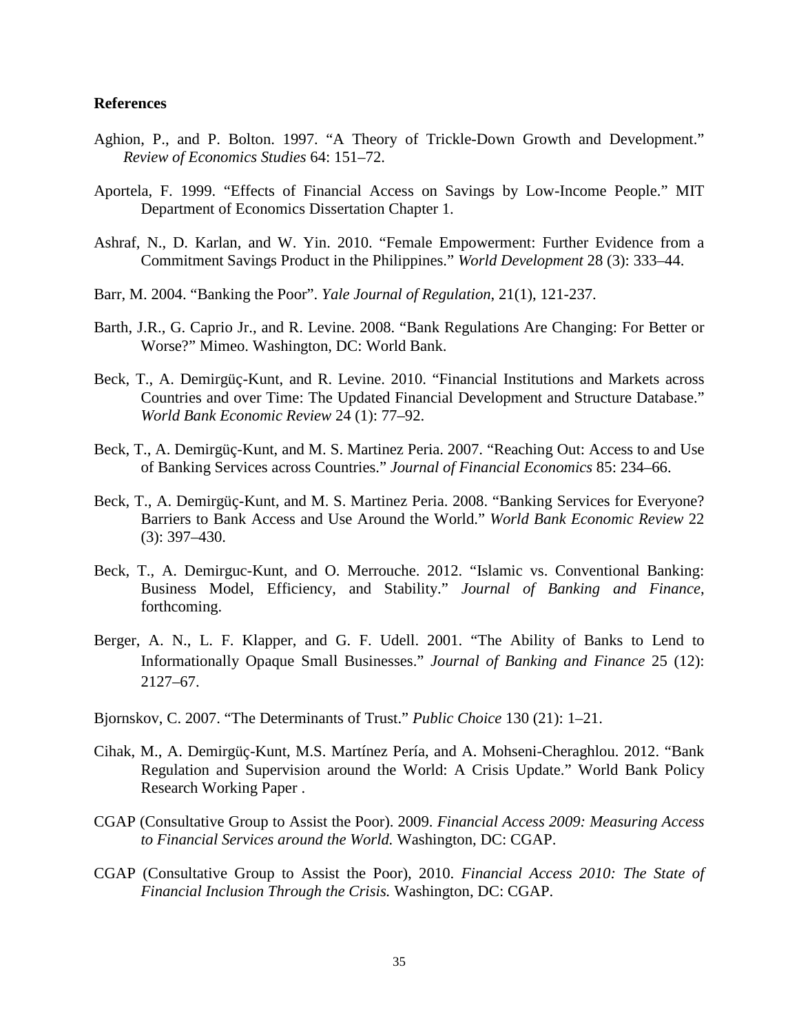**References**

Aghion, P., and P. Bolton. 1997. "A Theory of Trickle-Down Growth and Development." *Review of Economics Studies* 64: 151–72.

Aportela, F. 1999. "Effects of Financial Access on Savings by Low-Income People." MIT Department of Economics Dissertation Chapter 1.

Ashraf, N., D. Karlan, and W. Yin. 2010. "Female Empowerment: Further Evidence from a Commitment Savings Product in the Philippines." *World Development* 28 (3): 333–44.

Barr, M. 2004. "Banking the Poor". *Yale Journal of Regulation*, 21(1), 121-237.

Barth, J.R., G. Caprio Jr., and R. Levine. 2008. "Bank Regulations Are Changing: For Better or Worse?" Mimeo. Washington, DC: World Bank.

Beck, T., A. Demirgüç-Kunt, and R. Levine. 2010. "Financial Institutions and Markets across Countries and over Time: The Updated Financial Development and Structure Database." *World Bank Economic Review* 24 (1): 77–92.

Beck, T., A. Demirgüç-Kunt, and M. S. Martinez Peria. 2007. "Reaching Out: Access to and Use of Banking Services across Countries." *Journal of Financial Economics* 85: 234–66.

Beck, T., A. Demirgüç-Kunt, and M. S. Martinez Peria. 2008. "Banking Services for Everyone? Barriers to Bank Access and Use Around the World." *World Bank Economic Review* 22 (3): 397–430.

Beck, T., A. Demirguc-Kunt, and O. Merrouche. 2012. "Islamic vs. Conventional Banking: Business Model, Efficiency, and Stability." *Journal of Banking and Finance*, forthcoming.

Berger, A. N., L. F. Klapper, and G. F. Udell. 2001. "The Ability of Banks to Lend to Informationally Opaque Small Businesses." *Journal of Banking and Finance* 25 (12): 2127–67.

Bjornskov, C. 2007. "The Determinants of Trust." *Public Choice* 130 (21): 1–21.

Cihak, M., A. Demirgüç-Kunt, M.S. Martínez Pería, and A. Mohseni-Cheraghlou. 2012. "Bank Regulation and Supervision around the World: A Crisis Update." World Bank Policy Research Working Paper .

CGAP (Consultative Group to Assist the Poor). 2009. *Financial Access 2009: Measuring Access to Financial Services around the World.* Washington, DC: CGAP.

CGAP (Consultative Group to Assist the Poor), 2010. *Financial Access 2010: The State of Financial Inclusion Through the Crisis.* Washington, DC: CGAP.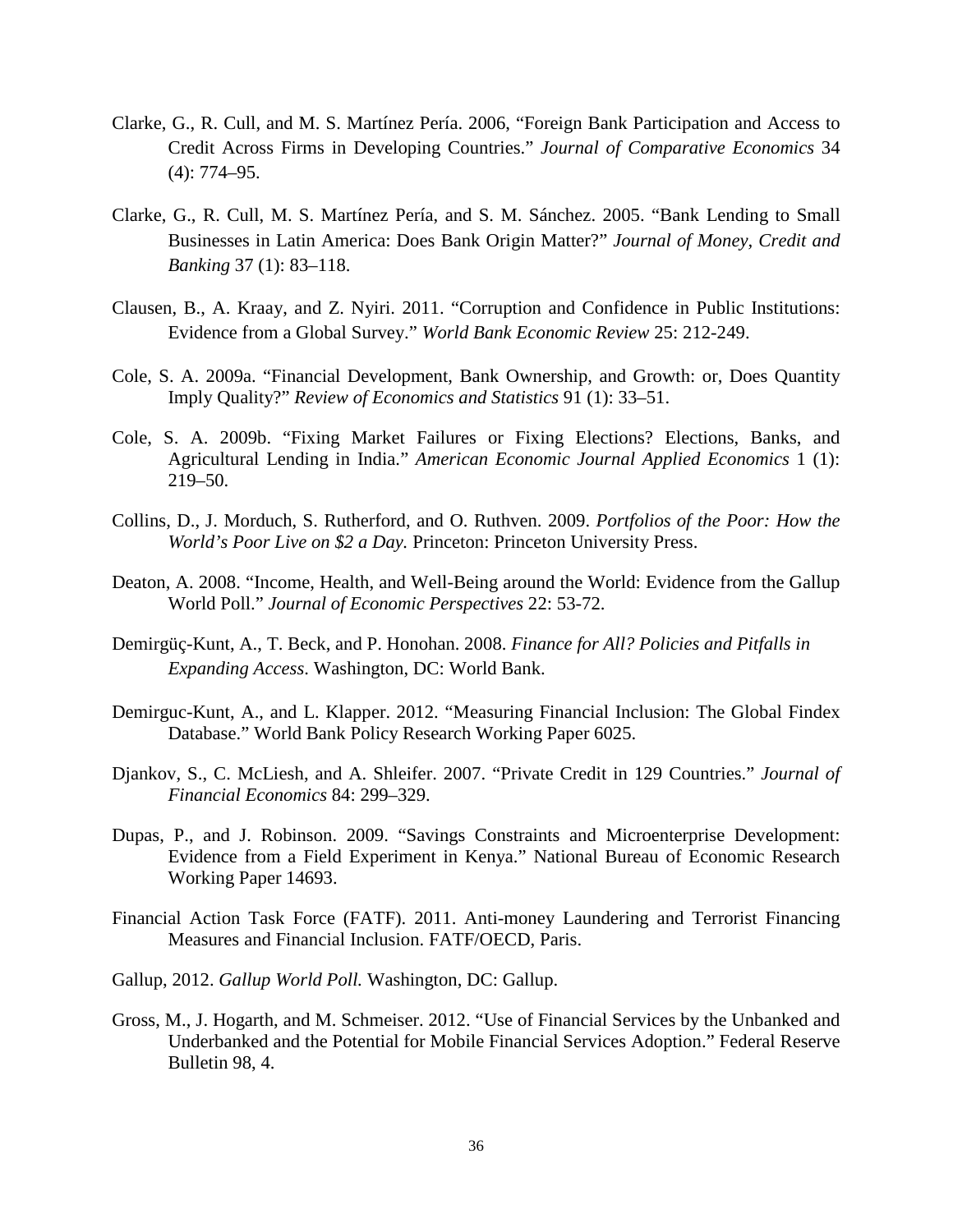Clarke, G., R. Cull, and M. S. Martínez Pería. 2006, "Foreign Bank Participation and Access to Credit Across Firms in Developing Countries." *Journal of Comparative Economics* 34 (4): 774–95.

Clarke, G., R. Cull, M. S. Martínez Pería, and S. M. Sánchez. 2005. "Bank Lending to Small Businesses in Latin America: Does Bank Origin Matter?" *Journal of Money, Credit and Banking* 37 (1): 83–118.

Clausen, B., A. Kraay, and Z. Nyiri. 2011. "Corruption and Confidence in Public Institutions: Evidence from a Global Survey." *World Bank Economic Review* 25: 212-249.

Cole, S. A. 2009a. "Financial Development, Bank Ownership, and Growth: or, Does Quantity Imply Quality?" *Review of Economics and Statistics* 91 (1): 33–51.

Cole, S. A. 2009b. "Fixing Market Failures or Fixing Elections? Elections, Banks, and Agricultural Lending in India." *American Economic Journal Applied Economics* 1 (1): 219–50.

Collins, D., J. Morduch, S. Rutherford, and O. Ruthven. 2009. *Portfolios of the Poor: How the World's Poor Live on $2 a Day.* Princeton: Princeton University Press.

Deaton, A. 2008. "Income, Health, and Well-Being around the World: Evidence from the Gallup World Poll." *Journal of Economic Perspectives* 22: 53-72.

Demirgüç-Kunt, A., T. Beck, and P. Honohan. 2008. *Finance for All? Policies and Pitfalls in Expanding Access*. Washington, DC: World Bank.

Demirguc-Kunt, A., and L. Klapper. 2012. "Measuring Financial Inclusion: The Global Findex Database." World Bank Policy Research Working Paper 6025.

Djankov, S., C. McLiesh, and A. Shleifer. 2007. "Private Credit in 129 Countries." *Journal of Financial Economics* 84: 299–329.

Dupas, P., and J. Robinson. 2009. "Savings Constraints and Microenterprise Development: Evidence from a Field Experiment in Kenya." National Bureau of Economic Research Working Paper 14693.

Financial Action Task Force (FATF). 2011. Anti-money Laundering and Terrorist Financing Measures and Financial Inclusion. FATF/OECD, Paris.

Gallup, 2012. *Gallup World Poll.* Washington, DC: Gallup.

Gross, M., J. Hogarth, and M. Schmeiser. 2012. "Use of Financial Services by the Unbanked and Underbanked and the Potential for Mobile Financial Services Adoption." Federal Reserve Bulletin 98, 4.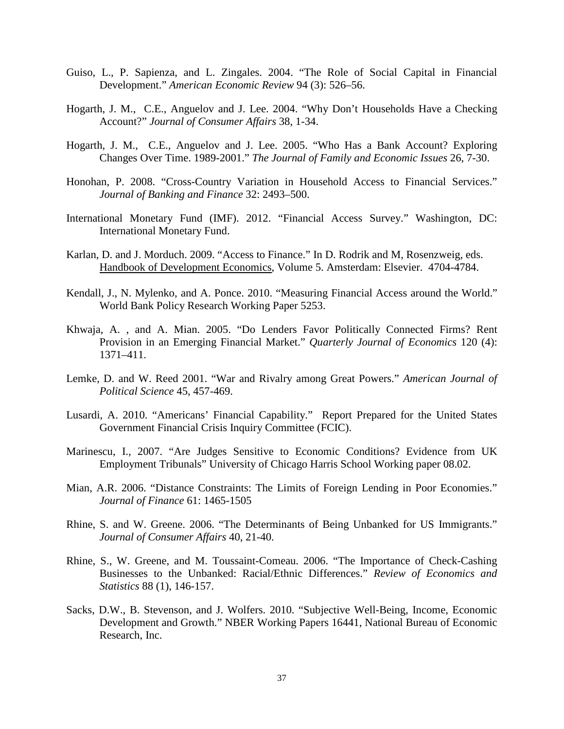Guiso, L., P. Sapienza, and L. Zingales. 2004. "The Role of Social Capital in Financial Development." *American Economic Review* 94 (3): 526–56.

Hogarth, J. M., C.E., Anguelov and J. Lee. 2004. "Why Don't Households Have a Checking Account?" *Journal of Consumer Affairs* 38, 1-34.

Hogarth, J. M., C.E., Anguelov and J. Lee. 2005. "Who Has a Bank Account? Exploring Changes Over Time. 1989-2001." *The Journal of Family and Economic Issues* 26, 7-30.

Honohan, P. 2008. "Cross-Country Variation in Household Access to Financial Services." *Journal of Banking and Finance* 32: 2493–500.

International Monetary Fund (IMF). 2012. "Financial Access Survey." Washington, DC: International Monetary Fund.

Karlan, D. and J. Morduch. 2009. "Access to Finance." In D. Rodrik and M, Rosenzweig, eds. Handbook of Development Economics, Volume 5. Amsterdam: Elsevier. 4704-4784.

Kendall, J., N. Mylenko, and A. Ponce. 2010. "Measuring Financial Access around the World." World Bank Policy Research Working Paper 5253.

Khwaja, A. , and A. Mian. 2005. "Do Lenders Favor Politically Connected Firms? Rent Provision in an Emerging Financial Market." *Quarterly Journal of Economics* 120 (4): 1371–411.

Lemke, D. and W. Reed 2001. "War and Rivalry among Great Powers." *American Journal of Political Science* 45, 457-469.

Lusardi, A. 2010. "Americans' Financial Capability." Report Prepared for the United States Government Financial Crisis Inquiry Committee (FCIC).

Marinescu, I., 2007. "Are Judges Sensitive to Economic Conditions? Evidence from UK Employment Tribunals" University of Chicago Harris School Working paper 08.02.

Mian, A.R. 2006. "Distance Constraints: The Limits of Foreign Lending in Poor Economies." *Journal of Finance* 61: 1465-1505

Rhine, S. and W. Greene. 2006. "The Determinants of Being Unbanked for US Immigrants." *Journal of Consumer Affairs* 40, 21-40.

Rhine, S., W. Greene, and M. Toussaint-Comeau. 2006. "The Importance of Check-Cashing Businesses to the Unbanked: Racial/Ethnic Differences." *Review of Economics and Statistics* 88 (1), 146-157.

Sacks, D.W., B. Stevenson, and J. Wolfers. 2010. "Subjective Well-Being, Income, Economic Development and Growth." NBER Working Papers 16441, National Bureau of Economic Research, Inc.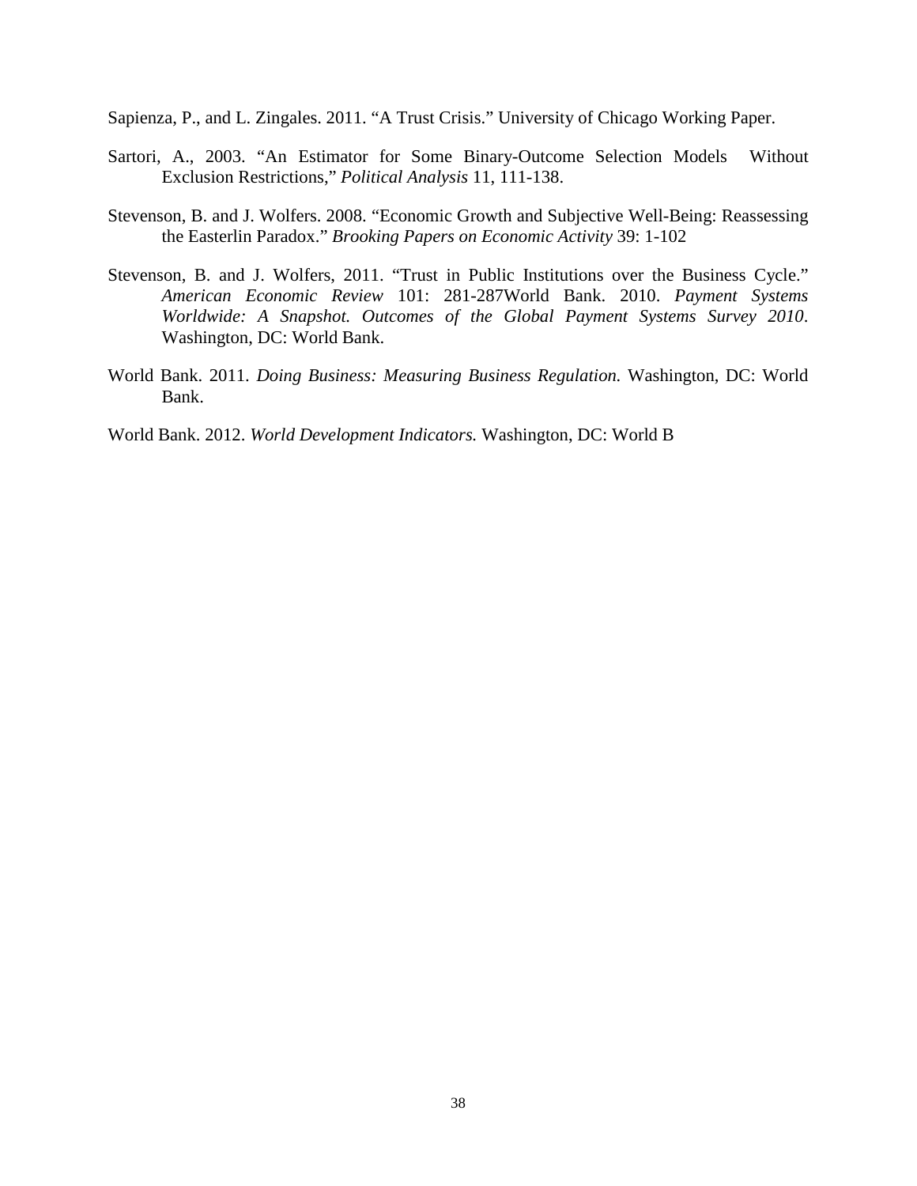Sapienza, P., and L. Zingales. 2011. "A Trust Crisis." University of Chicago Working Paper.

Sartori, A., 2003. "An Estimator for Some Binary-Outcome Selection Models Without Exclusion Restrictions," *Political Analysis* 11, 111-138.

Stevenson, B. and J. Wolfers. 2008. "Economic Growth and Subjective Well-Being: Reassessing the Easterlin Paradox." *Brooking Papers on Economic Activity* 39: 1-102

Stevenson, B. and J. Wolfers, 2011. "Trust in Public Institutions over the Business Cycle." *American Economic Review* 101: 281-287World Bank. 2010. *Payment Systems Worldwide: A Snapshot. Outcomes of the Global Payment Systems Survey 2010*. Washington, DC: World Bank.

World Bank. 2011. *Doing Business: Measuring Business Regulation.* Washington, DC: World Bank.

World Bank. 2012. *World Development Indicators.* Washington, DC: World B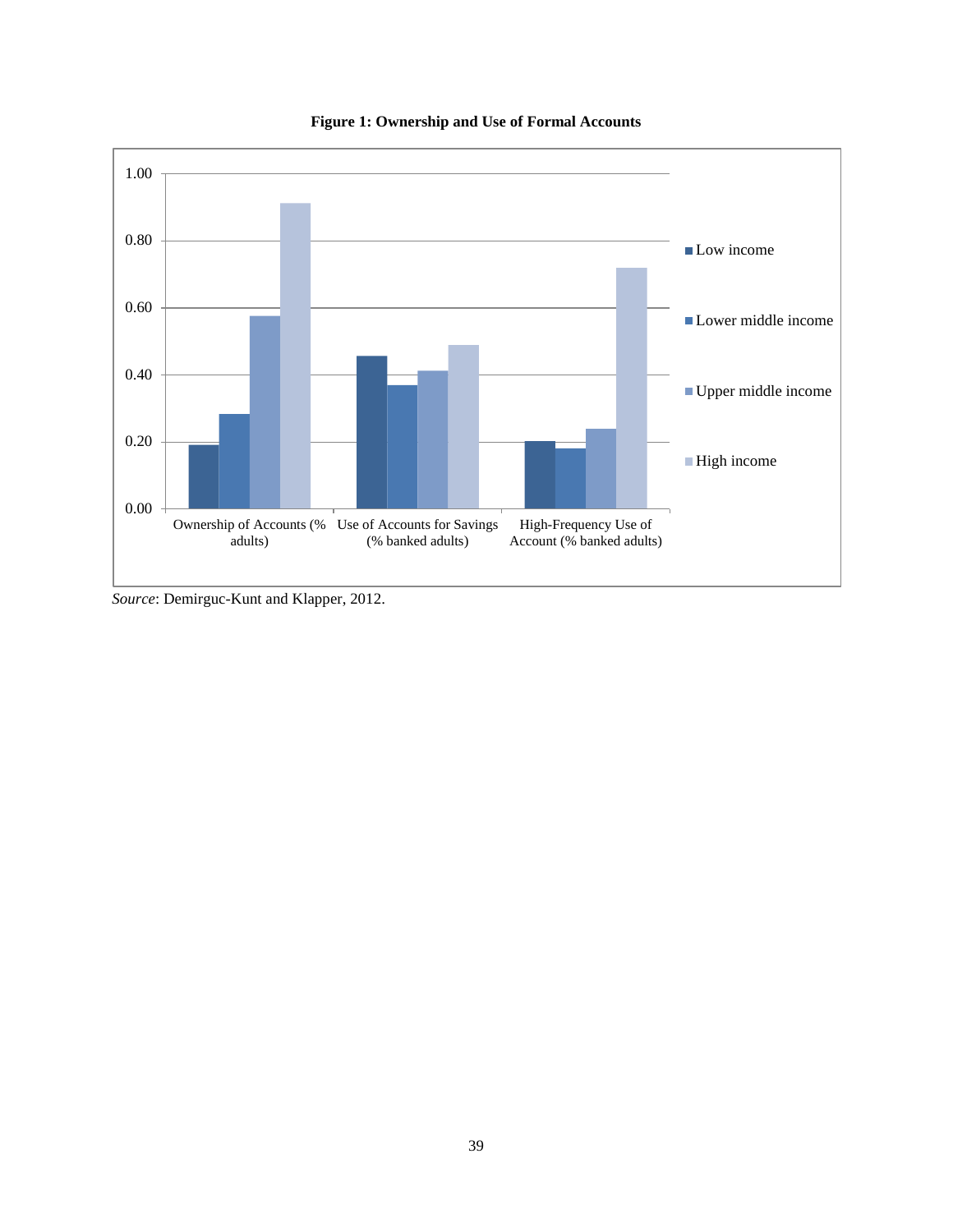**Figure 1: Ownership and Use of Formal Accounts**

*Source*: Demirguc-Kunt and Klapper, 2012.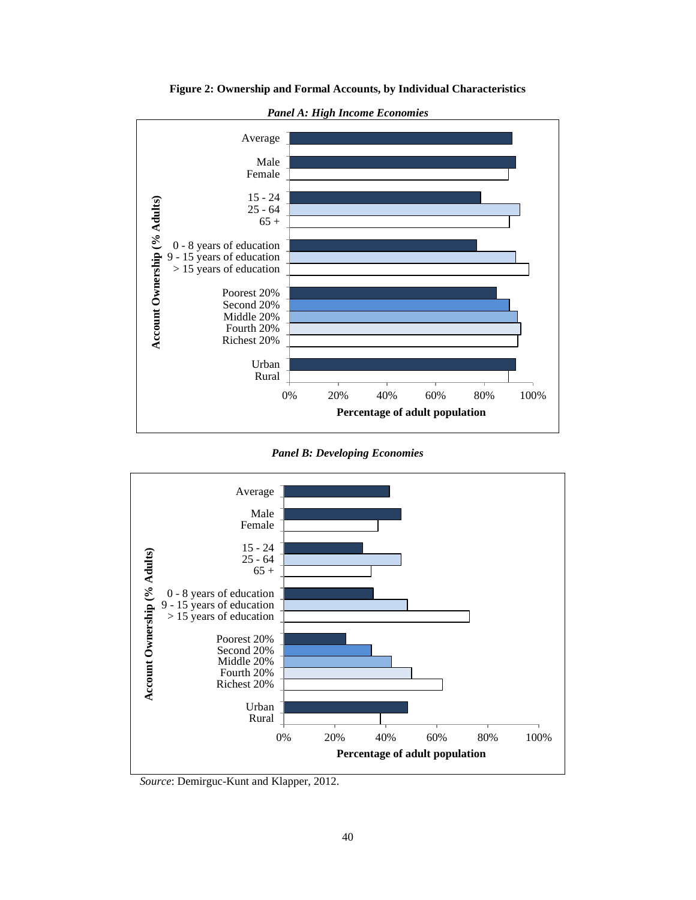**Figure 2: Ownership and Formal Accounts, by Individual Characteristics**

*Panel A: High Income Economies*

Account Ownership (% Adults)

Average
Male
Female
15 - 24
25 - 64
65 +
0 - 8 years of education
9 - 15 years of education
> 15 years of education
Poorest 20%
Second 20%
Middle 20%
Fourth 20%
Richest 20%
Urban
Rural

0% 20% 40% 60% 80% 100%

**Percentage of adult population**

*Panel B: Developing Economies*

Account Ownership (% Adults)

Average
Male
Female
15 - 24
25 - 64
65 +
0 - 8 years of education
9 - 15 years of education
> 15 years of education
Poorest 20%
Second 20%
Middle 20%
Fourth 20%
Richest 20%
Urban
Rural

0% 20% 40% 60% 80% 100%

**Percentage of adult population**

*Source*: Demirguc-Kunt and Klapper, 2012.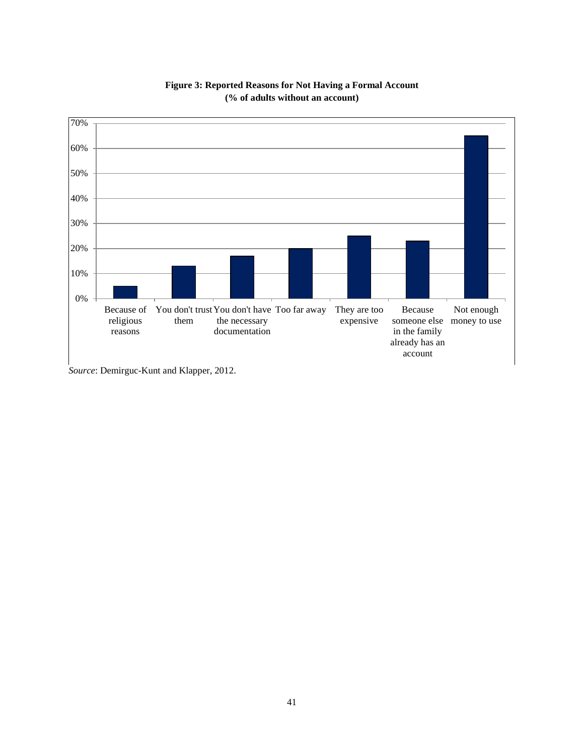**Figure 3: Reported Reasons for Not Having a Formal Account**
**(% of adults without an account)**

*Source*: Demirguc-Kunt and Klapper, 2012.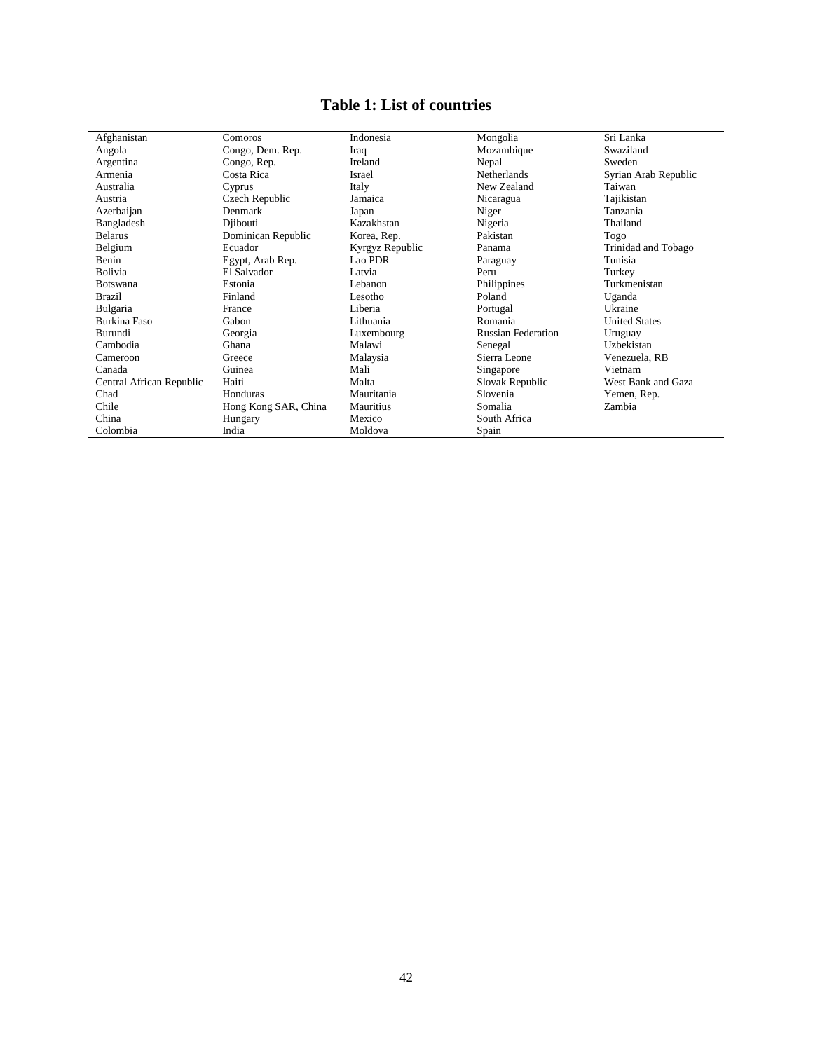# Table 1: List of countries

| | | | | |
|---|---|---|---|---|
| Afghanistan | Comoros | Indonesia | Mongolia | Sri Lanka |
| Angola | Congo, Dem. Rep. | Iraq | Mozambique | Swaziland |
| Argentina | Congo, Rep. | Ireland | Nepal | Sweden |
| Armenia | Costa Rica | Israel | Netherlands | Syrian Arab Republic |
| Australia | Cyprus | Italy | New Zealand | Taiwan |
| Austria | Czech Republic | Jamaica | Nicaragua | Tajikistan |
| Azerbaijan | Denmark | Japan | Niger | Tanzania |
| Bangladesh | Djibouti | Kazakhstan | Nigeria | Thailand |
| Belarus | Dominican Republic | Korea, Rep. | Pakistan | Togo |
| Belgium | Ecuador | Kyrgyz Republic | Panama | Trinidad and Tobago |
| Benin | Egypt, Arab Rep. | Lao PDR | Paraguay | Tunisia |
| Bolivia | El Salvador | Latvia | Peru | Turkey |
| Botswana | Estonia | Lebanon | Philippines | Turkmenistan |
| Brazil | Finland | Lesotho | Poland | Uganda |
| Bulgaria | France | Liberia | Portugal | Ukraine |
| Burkina Faso | Gabon | Lithuania | Romania | United States |
| Burundi | Georgia | Luxembourg | Russian Federation | Uruguay |
| Cambodia | Ghana | Malawi | Senegal | Uzbekistan |
| Cameroon | Greece | Malaysia | Sierra Leone | Venezuela, RB |
| Canada | Guinea | Mali | Singapore | Vietnam |
| Central African Republic | Haiti | Malta | Slovak Republic | West Bank and Gaza |
| Chad | Honduras | Mauritania | Slovenia | Yemen, Rep. |
| Chile | Hong Kong SAR, China | Mauritius | Somalia | Zambia |
| China | Hungary | Mexico | South Africa | |
| Colombia | India | Moldova | Spain | |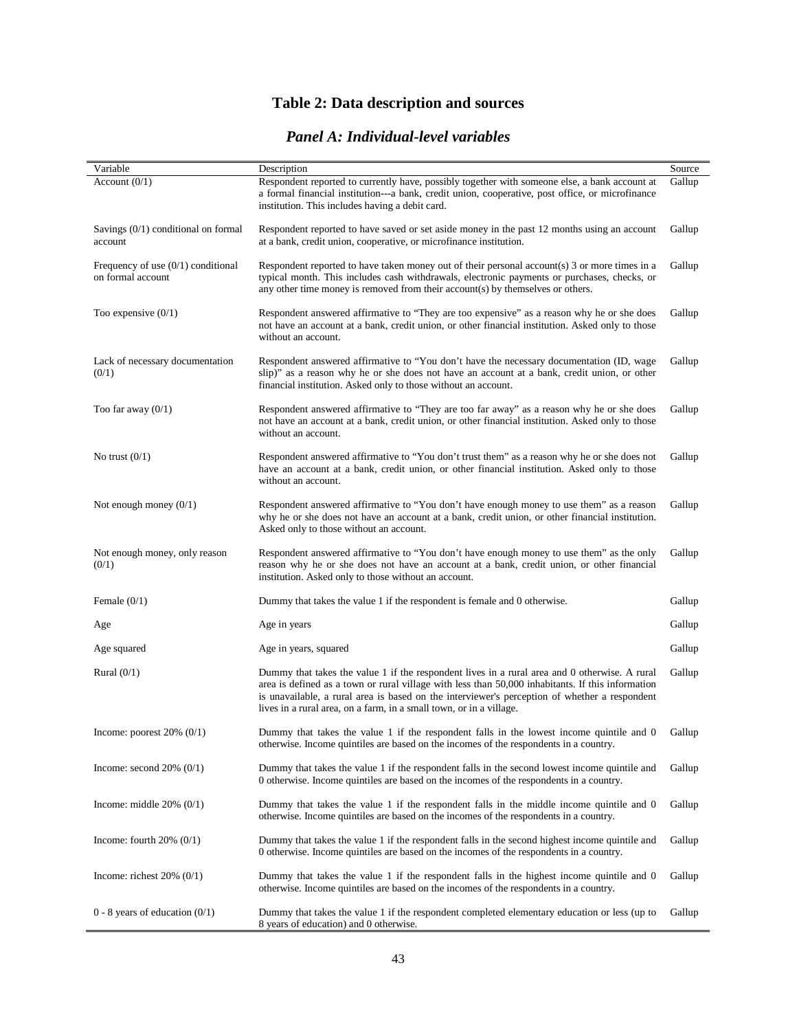# Table 2: Data description and sources

## *Panel A: Individual-level variables*

| Variable | Description | Source |
|---|---|---|
| Account (0/1) | Respondent reported to currently have, possibly together with someone else, a bank account at a formal financial institution---a bank, credit union, cooperative, post office, or microfinance institution. This includes having a debit card. | Gallup |
| Savings (0/1) conditional on formal account | Respondent reported to have saved or set aside money in the past 12 months using an account at a bank, credit union, cooperative, or microfinance institution. | Gallup |
| Frequency of use (0/1) conditional on formal account | Respondent reported to have taken money out of their personal account(s) 3 or more times in a typical month. This includes cash withdrawals, electronic payments or purchases, checks, or any other time money is removed from their account(s) by themselves or others. | Gallup |
| Too expensive (0/1) | Respondent answered affirmative to "They are too expensive" as a reason why he or she does not have an account at a bank, credit union, or other financial institution. Asked only to those without an account. | Gallup |
| Lack of necessary documentation (0/1) | Respondent answered affirmative to "You don't have the necessary documentation (ID, wage slip)" as a reason why he or she does not have an account at a bank, credit union, or other financial institution. Asked only to those without an account. | Gallup |
| Too far away (0/1) | Respondent answered affirmative to "They are too far away" as a reason why he or she does not have an account at a bank, credit union, or other financial institution. Asked only to those without an account. | Gallup |
| No trust (0/1) | Respondent answered affirmative to "You don't trust them" as a reason why he or she does not have an account at a bank, credit union, or other financial institution. Asked only to those without an account. | Gallup |
| Not enough money (0/1) | Respondent answered affirmative to "You don't have enough money to use them" as a reason why he or she does not have an account at a bank, credit union, or other financial institution. Asked only to those without an account. | Gallup |
| Not enough money, only reason (0/1) | Respondent answered affirmative to "You don't have enough money to use them" as the only reason why he or she does not have an account at a bank, credit union, or other financial institution. Asked only to those without an account. | Gallup |
| Female (0/1) | Dummy that takes the value 1 if the respondent is female and 0 otherwise. | Gallup |
| Age | Age in years | Gallup |
| Age squared | Age in years, squared | Gallup |
| Rural (0/1) | Dummy that takes the value 1 if the respondent lives in a rural area and 0 otherwise. A rural area is defined as a town or rural village with less than 50,000 inhabitants. If this information is unavailable, a rural area is based on the interviewer's perception of whether a respondent lives in a rural area, on a farm, in a small town, or in a village. | Gallup |
| Income: poorest 20% (0/1) | Dummy that takes the value 1 if the respondent falls in the lowest income quintile and 0 otherwise. Income quintiles are based on the incomes of the respondents in a country. | Gallup |
| Income: second 20% (0/1) | Dummy that takes the value 1 if the respondent falls in the second lowest income quintile and 0 otherwise. Income quintiles are based on the incomes of the respondents in a country. | Gallup |
| Income: middle 20% (0/1) | Dummy that takes the value 1 if the respondent falls in the middle income quintile and 0 otherwise. Income quintiles are based on the incomes of the respondents in a country. | Gallup |
| Income: fourth 20% (0/1) | Dummy that takes the value 1 if the respondent falls in the second highest income quintile and 0 otherwise. Income quintiles are based on the incomes of the respondents in a country. | Gallup |
| Income: richest 20% (0/1) | Dummy that takes the value 1 if the respondent falls in the highest income quintile and 0 otherwise. Income quintiles are based on the incomes of the respondents in a country. | Gallup |
| 0 - 8 years of education (0/1) | Dummy that takes the value 1 if the respondent completed elementary education or less (up to 8 years of education) and 0 otherwise. | Gallup |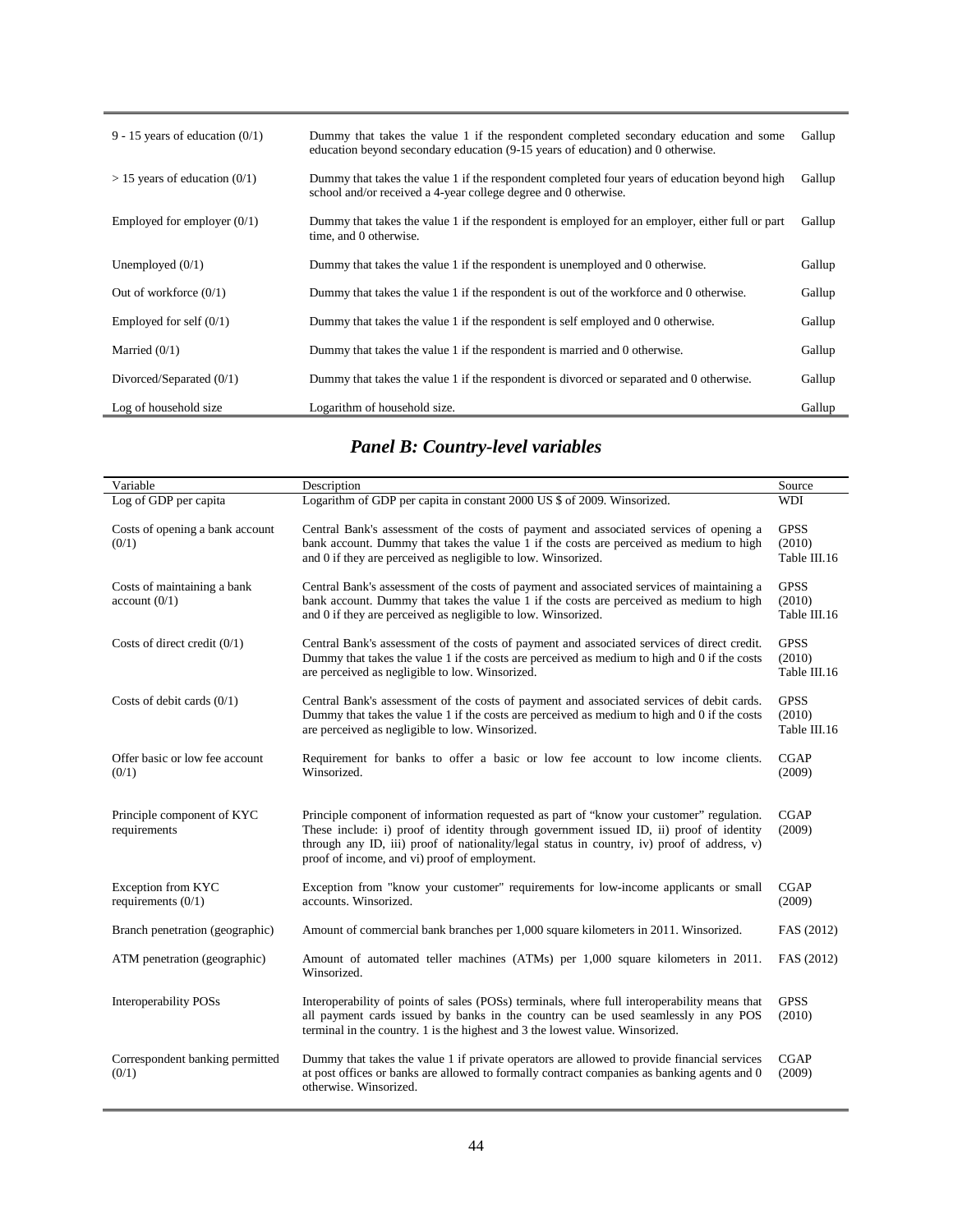| | | |
|---|---|---|
| 9 - 15 years of education (0/1) | Dummy that takes the value 1 if the respondent completed secondary education and some education beyond secondary education (9-15 years of education) and 0 otherwise. | Gallup |
| > 15 years of education (0/1) | Dummy that takes the value 1 if the respondent completed four years of education beyond high school and/or received a 4-year college degree and 0 otherwise. | Gallup |
| Employed for employer (0/1) | Dummy that takes the value 1 if the respondent is employed for an employer, either full or part time, and 0 otherwise. | Gallup |
| Unemployed (0/1) | Dummy that takes the value 1 if the respondent is unemployed and 0 otherwise. | Gallup |
| Out of workforce (0/1) | Dummy that takes the value 1 if the respondent is out of the workforce and 0 otherwise. | Gallup |
| Employed for self (0/1) | Dummy that takes the value 1 if the respondent is self employed and 0 otherwise. | Gallup |
| Married (0/1) | Dummy that takes the value 1 if the respondent is married and 0 otherwise. | Gallup |
| Divorced/Separated (0/1) | Dummy that takes the value 1 if the respondent is divorced or separated and 0 otherwise. | Gallup |
| Log of household size | Logarithm of household size. | Gallup |

## *Panel B: Country-level variables*

| Variable | Description | Source |
|---|---|---|
| Log of GDP per capita | Logarithm of GDP per capita in constant 2000 US $ of 2009. Winsorized. | WDI |
| Costs of opening a bank account (0/1) | Central Bank's assessment of the costs of payment and associated services of opening a bank account. Dummy that takes the value 1 if the costs are perceived as medium to high and 0 if they are perceived as negligible to low. Winsorized. | GPSS (2010) Table III.16 |
| Costs of maintaining a bank account (0/1) | Central Bank's assessment of the costs of payment and associated services of maintaining a bank account. Dummy that takes the value 1 if the costs are perceived as medium to high and 0 if they are perceived as negligible to low. Winsorized. | GPSS (2010) Table III.16 |
| Costs of direct credit (0/1) | Central Bank's assessment of the costs of payment and associated services of direct credit. Dummy that takes the value 1 if the costs are perceived as medium to high and 0 if the costs are perceived as negligible to low. Winsorized. | GPSS (2010) Table III.16 |
| Costs of debit cards (0/1) | Central Bank's assessment of the costs of payment and associated services of debit cards. Dummy that takes the value 1 if the costs are perceived as medium to high and 0 if the costs are perceived as negligible to low. Winsorized. | GPSS (2010) Table III.16 |
| Offer basic or low fee account (0/1) | Requirement for banks to offer a basic or low fee account to low income clients. Winsorized. | CGAP (2009) |
| Principle component of KYC requirements | Principle component of information requested as part of "know your customer" regulation. These include: i) proof of identity through government issued ID, ii) proof of identity through any ID, iii) proof of nationality/legal status in country, iv) proof of address, v) proof of income, and vi) proof of employment. | CGAP (2009) |
| Exception from KYC requirements (0/1) | Exception from "know your customer" requirements for low-income applicants or small accounts. Winsorized. | CGAP (2009) |
| Branch penetration (geographic) | Amount of commercial bank branches per 1,000 square kilometers in 2011. Winsorized. | FAS (2012) |
| ATM penetration (geographic) | Amount of automated teller machines (ATMs) per 1,000 square kilometers in 2011. Winsorized. | FAS (2012) |
| Interoperability POSs | Interoperability of points of sales (POSs) terminals, where full interoperability means that all payment cards issued by banks in the country can be used seamlessly in any POS terminal in the country. 1 is the highest and 3 the lowest value. Winsorized. | GPSS (2010) |
| Correspondent banking permitted (0/1) | Dummy that takes the value 1 if private operators are allowed to provide financial services at post offices or banks are allowed to formally contract companies as banking agents and 0 otherwise. Winsorized. | CGAP (2009) |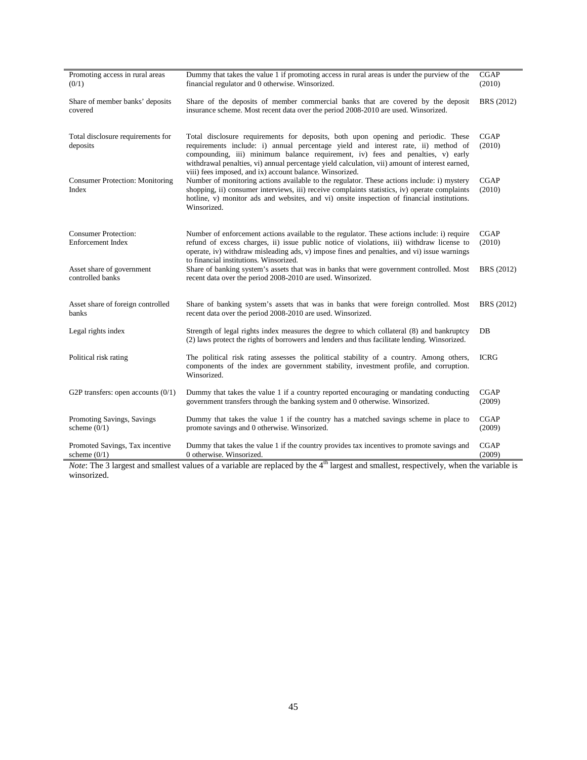| | | |
|---|---|---|
| Promoting access in rural areas (0/1) | Dummy that takes the value 1 if promoting access in rural areas is under the purview of the financial regulator and 0 otherwise. Winsorized. | CGAP (2010) |
| Share of member banks' deposits covered | Share of the deposits of member commercial banks that are covered by the deposit insurance scheme. Most recent data over the period 2008-2010 are used. Winsorized. | BRS (2012) |
| Total disclosure requirements for deposits | Total disclosure requirements for deposits, both upon opening and periodic. These requirements include: i) annual percentage yield and interest rate, ii) method of compounding, iii) minimum balance requirement, iv) fees and penalties, v) early withdrawal penalties, vi) annual percentage yield calculation, vii) amount of interest earned, viii) fees imposed, and ix) account balance. Winsorized. | CGAP (2010) |
| Consumer Protection: Monitoring Index | Number of monitoring actions available to the regulator. These actions include: i) mystery shopping, ii) consumer interviews, iii) receive complaints statistics, iv) operate complaints hotline, v) monitor ads and websites, and vi) onsite inspection of financial institutions. Winsorized. | CGAP (2010) |
| Consumer Protection: Enforcement Index | Number of enforcement actions available to the regulator. These actions include: i) require refund of excess charges, ii) issue public notice of violations, iii) withdraw license to operate, iv) withdraw misleading ads, v) impose fines and penalties, and vi) issue warnings to financial institutions. Winsorized. | CGAP (2010) |
| Asset share of government controlled banks | Share of banking system's assets that was in banks that were government controlled. Most recent data over the period 2008-2010 are used. Winsorized. | BRS (2012) |
| Asset share of foreign controlled banks | Share of banking system's assets that was in banks that were foreign controlled. Most recent data over the period 2008-2010 are used. Winsorized. | BRS (2012) |
| Legal rights index | Strength of legal rights index measures the degree to which collateral (8) and bankruptcy (2) laws protect the rights of borrowers and lenders and thus facilitate lending. Winsorized. | DB |
| Political risk rating | The political risk rating assesses the political stability of a country. Among others, components of the index are government stability, investment profile, and corruption. Winsorized. | ICRG |
| G2P transfers: open accounts (0/1) | Dummy that takes the value 1 if a country reported encouraging or mandating conducting government transfers through the banking system and 0 otherwise. Winsorized. | CGAP (2009) |
| Promoting Savings, Savings scheme (0/1) | Dummy that takes the value 1 if the country has a matched savings scheme in place to promote savings and 0 otherwise. Winsorized. | CGAP (2009) |
| Promoted Savings, Tax incentive scheme (0/1) | Dummy that takes the value 1 if the country provides tax incentives to promote savings and 0 otherwise. Winsorized. | CGAP (2009) |

*Note*: The 3 largest and smallest values of a variable are replaced by the 4th largest and smallest, respectively, when the variable is winsorized.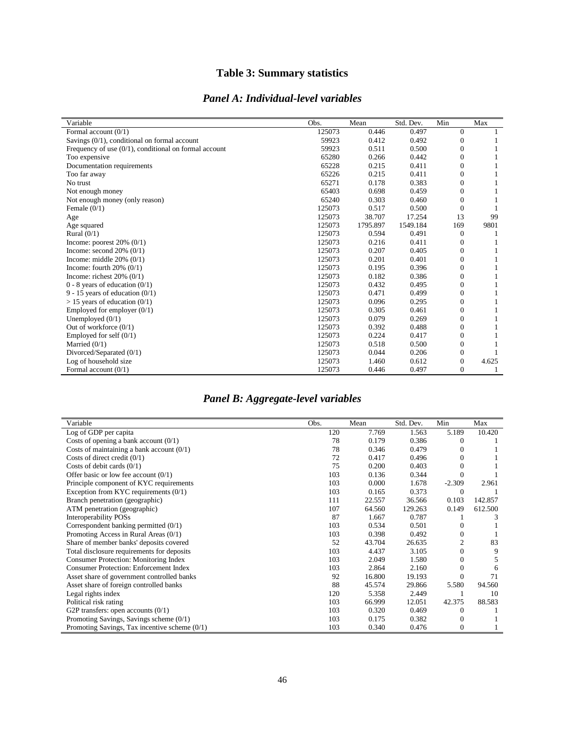# Table 3: Summary statistics

## *Panel A: Individual-level variables*

| Variable | Obs. | Mean | Std. Dev. | Min | Max |
|---|---|---|---|---|---|
| Formal account (0/1) | 125073 | 0.446 | 0.497 | 0 | 1 |
| Savings (0/1), conditional on formal account | 59923 | 0.412 | 0.492 | 0 | 1 |
| Frequency of use (0/1), conditional on formal account | 59923 | 0.511 | 0.500 | 0 | 1 |
| Too expensive | 65280 | 0.266 | 0.442 | 0 | 1 |
| Documentation requirements | 65228 | 0.215 | 0.411 | 0 | 1 |
| Too far away | 65226 | 0.215 | 0.411 | 0 | 1 |
| No trust | 65271 | 0.178 | 0.383 | 0 | 1 |
| Not enough money | 65403 | 0.698 | 0.459 | 0 | 1 |
| Not enough money (only reason) | 65240 | 0.303 | 0.460 | 0 | 1 |
| Female (0/1) | 125073 | 0.517 | 0.500 | 0 | 1 |
| Age | 125073 | 38.707 | 17.254 | 13 | 99 |
| Age squared | 125073 | 1795.897 | 1549.184 | 169 | 9801 |
| Rural (0/1) | 125073 | 0.594 | 0.491 | 0 | 1 |
| Income: poorest 20% (0/1) | 125073 | 0.216 | 0.411 | 0 | 1 |
| Income: second 20% (0/1) | 125073 | 0.207 | 0.405 | 0 | 1 |
| Income: middle 20% (0/1) | 125073 | 0.201 | 0.401 | 0 | 1 |
| Income: fourth 20% (0/1) | 125073 | 0.195 | 0.396 | 0 | 1 |
| Income: richest 20% (0/1) | 125073 | 0.182 | 0.386 | 0 | 1 |
| 0 - 8 years of education (0/1) | 125073 | 0.432 | 0.495 | 0 | 1 |
| 9 - 15 years of education (0/1) | 125073 | 0.471 | 0.499 | 0 | 1 |
| > 15 years of education (0/1) | 125073 | 0.096 | 0.295 | 0 | 1 |
| Employed for employer (0/1) | 125073 | 0.305 | 0.461 | 0 | 1 |
| Unemployed (0/1) | 125073 | 0.079 | 0.269 | 0 | 1 |
| Out of workforce (0/1) | 125073 | 0.392 | 0.488 | 0 | 1 |
| Employed for self (0/1) | 125073 | 0.224 | 0.417 | 0 | 1 |
| Married (0/1) | 125073 | 0.518 | 0.500 | 0 | 1 |
| Divorced/Separated (0/1) | 125073 | 0.044 | 0.206 | 0 | 1 |
| Log of household size | 125073 | 1.460 | 0.612 | 0 | 4.625 |
| Formal account (0/1) | 125073 | 0.446 | 0.497 | 0 | 1 |

## *Panel B: Aggregate-level variables*

| Variable | Obs. | Mean | Std. Dev. | Min | Max |
|---|---|---|---|---|---|
| Log of GDP per capita | 120 | 7.769 | 1.563 | 5.189 | 10.420 |
| Costs of opening a bank account (0/1) | 78 | 0.179 | 0.386 | 0 | 1 |
| Costs of maintaining a bank account (0/1) | 78 | 0.346 | 0.479 | 0 | 1 |
| Costs of direct credit (0/1) | 72 | 0.417 | 0.496 | 0 | 1 |
| Costs of debit cards (0/1) | 75 | 0.200 | 0.403 | 0 | 1 |
| Offer basic or low fee account (0/1) | 103 | 0.136 | 0.344 | 0 | 1 |
| Principle component of KYC requirements | 103 | 0.000 | 1.678 | -2.309 | 2.961 |
| Exception from KYC requirements (0/1) | 103 | 0.165 | 0.373 | 0 | 1 |
| Branch penetration (geographic) | 111 | 22.557 | 36.566 | 0.103 | 142.857 |
| ATM penetration (geographic) | 107 | 64.560 | 129.263 | 0.149 | 612.500 |
| Interoperability POSs | 87 | 1.667 | 0.787 | 1 | 3 |
| Correspondent banking permitted (0/1) | 103 | 0.534 | 0.501 | 0 | 1 |
| Promoting Access in Rural Areas (0/1) | 103 | 0.398 | 0.492 | 0 | 1 |
| Share of member banks' deposits covered | 52 | 43.704 | 26.635 | 2 | 83 |
| Total disclosure requirements for deposits | 103 | 4.437 | 3.105 | 0 | 9 |
| Consumer Protection: Monitoring Index | 103 | 2.049 | 1.580 | 0 | 5 |
| Consumer Protection: Enforcement Index | 103 | 2.864 | 2.160 | 0 | 6 |
| Asset share of government controlled banks | 92 | 16.800 | 19.193 | 0 | 71 |
| Asset share of foreign controlled banks | 88 | 45.574 | 29.866 | 5.580 | 94.560 |
| Legal rights index | 120 | 5.358 | 2.449 | 1 | 10 |
| Political risk rating | 103 | 66.999 | 12.051 | 42.375 | 88.583 |
| G2P transfers: open accounts (0/1) | 103 | 0.320 | 0.469 | 0 | 1 |
| Promoting Savings, Savings scheme (0/1) | 103 | 0.175 | 0.382 | 0 | 1 |
| Promoting Savings, Tax incentive scheme (0/1) | 103 | 0.340 | 0.476 | 0 | 1 |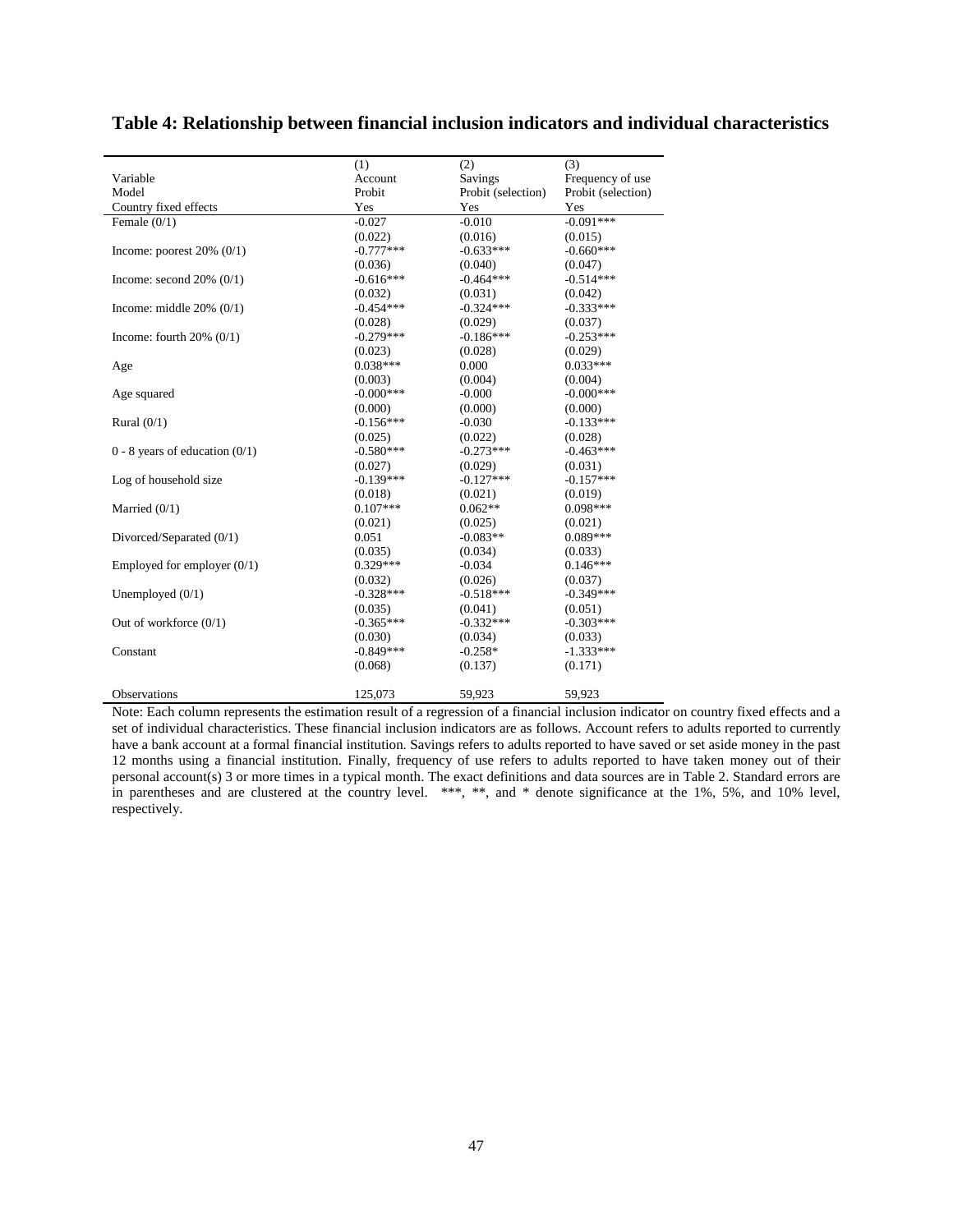# Table 4: Relationship between financial inclusion indicators and individual characteristics

| | (1) | (2) | (3) |
|---|---|---|---|
| Variable | Account | Savings | Frequency of use |
| Model | Probit | Probit (selection) | Probit (selection) |
| Country fixed effects | Yes | Yes | Yes |
| Female (0/1) | -0.027 | -0.010 | -0.091*** |
| | (0.022) | (0.016) | (0.015) |
| Income: poorest 20% (0/1) | -0.777*** | -0.633*** | -0.660*** |
| | (0.036) | (0.040) | (0.047) |
| Income: second 20% (0/1) | -0.616*** | -0.464*** | -0.514*** |
| | (0.032) | (0.031) | (0.042) |
| Income: middle 20% (0/1) | -0.454*** | -0.324*** | -0.333*** |
| | (0.028) | (0.029) | (0.037) |
| Income: fourth 20% (0/1) | -0.279*** | -0.186*** | -0.253*** |
| | (0.023) | (0.028) | (0.029) |
| Age | 0.038*** | 0.000 | 0.033*** |
| | (0.003) | (0.004) | (0.004) |
| Age squared | -0.000*** | -0.000 | -0.000*** |
| | (0.000) | (0.000) | (0.000) |
| Rural (0/1) | -0.156*** | -0.030 | -0.133*** |
| | (0.025) | (0.022) | (0.028) |
| 0 - 8 years of education (0/1) | -0.580*** | -0.273*** | -0.463*** |
| | (0.027) | (0.029) | (0.031) |
| Log of household size | -0.139*** | -0.127*** | -0.157*** |
| | (0.018) | (0.021) | (0.019) |
| Married (0/1) | 0.107*** | 0.062** | 0.098*** |
| | (0.021) | (0.025) | (0.021) |
| Divorced/Separated (0/1) | 0.051 | -0.083** | 0.089*** |
| | (0.035) | (0.034) | (0.033) |
| Employed for employer (0/1) | 0.329*** | -0.034 | 0.146*** |
| | (0.032) | (0.026) | (0.037) |
| Unemployed (0/1) | -0.328*** | -0.518*** | -0.349*** |
| | (0.035) | (0.041) | (0.051) |
| Out of workforce (0/1) | -0.365*** | -0.332*** | -0.303*** |
| | (0.030) | (0.034) | (0.033) |
| Constant | -0.849*** | -0.258* | -1.333*** |
| | (0.068) | (0.137) | (0.171) |
| Observations | 125,073 | 59,923 | 59,923 |

Note: Each column represents the estimation result of a regression of a financial inclusion indicator on country fixed effects and a set of individual characteristics. These financial inclusion indicators are as follows. Account refers to adults reported to currently have a bank account at a formal financial institution. Savings refers to adults reported to have saved or set aside money in the past 12 months using a financial institution. Finally, frequency of use refers to adults reported to have taken money out of their personal account(s) 3 or more times in a typical month. The exact definitions and data sources are in Table 2. Standard errors are in parentheses and are clustered at the country level. ***, **, and * denote significance at the 1%, 5%, and 10% level, respectively.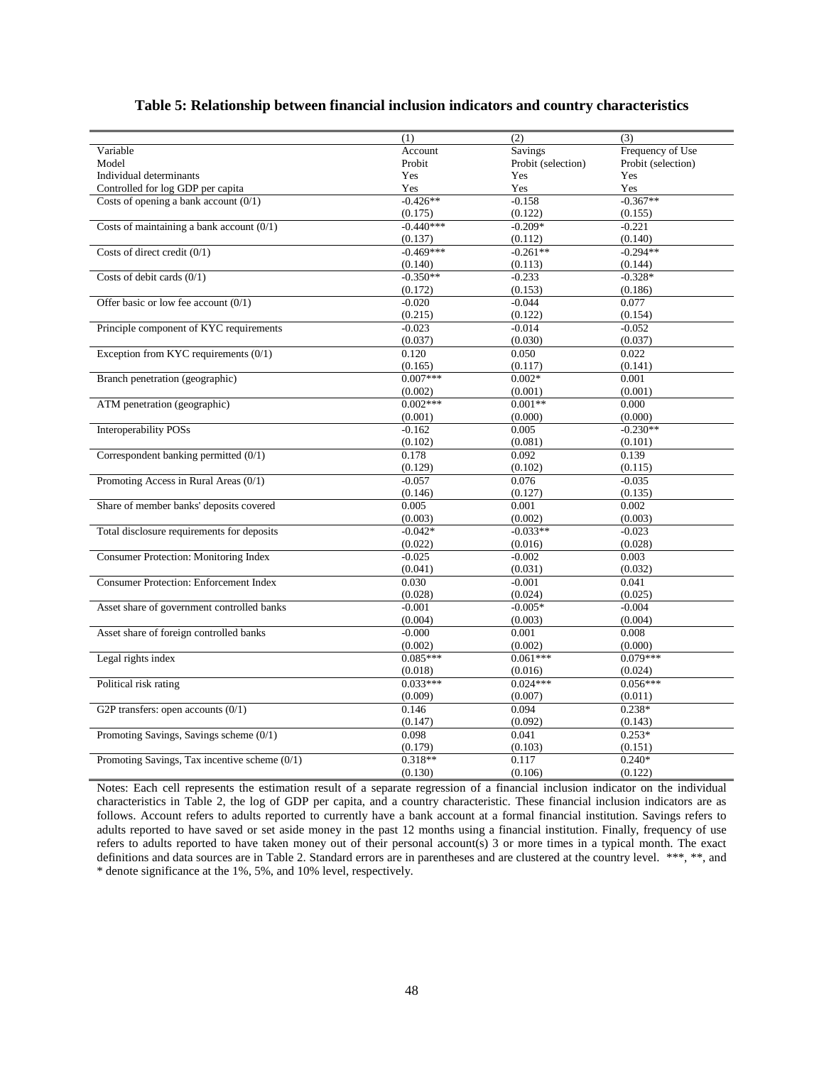**Table 5: Relationship between financial inclusion indicators and country characteristics**

| | (1) | (2) | (3) |
|---|---|---|---|
| Variable | Account | Savings | Frequency of Use |
| Model | Probit | Probit (selection) | Probit (selection) |
| Individual determinants | Yes | Yes | Yes |
| Controlled for log GDP per capita | Yes | Yes | Yes |
| Costs of opening a bank account (0/1) | -0.426** | -0.158 | -0.367** |
| | (0.175) | (0.122) | (0.155) |
| Costs of maintaining a bank account (0/1) | -0.440*** | -0.209* | -0.221 |
| | (0.137) | (0.112) | (0.140) |
| Costs of direct credit (0/1) | -0.469*** | -0.261** | -0.294** |
| | (0.140) | (0.113) | (0.144) |
| Costs of debit cards (0/1) | -0.350** | -0.233 | -0.328* |
| | (0.172) | (0.153) | (0.186) |
| Offer basic or low fee account (0/1) | -0.020 | -0.044 | 0.077 |
| | (0.215) | (0.122) | (0.154) |
| Principle component of KYC requirements | -0.023 | -0.014 | -0.052 |
| | (0.037) | (0.030) | (0.037) |
| Exception from KYC requirements (0/1) | 0.120 | 0.050 | 0.022 |
| | (0.165) | (0.117) | (0.141) |
| Branch penetration (geographic) | 0.007*** | 0.002* | 0.001 |
| | (0.002) | (0.001) | (0.001) |
| ATM penetration (geographic) | 0.002*** | 0.001** | 0.000 |
| | (0.001) | (0.000) | (0.000) |
| Interoperability POSs | -0.162 | 0.005 | -0.230** |
| | (0.102) | (0.081) | (0.101) |
| Correspondent banking permitted (0/1) | 0.178 | 0.092 | 0.139 |
| | (0.129) | (0.102) | (0.115) |
| Promoting Access in Rural Areas (0/1) | -0.057 | 0.076 | -0.035 |
| | (0.146) | (0.127) | (0.135) |
| Share of member banks' deposits covered | 0.005 | 0.001 | 0.002 |
| | (0.003) | (0.002) | (0.003) |
| Total disclosure requirements for deposits | -0.042* | -0.033** | -0.023 |
| | (0.022) | (0.016) | (0.028) |
| Consumer Protection: Monitoring Index | -0.025 | -0.002 | 0.003 |
| | (0.041) | (0.031) | (0.032) |
| Consumer Protection: Enforcement Index | 0.030 | -0.001 | 0.041 |
| | (0.028) | (0.024) | (0.025) |
| Asset share of government controlled banks | -0.001 | -0.005* | -0.004 |
| | (0.004) | (0.003) | (0.004) |
| Asset share of foreign controlled banks | -0.000 | 0.001 | 0.008 |
| | (0.002) | (0.002) | (0.000) |
| Legal rights index | 0.085*** | 0.061*** | 0.079*** |
| | (0.018) | (0.016) | (0.024) |
| Political risk rating | 0.033*** | 0.024*** | 0.056*** |
| | (0.009) | (0.007) | (0.011) |
| G2P transfers: open accounts (0/1) | 0.146 | 0.094 | 0.238* |
| | (0.147) | (0.092) | (0.143) |
| Promoting Savings, Savings scheme (0/1) | 0.098 | 0.041 | 0.253* |
| | (0.179) | (0.103) | (0.151) |
| Promoting Savings, Tax incentive scheme (0/1) | 0.318** | 0.117 | 0.240* |
| | (0.130) | (0.106) | (0.122) |

Notes: Each cell represents the estimation result of a separate regression of a financial inclusion indicator on the individual characteristics in Table 2, the log of GDP per capita, and a country characteristic. These financial inclusion indicators are as follows. Account refers to adults reported to currently have a bank account at a formal financial institution. Savings refers to adults reported to have saved or set aside money in the past 12 months using a financial institution. Finally, frequency of use refers to adults reported to have taken money out of their personal account(s) 3 or more times in a typical month. The exact definitions and data sources are in Table 2. Standard errors are in parentheses and are clustered at the country level. ***, **, and * denote significance at the 1%, 5%, and 10% level, respectively.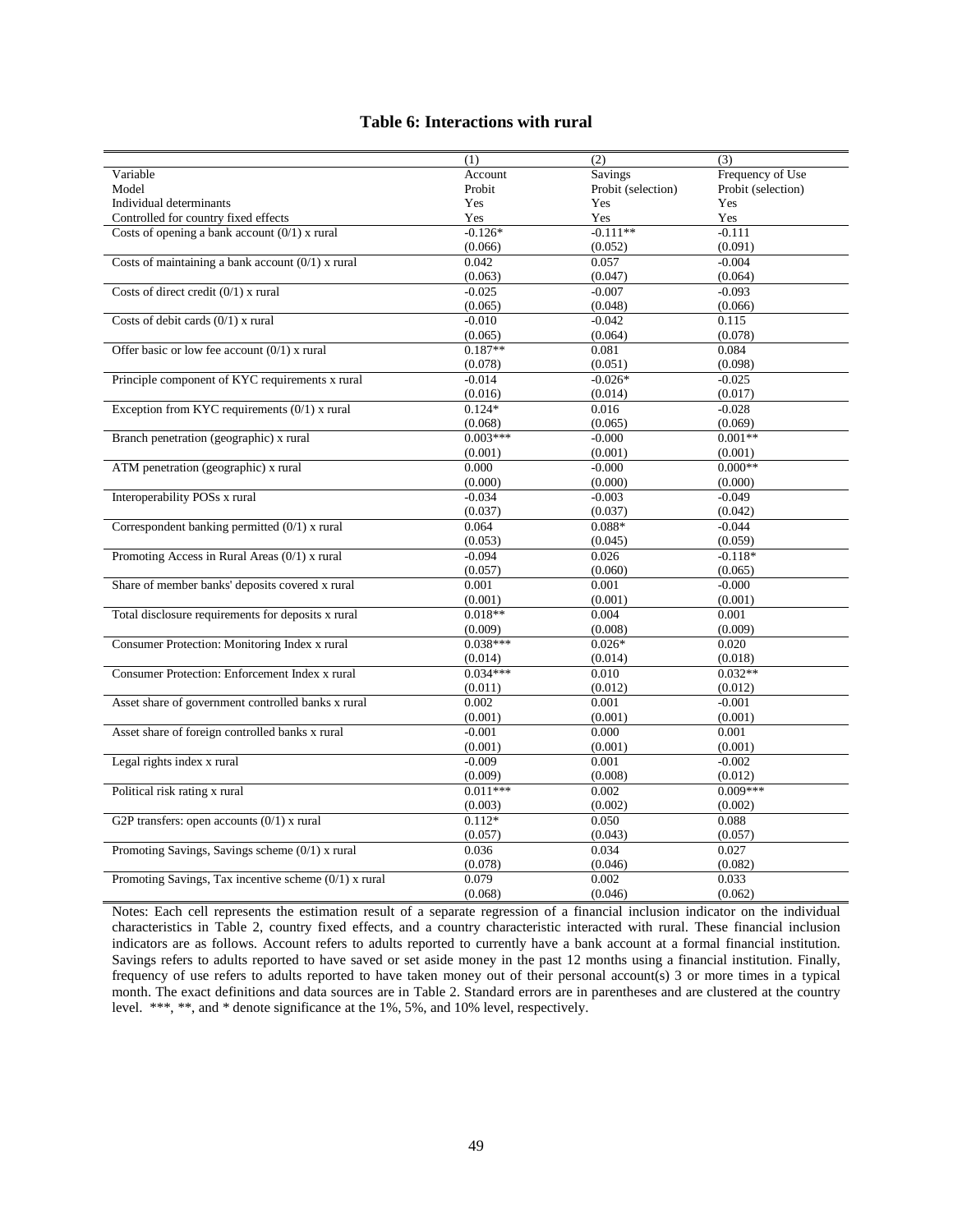**Table 6: Interactions with rural**

| | (1) | (2) | (3) |
|---|---|---|---|
| Variable | Account | Savings | Frequency of Use |
| Model | Probit | Probit (selection) | Probit (selection) |
| Individual determinants | Yes | Yes | Yes |
| Controlled for country fixed effects | Yes | Yes | Yes |
| Costs of opening a bank account (0/1) x rural | -0.126* | -0.111** | -0.111 |
| | (0.066) | (0.052) | (0.091) |
| Costs of maintaining a bank account (0/1) x rural | 0.042 | 0.057 | -0.004 |
| | (0.063) | (0.047) | (0.064) |
| Costs of direct credit (0/1) x rural | -0.025 | -0.007 | -0.093 |
| | (0.065) | (0.048) | (0.066) |
| Costs of debit cards (0/1) x rural | -0.010 | -0.042 | 0.115 |
| | (0.065) | (0.064) | (0.078) |
| Offer basic or low fee account (0/1) x rural | 0.187** | 0.081 | 0.084 |
| | (0.078) | (0.051) | (0.098) |
| Principle component of KYC requirements x rural | -0.014 | -0.026* | -0.025 |
| | (0.016) | (0.014) | (0.017) |
| Exception from KYC requirements (0/1) x rural | 0.124* | 0.016 | -0.028 |
| | (0.068) | (0.065) | (0.069) |
| Branch penetration (geographic) x rural | 0.003*** | -0.000 | 0.001** |
| | (0.001) | (0.001) | (0.001) |
| ATM penetration (geographic) x rural | 0.000 | -0.000 | 0.000** |
| | (0.000) | (0.000) | (0.000) |
| Interoperability POSs x rural | -0.034 | -0.003 | -0.049 |
| | (0.037) | (0.037) | (0.042) |
| Correspondent banking permitted (0/1) x rural | 0.064 | 0.088* | -0.044 |
| | (0.053) | (0.045) | (0.059) |
| Promoting Access in Rural Areas (0/1) x rural | -0.094 | 0.026 | -0.118* |
| | (0.057) | (0.060) | (0.065) |
| Share of member banks' deposits covered x rural | 0.001 | 0.001 | -0.000 |
| | (0.001) | (0.001) | (0.001) |
| Total disclosure requirements for deposits x rural | 0.018** | 0.004 | 0.001 |
| | (0.009) | (0.008) | (0.009) |
| Consumer Protection: Monitoring Index x rural | 0.038*** | 0.026* | 0.020 |
| | (0.014) | (0.014) | (0.018) |
| Consumer Protection: Enforcement Index x rural | 0.034*** | 0.010 | 0.032** |
| | (0.011) | (0.012) | (0.012) |
| Asset share of government controlled banks x rural | 0.002 | 0.001 | -0.001 |
| | (0.001) | (0.001) | (0.001) |
| Asset share of foreign controlled banks x rural | -0.001 | 0.000 | 0.001 |
| | (0.001) | (0.001) | (0.001) |
| Legal rights index x rural | -0.009 | 0.001 | -0.002 |
| | (0.009) | (0.008) | (0.012) |
| Political risk rating x rural | 0.011*** | 0.002 | 0.009*** |
| | (0.003) | (0.002) | (0.002) |
| G2P transfers: open accounts (0/1) x rural | 0.112* | 0.050 | 0.088 |
| | (0.057) | (0.043) | (0.057) |
| Promoting Savings, Savings scheme (0/1) x rural | 0.036 | 0.034 | 0.027 |
| | (0.078) | (0.046) | (0.082) |
| Promoting Savings, Tax incentive scheme (0/1) x rural | 0.079 | 0.002 | 0.033 |
| | (0.068) | (0.046) | (0.062) |

Notes: Each cell represents the estimation result of a separate regression of a financial inclusion indicator on the individual characteristics in Table 2, country fixed effects, and a country characteristic interacted with rural. These financial inclusion indicators are as follows. Account refers to adults reported to currently have a bank account at a formal financial institution. Savings refers to adults reported to have saved or set aside money in the past 12 months using a financial institution. Finally, frequency of use refers to adults reported to have taken money out of their personal account(s) 3 or more times in a typical month. The exact definitions and data sources are in Table 2. Standard errors are in parentheses and are clustered at the country level. ***, **, and * denote significance at the 1%, 5%, and 10% level, respectively.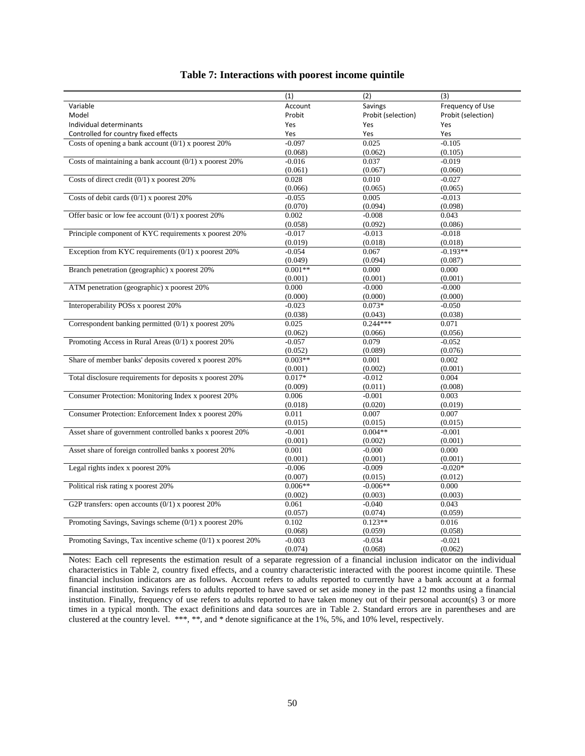## Table 7: Interactions with poorest income quintile

| | (1) | (2) | (3) |
|---|---|---|---|
| Variable | Account | Savings | Frequency of Use |
| Model | Probit | Probit (selection) | Probit (selection) |
| Individual determinants | Yes | Yes | Yes |
| Controlled for country fixed effects | Yes | Yes | Yes |
| Costs of opening a bank account (0/1) x poorest 20% | -0.097 | 0.025 | -0.105 |
| | (0.068) | (0.062) | (0.105) |
| Costs of maintaining a bank account (0/1) x poorest 20% | -0.016 | 0.037 | -0.019 |
| | (0.061) | (0.067) | (0.060) |
| Costs of direct credit (0/1) x poorest 20% | 0.028 | 0.010 | -0.027 |
| | (0.066) | (0.065) | (0.065) |
| Costs of debit cards (0/1) x poorest 20% | -0.055 | 0.005 | -0.013 |
| | (0.070) | (0.094) | (0.098) |
| Offer basic or low fee account (0/1) x poorest 20% | 0.002 | -0.008 | 0.043 |
| | (0.058) | (0.092) | (0.086) |
| Principle component of KYC requirements x poorest 20% | -0.017 | -0.013 | -0.018 |
| | (0.019) | (0.018) | (0.018) |
| Exception from KYC requirements (0/1) x poorest 20% | -0.054 | 0.067 | -0.193** |
| | (0.049) | (0.094) | (0.087) |
| Branch penetration (geographic) x poorest 20% | 0.001** | 0.000 | 0.000 |
| | (0.001) | (0.001) | (0.001) |
| ATM penetration (geographic) x poorest 20% | 0.000 | -0.000 | -0.000 |
| | (0.000) | (0.000) | (0.000) |
| Interoperability POSs x poorest 20% | -0.023 | 0.073* | -0.050 |
| | (0.038) | (0.043) | (0.038) |
| Correspondent banking permitted (0/1) x poorest 20% | 0.025 | 0.244*** | 0.071 |
| | (0.062) | (0.066) | (0.056) |
| Promoting Access in Rural Areas (0/1) x poorest 20% | -0.057 | 0.079 | -0.052 |
| | (0.052) | (0.089) | (0.076) |
| Share of member banks' deposits covered x poorest 20% | 0.003** | 0.001 | 0.002 |
| | (0.001) | (0.002) | (0.001) |
| Total disclosure requirements for deposits x poorest 20% | 0.017* | -0.012 | 0.004 |
| | (0.009) | (0.011) | (0.008) |
| Consumer Protection: Monitoring Index x poorest 20% | 0.006 | -0.001 | 0.003 |
| | (0.018) | (0.020) | (0.019) |
| Consumer Protection: Enforcement Index x poorest 20% | 0.011 | 0.007 | 0.007 |
| | (0.015) | (0.015) | (0.015) |
| Asset share of government controlled banks x poorest 20% | -0.001 | 0.004** | -0.001 |
| | (0.001) | (0.002) | (0.001) |
| Asset share of foreign controlled banks x poorest 20% | 0.001 | -0.000 | 0.000 |
| | (0.001) | (0.001) | (0.001) |
| Legal rights index x poorest 20% | -0.006 | -0.009 | -0.020* |
| | (0.007) | (0.015) | (0.012) |
| Political risk rating x poorest 20% | 0.006** | -0.006** | 0.000 |
| | (0.002) | (0.003) | (0.003) |
| G2P transfers: open accounts (0/1) x poorest 20% | 0.061 | -0.040 | 0.043 |
| | (0.057) | (0.074) | (0.059) |
| Promoting Savings, Savings scheme (0/1) x poorest 20% | 0.102 | 0.123** | 0.016 |
| | (0.068) | (0.059) | (0.058) |
| Promoting Savings, Tax incentive scheme (0/1) x poorest 20% | -0.003 | -0.034 | -0.021 |
| | (0.074) | (0.068) | (0.062) |

Notes: Each cell represents the estimation result of a separate regression of a financial inclusion indicator on the individual characteristics in Table 2, country fixed effects, and a country characteristic interacted with the poorest income quintile. These financial inclusion indicators are as follows. Account refers to adults reported to currently have a bank account at a formal financial institution. Savings refers to adults reported to have saved or set aside money in the past 12 months using a financial institution. Finally, frequency of use refers to adults reported to have taken money out of their personal account(s) 3 or more times in a typical month. The exact definitions and data sources are in Table 2. Standard errors are in parentheses and are clustered at the country level. ***, **, and * denote significance at the 1%, 5%, and 10% level, respectively.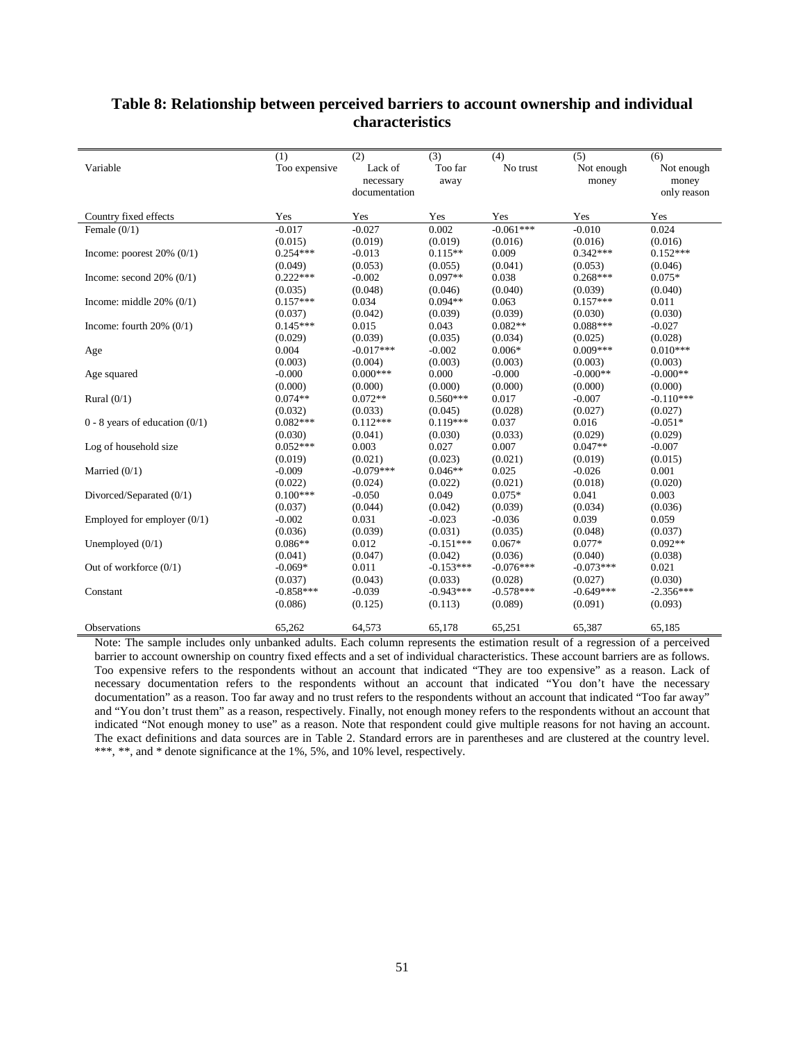## Table 8: Relationship between perceived barriers to account ownership and individual characteristics

| Variable | (1) Too expensive | (2) Lack of necessary documentation | (3) Too far away | (4) No trust | (5) Not enough money | (6) Not enough money only reason |
|---|---|---|---|---|---|---|
| Country fixed effects | Yes | Yes | Yes | Yes | Yes | Yes |
| Female (0/1) | -0.017 | -0.027 | 0.002 | -0.061*** | -0.010 | 0.024 |
| | (0.015) | (0.019) | (0.019) | (0.016) | (0.016) | (0.016) |
| Income: poorest 20% (0/1) | 0.254*** | -0.013 | 0.115** | 0.009 | 0.342*** | 0.152*** |
| | (0.049) | (0.053) | (0.055) | (0.041) | (0.053) | (0.046) |
| Income: second 20% (0/1) | 0.222*** | -0.002 | 0.097** | 0.038 | 0.268*** | 0.075* |
| | (0.035) | (0.048) | (0.046) | (0.040) | (0.039) | (0.040) |
| Income: middle 20% (0/1) | 0.157*** | 0.034 | 0.094** | 0.063 | 0.157*** | 0.011 |
| | (0.037) | (0.042) | (0.039) | (0.039) | (0.030) | (0.030) |
| Income: fourth 20% (0/1) | 0.145*** | 0.015 | 0.043 | 0.082** | 0.088*** | -0.027 |
| | (0.029) | (0.039) | (0.035) | (0.034) | (0.025) | (0.028) |
| Age | 0.004 | -0.017*** | -0.002 | 0.006* | 0.009*** | 0.010*** |
| | (0.003) | (0.004) | (0.003) | (0.003) | (0.003) | (0.003) |
| Age squared | -0.000 | 0.000*** | 0.000 | -0.000 | -0.000** | -0.000** |
| | (0.000) | (0.000) | (0.000) | (0.000) | (0.000) | (0.000) |
| Rural (0/1) | 0.074** | 0.072** | 0.560*** | 0.017 | -0.007 | -0.110*** |
| | (0.032) | (0.033) | (0.045) | (0.028) | (0.027) | (0.027) |
| 0 - 8 years of education (0/1) | 0.082*** | 0.112*** | 0.119*** | 0.037 | 0.016 | -0.051* |
| | (0.030) | (0.041) | (0.030) | (0.033) | (0.029) | (0.029) |
| Log of household size | 0.052*** | 0.003 | 0.027 | 0.007 | 0.047** | -0.007 |
| | (0.019) | (0.021) | (0.023) | (0.021) | (0.019) | (0.015) |
| Married (0/1) | -0.009 | -0.079*** | 0.046** | 0.025 | -0.026 | 0.001 |
| | (0.022) | (0.024) | (0.022) | (0.021) | (0.018) | (0.020) |
| Divorced/Separated (0/1) | 0.100*** | -0.050 | 0.049 | 0.075* | 0.041 | 0.003 |
| | (0.037) | (0.044) | (0.042) | (0.039) | (0.034) | (0.036) |
| Employed for employer (0/1) | -0.002 | 0.031 | -0.023 | -0.036 | 0.039 | 0.059 |
| | (0.036) | (0.039) | (0.031) | (0.035) | (0.048) | (0.037) |
| Unemployed (0/1) | 0.086** | 0.012 | -0.151*** | 0.067* | 0.077* | 0.092** |
| | (0.041) | (0.047) | (0.042) | (0.036) | (0.040) | (0.038) |
| Out of workforce (0/1) | -0.069* | 0.011 | -0.153*** | -0.076*** | -0.073*** | 0.021 |
| | (0.037) | (0.043) | (0.033) | (0.028) | (0.027) | (0.030) |
| Constant | -0.858*** | -0.039 | -0.943*** | -0.578*** | -0.649*** | -2.356*** |
| | (0.086) | (0.125) | (0.113) | (0.089) | (0.091) | (0.093) |
| Observations | 65,262 | 64,573 | 65,178 | 65,251 | 65,387 | 65,185 |

Note: The sample includes only unbanked adults. Each column represents the estimation result of a regression of a perceived barrier to account ownership on country fixed effects and a set of individual characteristics. These account barriers are as follows. Too expensive refers to the respondents without an account that indicated "They are too expensive" as a reason. Lack of necessary documentation refers to the respondents without an account that indicated "You don't have the necessary documentation" as a reason. Too far away and no trust refers to the respondents without an account that indicated "Too far away" and "You don't trust them" as a reason, respectively. Finally, not enough money refers to the respondents without an account that indicated "Not enough money to use" as a reason. Note that respondent could give multiple reasons for not having an account. The exact definitions and data sources are in Table 2. Standard errors are in parentheses and are clustered at the country level. ***, **, and * denote significance at the 1%, 5%, and 10% level, respectively.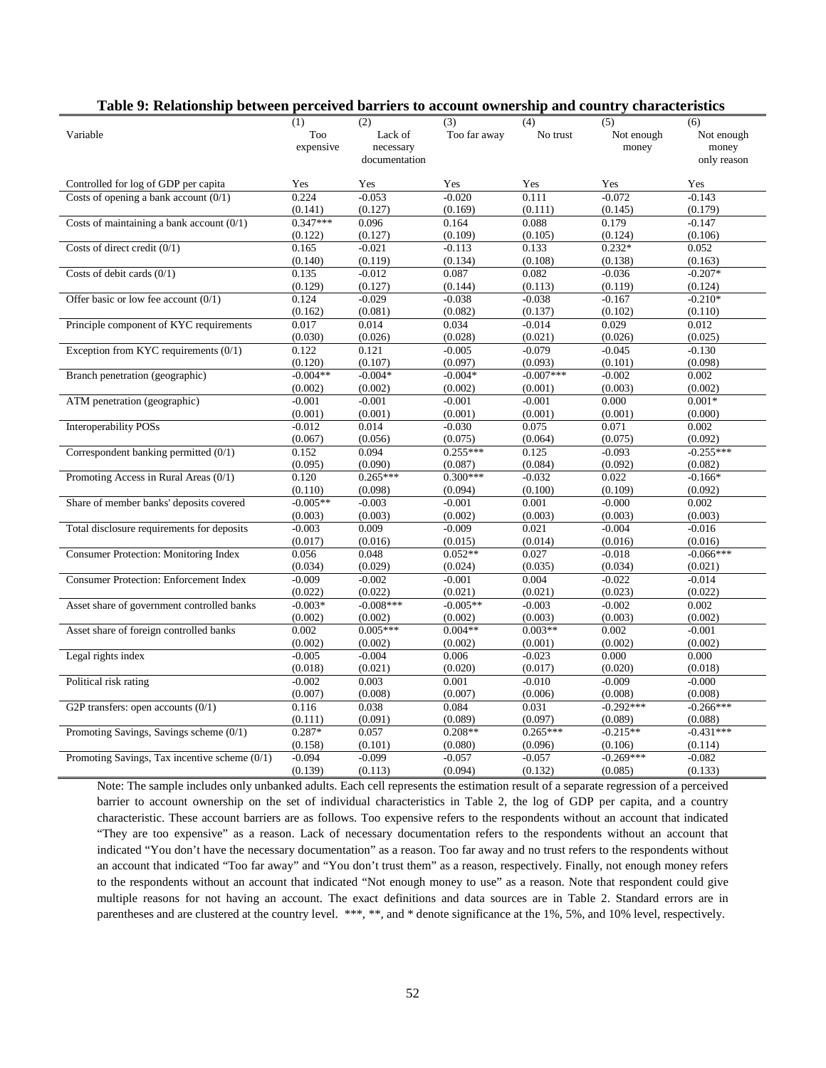**Table 9: Relationship between perceived barriers to account ownership and country characteristics**

| Variable | (1)<br>Too expensive | (2)<br>Lack of necessary documentation | (3)<br>Too far away | (4)<br>No trust | (5)<br>Not enough money | (6)<br>Not enough money only reason |
|---|---|---|---|---|---|---|
| Controlled for log of GDP per capita | Yes | Yes | Yes | Yes | Yes | Yes |
| Costs of opening a bank account (0/1) | 0.224 | -0.053 | -0.020 | 0.111 | -0.072 | -0.143 |
| | (0.141) | (0.127) | (0.169) | (0.111) | (0.145) | (0.179) |
| Costs of maintaining a bank account (0/1) | 0.347*** | 0.096 | 0.164 | 0.088 | 0.179 | -0.147 |
| | (0.122) | (0.127) | (0.109) | (0.105) | (0.124) | (0.106) |
| Costs of direct credit (0/1) | 0.165 | -0.021 | -0.113 | 0.133 | 0.232* | 0.052 |
| | (0.140) | (0.119) | (0.134) | (0.108) | (0.138) | (0.163) |
| Costs of debit cards (0/1) | 0.135 | -0.012 | 0.087 | 0.082 | -0.036 | -0.207* |
| | (0.129) | (0.127) | (0.144) | (0.113) | (0.119) | (0.124) |
| Offer basic or low fee account (0/1) | 0.124 | -0.029 | -0.038 | -0.038 | -0.167 | -0.210* |
| | (0.162) | (0.081) | (0.082) | (0.137) | (0.102) | (0.110) |
| Principle component of KYC requirements | 0.017 | 0.014 | 0.034 | -0.014 | 0.029 | 0.012 |
| | (0.030) | (0.026) | (0.028) | (0.021) | (0.026) | (0.025) |
| Exception from KYC requirements (0/1) | 0.122 | 0.121 | -0.005 | -0.079 | -0.045 | -0.130 |
| | (0.120) | (0.107) | (0.097) | (0.093) | (0.101) | (0.098) |
| Branch penetration (geographic) | -0.004** | -0.004* | -0.004* | -0.007*** | -0.002 | 0.002 |
| | (0.002) | (0.002) | (0.002) | (0.001) | (0.003) | (0.002) |
| ATM penetration (geographic) | -0.001 | -0.001 | -0.001 | -0.001 | 0.000 | 0.001* |
| | (0.001) | (0.001) | (0.001) | (0.001) | (0.001) | (0.000) |
| Interoperability POSs | -0.012 | 0.014 | -0.030 | 0.075 | 0.071 | 0.002 |
| | (0.067) | (0.056) | (0.075) | (0.064) | (0.075) | (0.092) |
| Correspondent banking permitted (0/1) | 0.152 | 0.094 | 0.255*** | 0.125 | -0.093 | -0.255*** |
| | (0.095) | (0.090) | (0.087) | (0.084) | (0.092) | (0.082) |
| Promoting Access in Rural Areas (0/1) | 0.120 | 0.265*** | 0.300*** | -0.032 | 0.022 | -0.166* |
| | (0.110) | (0.098) | (0.094) | (0.100) | (0.109) | (0.092) |
| Share of member banks' deposits covered | -0.005** | -0.003 | -0.001 | 0.001 | -0.000 | 0.002 |
| | (0.003) | (0.003) | (0.002) | (0.003) | (0.003) | (0.003) |
| Total disclosure requirements for deposits | -0.003 | 0.009 | -0.009 | 0.021 | -0.004 | -0.016 |
| | (0.017) | (0.016) | (0.015) | (0.014) | (0.016) | (0.016) |
| Consumer Protection: Monitoring Index | 0.056 | 0.048 | 0.052** | 0.027 | -0.018 | -0.066*** |
| | (0.034) | (0.029) | (0.024) | (0.035) | (0.034) | (0.021) |
| Consumer Protection: Enforcement Index | -0.009 | -0.002 | -0.001 | 0.004 | -0.022 | -0.014 |
| | (0.022) | (0.022) | (0.021) | (0.021) | (0.023) | (0.022) |
| Asset share of government controlled banks | -0.003* | -0.008*** | -0.005** | -0.003 | -0.002 | 0.002 |
| | (0.002) | (0.002) | (0.002) | (0.003) | (0.003) | (0.002) |
| Asset share of foreign controlled banks | 0.002 | 0.005*** | 0.004** | 0.003** | 0.002 | -0.001 |
| | (0.002) | (0.002) | (0.002) | (0.001) | (0.002) | (0.002) |
| Legal rights index | -0.005 | -0.004 | 0.006 | -0.023 | 0.000 | 0.000 |
| | (0.018) | (0.021) | (0.020) | (0.017) | (0.020) | (0.018) |
| Political risk rating | -0.002 | 0.003 | 0.001 | -0.010 | -0.009 | -0.000 |
| | (0.007) | (0.008) | (0.007) | (0.006) | (0.008) | (0.008) |
| G2P transfers: open accounts (0/1) | 0.116 | 0.038 | 0.084 | 0.031 | -0.292*** | -0.266*** |
| | (0.111) | (0.091) | (0.089) | (0.097) | (0.089) | (0.088) |
| Promoting Savings, Savings scheme (0/1) | 0.287* | 0.057 | 0.208** | 0.265*** | -0.215** | -0.431*** |
| | (0.158) | (0.101) | (0.080) | (0.096) | (0.106) | (0.114) |
| Promoting Savings, Tax incentive scheme (0/1) | -0.094 | -0.099 | -0.057 | -0.057 | -0.269*** | -0.082 |
| | (0.139) | (0.113) | (0.094) | (0.132) | (0.085) | (0.133) |

Note: The sample includes only unbanked adults. Each cell represents the estimation result of a separate regression of a perceived barrier to account ownership on the set of individual characteristics in Table 2, the log of GDP per capita, and a country characteristic. These account barriers are as follows. Too expensive refers to the respondents without an account that indicated "They are too expensive" as a reason. Lack of necessary documentation refers to the respondents without an account that indicated "You don't have the necessary documentation" as a reason. Too far away and no trust refers to the respondents without an account that indicated "Too far away" and "You don't trust them" as a reason, respectively. Finally, not enough money refers to the respondents without an account that indicated "Not enough money to use" as a reason. Note that respondent could give multiple reasons for not having an account. The exact definitions and data sources are in Table 2. Standard errors are in parentheses and are clustered at the country level. ***, **, and * denote significance at the 1%, 5%, and 10% level, respectively.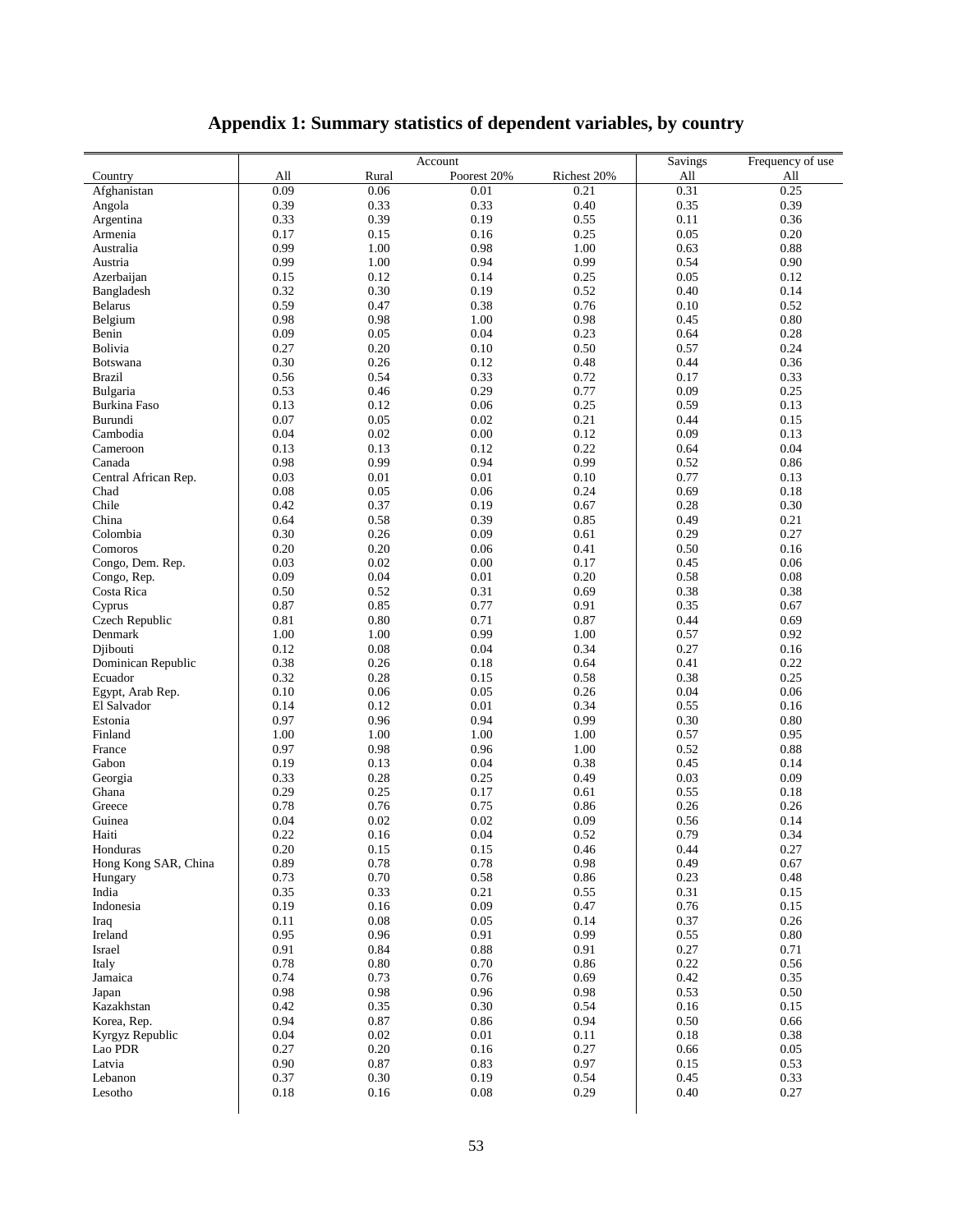# Appendix 1: Summary statistics of dependent variables, by country

| | Account | | | | Savings | Frequency of use |
|---|---|---|---|---|---|---|
| Country | All | Rural | Poorest 20% | Richest 20% | All | All |
| Afghanistan | 0.09 | 0.06 | 0.01 | 0.21 | 0.31 | 0.25 |
| Angola | 0.39 | 0.33 | 0.33 | 0.40 | 0.35 | 0.39 |
| Argentina | 0.33 | 0.39 | 0.19 | 0.55 | 0.11 | 0.36 |
| Armenia | 0.17 | 0.15 | 0.16 | 0.25 | 0.05 | 0.20 |
| Australia | 0.99 | 1.00 | 0.98 | 1.00 | 0.63 | 0.88 |
| Austria | 0.99 | 1.00 | 0.94 | 0.99 | 0.54 | 0.90 |
| Azerbaijan | 0.15 | 0.12 | 0.14 | 0.25 | 0.05 | 0.12 |
| Bangladesh | 0.32 | 0.30 | 0.19 | 0.52 | 0.40 | 0.14 |
| Belarus | 0.59 | 0.47 | 0.38 | 0.76 | 0.10 | 0.52 |
| Belgium | 0.98 | 0.98 | 1.00 | 0.98 | 0.45 | 0.80 |
| Benin | 0.09 | 0.05 | 0.04 | 0.23 | 0.64 | 0.28 |
| Bolivia | 0.27 | 0.20 | 0.10 | 0.50 | 0.57 | 0.24 |
| Botswana | 0.30 | 0.26 | 0.12 | 0.48 | 0.44 | 0.36 |
| Brazil | 0.56 | 0.54 | 0.33 | 0.72 | 0.17 | 0.33 |
| Bulgaria | 0.53 | 0.46 | 0.29 | 0.77 | 0.09 | 0.25 |
| Burkina Faso | 0.13 | 0.12 | 0.06 | 0.25 | 0.59 | 0.13 |
| Burundi | 0.07 | 0.05 | 0.02 | 0.21 | 0.44 | 0.15 |
| Cambodia | 0.04 | 0.02 | 0.00 | 0.12 | 0.09 | 0.13 |
| Cameroon | 0.13 | 0.13 | 0.12 | 0.22 | 0.64 | 0.04 |
| Canada | 0.98 | 0.99 | 0.94 | 0.99 | 0.52 | 0.86 |
| Central African Rep. | 0.03 | 0.01 | 0.01 | 0.10 | 0.77 | 0.13 |
| Chad | 0.08 | 0.05 | 0.06 | 0.24 | 0.69 | 0.18 |
| Chile | 0.42 | 0.37 | 0.19 | 0.67 | 0.28 | 0.30 |
| China | 0.64 | 0.58 | 0.39 | 0.85 | 0.49 | 0.21 |
| Colombia | 0.30 | 0.26 | 0.09 | 0.61 | 0.29 | 0.27 |
| Comoros | 0.20 | 0.20 | 0.06 | 0.41 | 0.50 | 0.16 |
| Congo, Dem. Rep. | 0.03 | 0.02 | 0.00 | 0.17 | 0.45 | 0.06 |
| Congo, Rep. | 0.09 | 0.04 | 0.01 | 0.20 | 0.58 | 0.08 |
| Costa Rica | 0.50 | 0.52 | 0.31 | 0.69 | 0.38 | 0.38 |
| Cyprus | 0.87 | 0.85 | 0.77 | 0.91 | 0.35 | 0.67 |
| Czech Republic | 0.81 | 0.80 | 0.71 | 0.87 | 0.44 | 0.69 |
| Denmark | 1.00 | 1.00 | 0.99 | 1.00 | 0.57 | 0.92 |
| Djibouti | 0.12 | 0.08 | 0.04 | 0.34 | 0.27 | 0.16 |
| Dominican Republic | 0.38 | 0.26 | 0.18 | 0.64 | 0.41 | 0.22 |
| Ecuador | 0.32 | 0.28 | 0.15 | 0.58 | 0.38 | 0.25 |
| Egypt, Arab Rep. | 0.10 | 0.06 | 0.05 | 0.26 | 0.04 | 0.06 |
| El Salvador | 0.14 | 0.12 | 0.01 | 0.34 | 0.55 | 0.16 |
| Estonia | 0.97 | 0.96 | 0.94 | 0.99 | 0.30 | 0.80 |
| Finland | 1.00 | 1.00 | 1.00 | 1.00 | 0.57 | 0.95 |
| France | 0.97 | 0.98 | 0.96 | 1.00 | 0.52 | 0.88 |
| Gabon | 0.19 | 0.13 | 0.04 | 0.38 | 0.45 | 0.14 |
| Georgia | 0.33 | 0.28 | 0.25 | 0.49 | 0.03 | 0.09 |
| Ghana | 0.29 | 0.25 | 0.17 | 0.61 | 0.55 | 0.18 |
| Greece | 0.78 | 0.76 | 0.75 | 0.86 | 0.26 | 0.26 |
| Guinea | 0.04 | 0.02 | 0.02 | 0.09 | 0.56 | 0.14 |
| Haiti | 0.22 | 0.16 | 0.04 | 0.52 | 0.79 | 0.34 |
| Honduras | 0.20 | 0.15 | 0.15 | 0.46 | 0.44 | 0.27 |
| Hong Kong SAR, China | 0.89 | 0.78 | 0.78 | 0.98 | 0.49 | 0.67 |
| Hungary | 0.73 | 0.70 | 0.58 | 0.86 | 0.23 | 0.48 |
| India | 0.35 | 0.33 | 0.21 | 0.55 | 0.31 | 0.15 |
| Indonesia | 0.19 | 0.16 | 0.09 | 0.47 | 0.76 | 0.15 |
| Iraq | 0.11 | 0.08 | 0.05 | 0.14 | 0.37 | 0.26 |
| Ireland | 0.95 | 0.96 | 0.91 | 0.99 | 0.55 | 0.80 |
| Israel | 0.91 | 0.84 | 0.88 | 0.91 | 0.27 | 0.71 |
| Italy | 0.78 | 0.80 | 0.70 | 0.86 | 0.22 | 0.56 |
| Jamaica | 0.74 | 0.73 | 0.76 | 0.69 | 0.42 | 0.35 |
| Japan | 0.98 | 0.98 | 0.96 | 0.98 | 0.53 | 0.50 |
| Kazakhstan | 0.42 | 0.35 | 0.30 | 0.54 | 0.16 | 0.15 |
| Korea, Rep. | 0.94 | 0.87 | 0.86 | 0.94 | 0.50 | 0.66 |
| Kyrgyz Republic | 0.04 | 0.02 | 0.01 | 0.11 | 0.18 | 0.38 |
| Lao PDR | 0.27 | 0.20 | 0.16 | 0.27 | 0.66 | 0.05 |
| Latvia | 0.90 | 0.87 | 0.83 | 0.97 | 0.15 | 0.53 |
| Lebanon | 0.37 | 0.30 | 0.19 | 0.54 | 0.45 | 0.33 |
| Lesotho | 0.18 | 0.16 | 0.08 | 0.29 | 0.40 | 0.27 |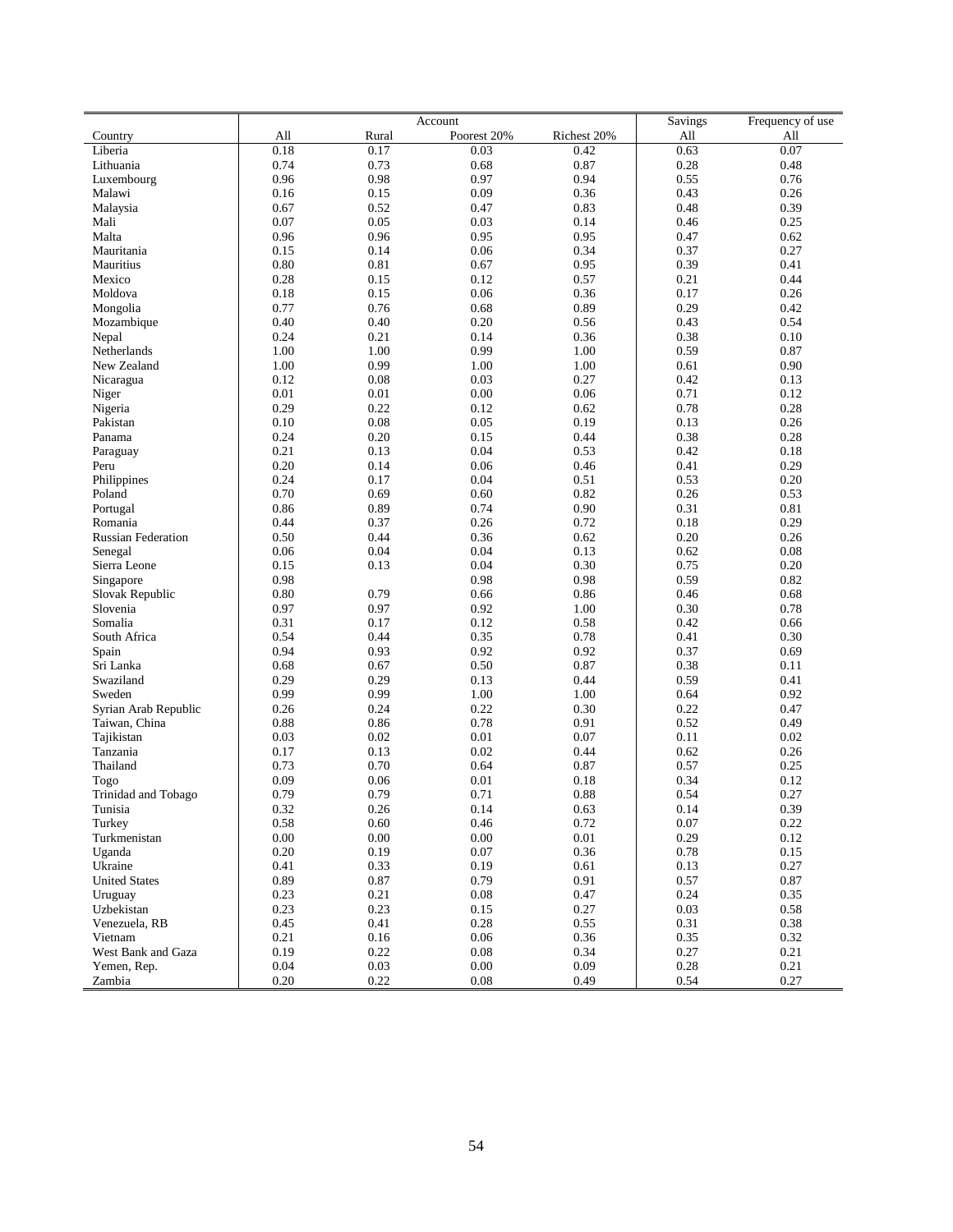| Country | Account | | | | Savings | Frequency of use |
|---|---|---|---|---|---|---|
| | All | Rural | Poorest 20% | Richest 20% | All | All |
| Liberia | 0.18 | 0.17 | 0.03 | 0.42 | 0.63 | 0.07 |
| Lithuania | 0.74 | 0.73 | 0.68 | 0.87 | 0.28 | 0.48 |
| Luxembourg | 0.96 | 0.98 | 0.97 | 0.94 | 0.55 | 0.76 |
| Malawi | 0.16 | 0.15 | 0.09 | 0.36 | 0.43 | 0.26 |
| Malaysia | 0.67 | 0.52 | 0.47 | 0.83 | 0.48 | 0.39 |
| Mali | 0.07 | 0.05 | 0.03 | 0.14 | 0.46 | 0.25 |
| Malta | 0.96 | 0.96 | 0.95 | 0.95 | 0.47 | 0.62 |
| Mauritania | 0.15 | 0.14 | 0.06 | 0.34 | 0.37 | 0.27 |
| Mauritius | 0.80 | 0.81 | 0.67 | 0.95 | 0.39 | 0.41 |
| Mexico | 0.28 | 0.15 | 0.12 | 0.57 | 0.21 | 0.44 |
| Moldova | 0.18 | 0.15 | 0.06 | 0.36 | 0.17 | 0.26 |
| Mongolia | 0.77 | 0.76 | 0.68 | 0.89 | 0.29 | 0.42 |
| Mozambique | 0.40 | 0.40 | 0.20 | 0.56 | 0.43 | 0.54 |
| Nepal | 0.24 | 0.21 | 0.14 | 0.36 | 0.38 | 0.10 |
| Netherlands | 1.00 | 1.00 | 0.99 | 1.00 | 0.59 | 0.87 |
| New Zealand | 1.00 | 0.99 | 1.00 | 1.00 | 0.61 | 0.90 |
| Nicaragua | 0.12 | 0.08 | 0.03 | 0.27 | 0.42 | 0.13 |
| Niger | 0.01 | 0.01 | 0.00 | 0.06 | 0.71 | 0.12 |
| Nigeria | 0.29 | 0.22 | 0.12 | 0.62 | 0.78 | 0.28 |
| Pakistan | 0.10 | 0.08 | 0.05 | 0.19 | 0.13 | 0.26 |
| Panama | 0.24 | 0.20 | 0.15 | 0.44 | 0.38 | 0.28 |
| Paraguay | 0.21 | 0.13 | 0.04 | 0.53 | 0.42 | 0.18 |
| Peru | 0.20 | 0.14 | 0.06 | 0.46 | 0.41 | 0.29 |
| Philippines | 0.24 | 0.17 | 0.04 | 0.51 | 0.53 | 0.20 |
| Poland | 0.70 | 0.69 | 0.60 | 0.82 | 0.26 | 0.53 |
| Portugal | 0.86 | 0.89 | 0.74 | 0.90 | 0.31 | 0.81 |
| Romania | 0.44 | 0.37 | 0.26 | 0.72 | 0.18 | 0.29 |
| Russian Federation | 0.50 | 0.44 | 0.36 | 0.62 | 0.20 | 0.26 |
| Senegal | 0.06 | 0.04 | 0.04 | 0.13 | 0.62 | 0.08 |
| Sierra Leone | 0.15 | 0.13 | 0.04 | 0.30 | 0.75 | 0.20 |
| Singapore | 0.98 | | 0.98 | 0.98 | 0.59 | 0.82 |
| Slovak Republic | 0.80 | 0.79 | 0.66 | 0.86 | 0.46 | 0.68 |
| Slovenia | 0.97 | 0.97 | 0.92 | 1.00 | 0.30 | 0.78 |
| Somalia | 0.31 | 0.17 | 0.12 | 0.58 | 0.42 | 0.66 |
| South Africa | 0.54 | 0.44 | 0.35 | 0.78 | 0.41 | 0.30 |
| Spain | 0.94 | 0.93 | 0.92 | 0.92 | 0.37 | 0.69 |
| Sri Lanka | 0.68 | 0.67 | 0.50 | 0.87 | 0.38 | 0.11 |
| Swaziland | 0.29 | 0.29 | 0.13 | 0.44 | 0.59 | 0.41 |
| Sweden | 0.99 | 0.99 | 1.00 | 1.00 | 0.64 | 0.92 |
| Syrian Arab Republic | 0.26 | 0.24 | 0.22 | 0.30 | 0.22 | 0.47 |
| Taiwan, China | 0.88 | 0.86 | 0.78 | 0.91 | 0.52 | 0.49 |
| Tajikistan | 0.03 | 0.02 | 0.01 | 0.07 | 0.11 | 0.02 |
| Tanzania | 0.17 | 0.13 | 0.02 | 0.44 | 0.62 | 0.26 |
| Thailand | 0.73 | 0.70 | 0.64 | 0.87 | 0.57 | 0.25 |
| Togo | 0.09 | 0.06 | 0.01 | 0.18 | 0.34 | 0.12 |
| Trinidad and Tobago | 0.79 | 0.79 | 0.71 | 0.88 | 0.54 | 0.27 |
| Tunisia | 0.32 | 0.26 | 0.14 | 0.63 | 0.14 | 0.39 |
| Turkey | 0.58 | 0.60 | 0.46 | 0.72 | 0.07 | 0.22 |
| Turkmenistan | 0.00 | 0.00 | 0.00 | 0.01 | 0.29 | 0.12 |
| Uganda | 0.20 | 0.19 | 0.07 | 0.36 | 0.78 | 0.15 |
| Ukraine | 0.41 | 0.33 | 0.19 | 0.61 | 0.13 | 0.27 |
| United States | 0.89 | 0.87 | 0.79 | 0.91 | 0.57 | 0.87 |
| Uruguay | 0.23 | 0.21 | 0.08 | 0.47 | 0.24 | 0.35 |
| Uzbekistan | 0.23 | 0.23 | 0.15 | 0.27 | 0.03 | 0.58 |
| Venezuela, RB | 0.45 | 0.41 | 0.28 | 0.55 | 0.31 | 0.38 |
| Vietnam | 0.21 | 0.16 | 0.06 | 0.36 | 0.35 | 0.32 |
| West Bank and Gaza | 0.19 | 0.22 | 0.08 | 0.34 | 0.27 | 0.21 |
| Yemen, Rep. | 0.04 | 0.03 | 0.00 | 0.09 | 0.28 | 0.21 |
| Zambia | 0.20 | 0.22 | 0.08 | 0.49 | 0.54 | 0.27 |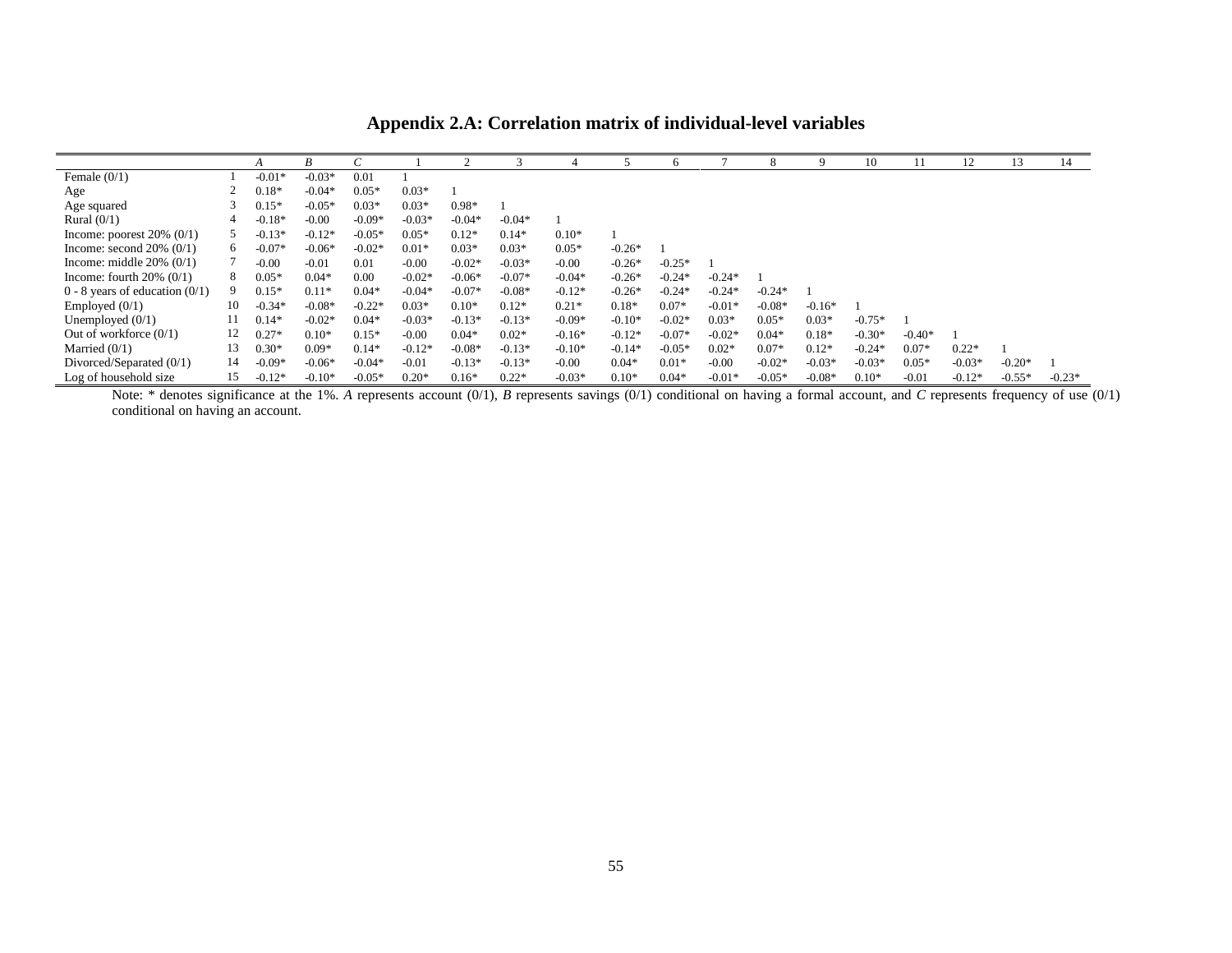## Appendix 2.A: Correlation matrix of individual-level variables

| | | *A* | *B* | *C* | 1 | 2 | 3 | 4 | 5 | 6 | 7 | 8 | 9 | 10 | 11 | 12 | 13 | 14 |
|---|---|---|---|---|---|---|---|---|---|---|---|---|---|---|---|---|---|---|
| Female (0/1) | 1 | -0.01* | -0.03* | 0.01 | 1 | | | | | | | | | | | | | |
| Age | 2 | 0.18* | -0.04* | 0.05* | 0.03* | 1 | | | | | | | | | | | | |
| Age squared | 3 | 0.15* | -0.05* | 0.03* | 0.03* | 0.98* | 1 | | | | | | | | | | | |
| Rural (0/1) | 4 | -0.18* | -0.00 | -0.09* | -0.03* | -0.04* | -0.04* | 1 | | | | | | | | | | |
| Income: poorest 20% (0/1) | 5 | -0.13* | -0.12* | -0.05* | 0.05* | 0.12* | 0.14* | 0.10* | 1 | | | | | | | | | |
| Income: second 20% (0/1) | 6 | -0.07* | -0.06* | -0.02* | 0.01* | 0.03* | 0.03* | 0.05* | -0.26* | 1 | | | | | | | | |
| Income: middle 20% (0/1) | 7 | -0.00 | -0.01 | 0.01 | -0.00 | -0.02* | -0.03* | -0.00 | -0.26* | -0.25* | 1 | | | | | | | |
| Income: fourth 20% (0/1) | 8 | 0.05* | 0.04* | 0.00 | -0.02* | -0.06* | -0.07* | -0.04* | -0.26* | -0.24* | -0.24* | 1 | | | | | | |
| 0 - 8 years of education (0/1) | 9 | 0.15* | 0.11* | 0.04* | -0.04* | -0.07* | -0.08* | -0.12* | -0.26* | -0.24* | -0.24* | -0.24* | 1 | | | | | |
| Employed (0/1) | 10 | -0.34* | -0.08* | -0.22* | 0.03* | 0.10* | 0.12* | 0.21* | 0.18* | 0.07* | -0.01* | -0.08* | -0.16* | 1 | | | | |
| Unemployed (0/1) | 11 | 0.14* | -0.02* | 0.04* | -0.03* | -0.13* | -0.13* | -0.09* | -0.10* | -0.02* | 0.03* | 0.05* | 0.03* | -0.75* | 1 | | | |
| Out of workforce (0/1) | 12 | 0.27* | 0.10* | 0.15* | -0.00 | 0.04* | 0.02* | -0.16* | -0.12* | -0.07* | -0.02* | 0.04* | 0.18* | -0.30* | -0.40* | 1 | | |
| Married (0/1) | 13 | 0.30* | 0.09* | 0.14* | -0.12* | -0.08* | -0.13* | -0.10* | -0.14* | -0.05* | 0.02* | 0.07* | 0.12* | -0.24* | 0.07* | 0.22* | 1 | |
| Divorced/Separated (0/1) | 14 | -0.09* | -0.06* | -0.04* | -0.01 | -0.13* | -0.13* | -0.00 | 0.04* | 0.01* | -0.00 | -0.02* | -0.03* | -0.03* | 0.05* | -0.03* | -0.20* | 1 |
| Log of household size | 15 | -0.12* | -0.10* | -0.05* | 0.20* | 0.16* | 0.22* | -0.03* | 0.10* | 0.04* | -0.01* | -0.05* | -0.08* | 0.10* | -0.01 | -0.12* | -0.55* | -0.23* |

Note: * denotes significance at the 1%. *A* represents account (0/1), *B* represents savings (0/1) conditional on having a formal account, and *C* represents frequency of use (0/1) conditional on having an account.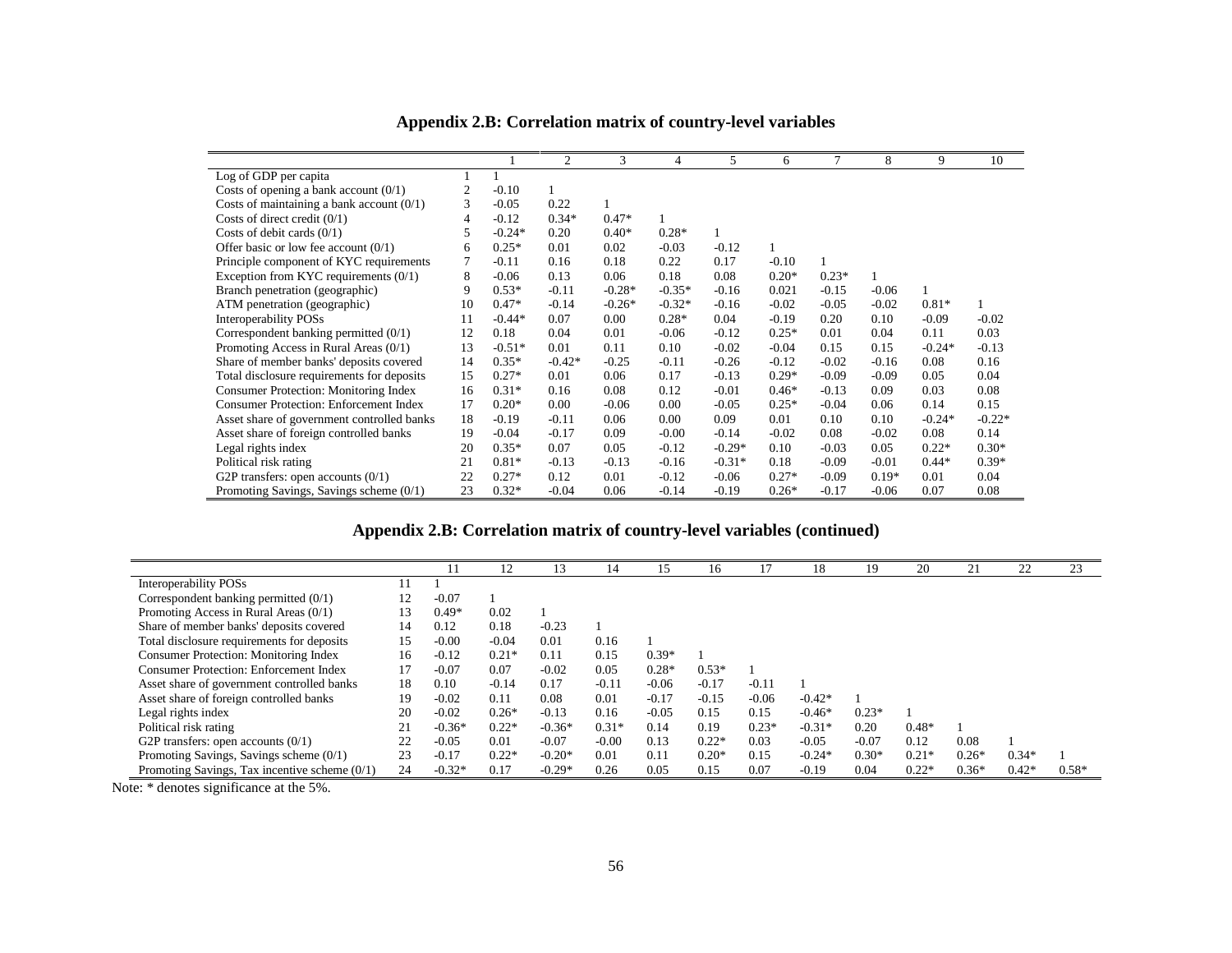## Appendix 2.B: Correlation matrix of country-level variables

| | | 1 | 2 | 3 | 4 | 5 | 6 | 7 | 8 | 9 | 10 |
|---|---|---|---|---|---|---|---|---|---|---|---|
| Log of GDP per capita | 1 | 1 | | | | | | | | | |
| Costs of opening a bank account (0/1) | 2 | -0.10 | 1 | | | | | | | | |
| Costs of maintaining a bank account (0/1) | 3 | -0.05 | 0.22 | 1 | | | | | | | |
| Costs of direct credit (0/1) | 4 | -0.12 | 0.34* | 0.47* | 1 | | | | | | |
| Costs of debit cards (0/1) | 5 | -0.24* | 0.20 | 0.40* | 0.28* | 1 | | | | | |
| Offer basic or low fee account (0/1) | 6 | 0.25* | 0.01 | 0.02 | -0.03 | -0.12 | 1 | | | | |
| Principle component of KYC requirements | 7 | -0.11 | 0.16 | 0.18 | 0.22 | 0.17 | -0.10 | 1 | | | |
| Exception from KYC requirements (0/1) | 8 | -0.06 | 0.13 | 0.06 | 0.18 | 0.08 | 0.20* | 0.23* | 1 | | |
| Branch penetration (geographic) | 9 | 0.53* | -0.11 | -0.28* | -0.35* | -0.16 | 0.021 | -0.15 | -0.06 | 1 | |
| ATM penetration (geographic) | 10 | 0.47* | -0.14 | -0.26* | -0.32* | -0.16 | -0.02 | -0.05 | -0.02 | 0.81* | 1 |
| Interoperability POSs | 11 | -0.44* | 0.07 | 0.00 | 0.28* | 0.04 | -0.19 | 0.20 | 0.10 | -0.09 | -0.02 |
| Correspondent banking permitted (0/1) | 12 | 0.18 | 0.04 | 0.01 | -0.06 | -0.12 | 0.25* | 0.01 | 0.04 | 0.11 | 0.03 |
| Promoting Access in Rural Areas (0/1) | 13 | -0.51* | 0.01 | 0.11 | 0.10 | -0.02 | -0.04 | 0.15 | 0.15 | -0.24* | -0.13 |
| Share of member banks' deposits covered | 14 | 0.35* | -0.42* | -0.25 | -0.11 | -0.26 | -0.12 | -0.02 | -0.16 | 0.08 | 0.16 |
| Total disclosure requirements for deposits | 15 | 0.27* | 0.01 | 0.06 | 0.17 | -0.13 | 0.29* | -0.09 | -0.09 | 0.05 | 0.04 |
| Consumer Protection: Monitoring Index | 16 | 0.31* | 0.16 | 0.08 | 0.12 | -0.01 | 0.46* | -0.13 | 0.09 | 0.03 | 0.08 |
| Consumer Protection: Enforcement Index | 17 | 0.20* | 0.00 | -0.06 | 0.00 | -0.05 | 0.25* | -0.04 | 0.06 | 0.14 | 0.15 |
| Asset share of government controlled banks | 18 | -0.19 | -0.11 | 0.06 | 0.00 | 0.09 | 0.01 | 0.10 | 0.10 | -0.24* | -0.22* |
| Asset share of foreign controlled banks | 19 | -0.04 | -0.17 | 0.09 | -0.00 | -0.14 | -0.02 | 0.08 | -0.02 | 0.08 | 0.14 |
| Legal rights index | 20 | 0.35* | 0.07 | 0.05 | -0.12 | -0.29* | 0.10 | -0.03 | 0.05 | 0.22* | 0.30* |
| Political risk rating | 21 | 0.81* | -0.13 | -0.13 | -0.16 | -0.31* | 0.18 | -0.09 | -0.01 | 0.44* | 0.39* |
| G2P transfers: open accounts (0/1) | 22 | 0.27* | 0.12 | 0.01 | -0.12 | -0.06 | 0.27* | -0.09 | 0.19* | 0.01 | 0.04 |
| Promoting Savings, Savings scheme (0/1) | 23 | 0.32* | -0.04 | 0.06 | -0.14 | -0.19 | 0.26* | -0.17 | -0.06 | 0.07 | 0.08 |

## Appendix 2.B: Correlation matrix of country-level variables (continued)

| | | 11 | 12 | 13 | 14 | 15 | 16 | 17 | 18 | 19 | 20 | 21 | 22 | 23 |
|---|---|---|---|---|---|---|---|---|---|---|---|---|---|---|
| Interoperability POSs | 11 | 1 | | | | | | | | | | | | |
| Correspondent banking permitted (0/1) | 12 | -0.07 | 1 | | | | | | | | | | | |
| Promoting Access in Rural Areas (0/1) | 13 | 0.49* | 0.02 | 1 | | | | | | | | | | |
| Share of member banks' deposits covered | 14 | 0.12 | 0.18 | -0.23 | 1 | | | | | | | | | |
| Total disclosure requirements for deposits | 15 | -0.00 | -0.04 | 0.01 | 0.16 | 1 | | | | | | | | |
| Consumer Protection: Monitoring Index | 16 | -0.12 | 0.21* | 0.11 | 0.15 | 0.39* | 1 | | | | | | | |
| Consumer Protection: Enforcement Index | 17 | -0.07 | 0.07 | -0.02 | 0.05 | 0.28* | 0.53* | 1 | | | | | | |
| Asset share of government controlled banks | 18 | 0.10 | -0.14 | 0.17 | -0.11 | -0.06 | -0.17 | -0.11 | 1 | | | | | |
| Asset share of foreign controlled banks | 19 | -0.02 | 0.11 | 0.08 | 0.01 | -0.17 | -0.15 | -0.06 | -0.42* | 1 | | | | |
| Legal rights index | 20 | -0.02 | 0.26* | -0.13 | 0.16 | -0.05 | 0.15 | 0.15 | -0.46* | 0.23* | 1 | | | |
| Political risk rating | 21 | -0.36* | 0.22* | -0.36* | 0.31* | 0.14 | 0.19 | 0.23* | -0.31* | 0.20 | 0.48* | 1 | | |
| G2P transfers: open accounts (0/1) | 22 | -0.05 | 0.01 | -0.07 | -0.00 | 0.13 | 0.22* | 0.03 | -0.05 | -0.07 | 0.12 | 0.08 | 1 | |
| Promoting Savings, Savings scheme (0/1) | 23 | -0.17 | 0.22* | -0.20* | 0.01 | 0.11 | 0.20* | 0.15 | -0.24* | 0.30* | 0.21* | 0.26* | 0.34* | 1 |
| Promoting Savings, Tax incentive scheme (0/1) | 24 | -0.32* | 0.17 | -0.29* | 0.26 | 0.05 | 0.15 | 0.07 | -0.19 | 0.04 | 0.22* | 0.36* | 0.42* | 0.58* |

Note: * denotes significance at the 5%.